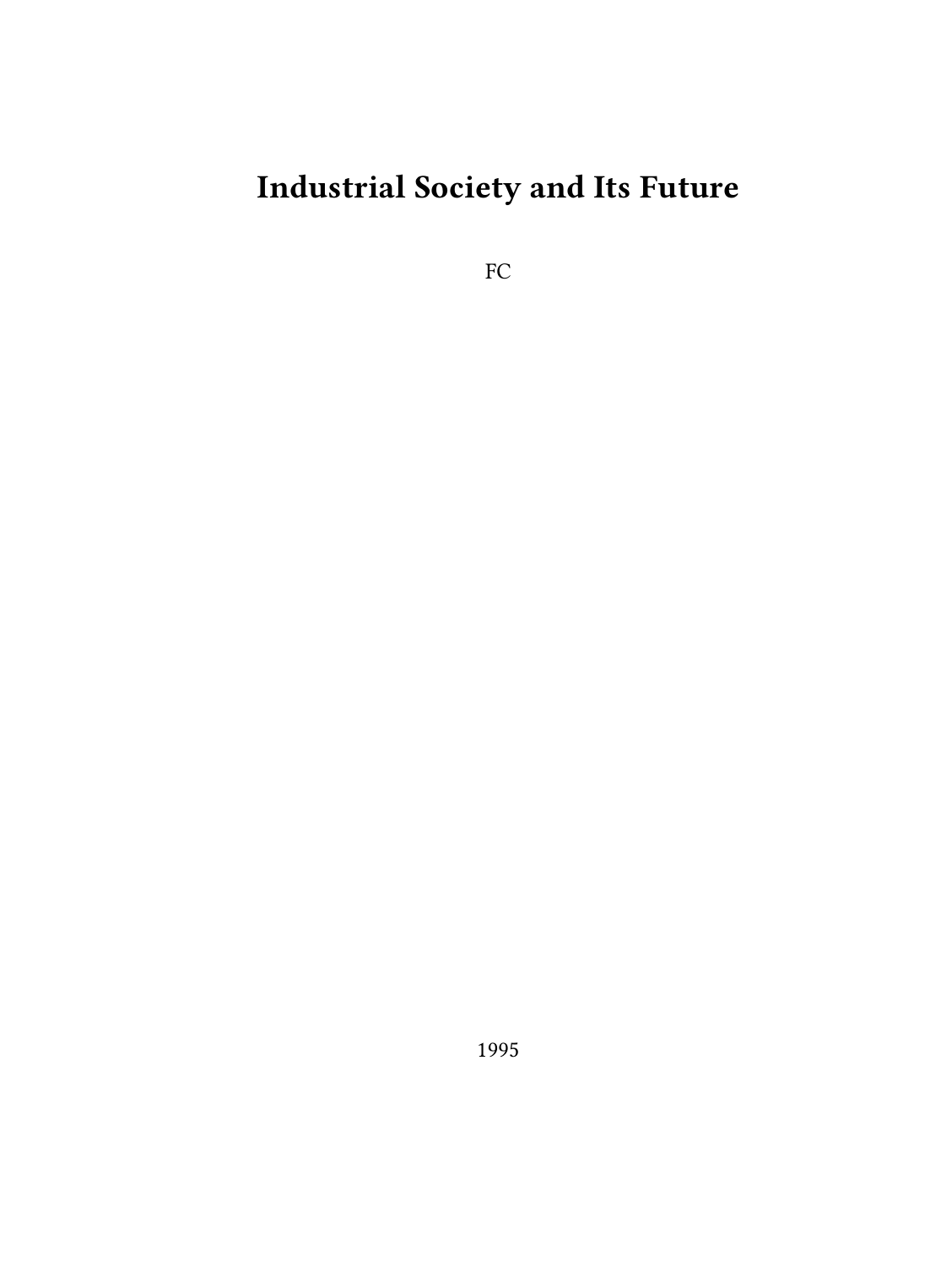# Industrial Society and Its Future

FC

1995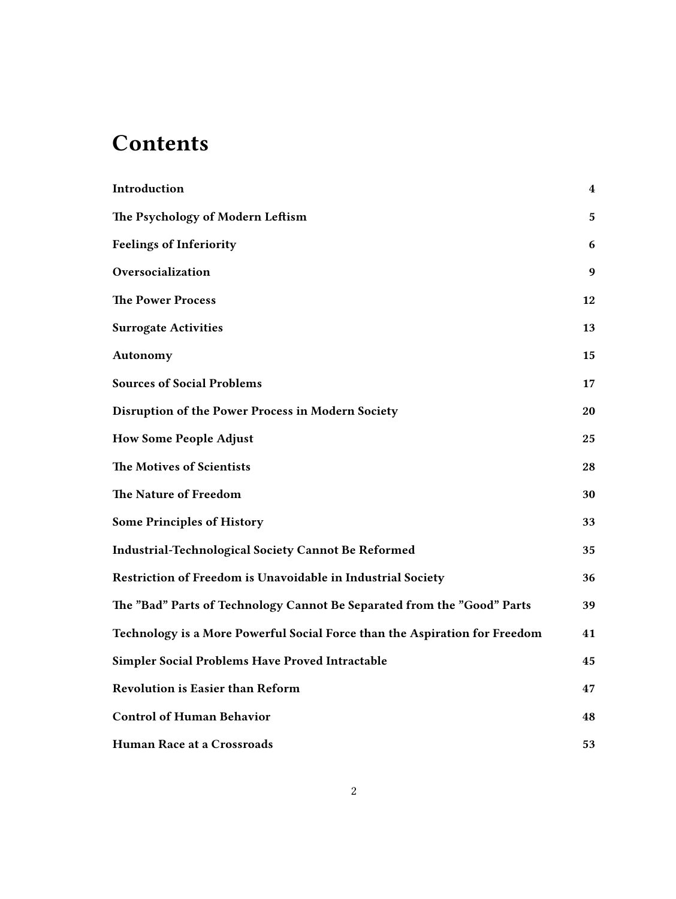# Contents

| | |
|---|---|
| **Introduction** | **4** |
| **The Psychology of Modern Leftism** | **5** |
| **Feelings of Inferiority** | **6** |
| **Oversocialization** | **9** |
| **The Power Process** | **12** |
| **Surrogate Activities** | **13** |
| **Autonomy** | **15** |
| **Sources of Social Problems** | **17** |
| **Disruption of the Power Process in Modern Society** | **20** |
| **How Some People Adjust** | **25** |
| **The Motives of Scientists** | **28** |
| **The Nature of Freedom** | **30** |
| **Some Principles of History** | **33** |
| **Industrial-Technological Society Cannot Be Reformed** | **35** |
| **Restriction of Freedom is Unavoidable in Industrial Society** | **36** |
| **The "Bad" Parts of Technology Cannot Be Separated from the "Good" Parts** | **39** |
| **Technology is a More Powerful Social Force than the Aspiration for Freedom** | **41** |
| **Simpler Social Problems Have Proved Intractable** | **45** |
| **Revolution is Easier than Reform** | **47** |
| **Control of Human Behavior** | **48** |
| **Human Race at a Crossroads** | **53** |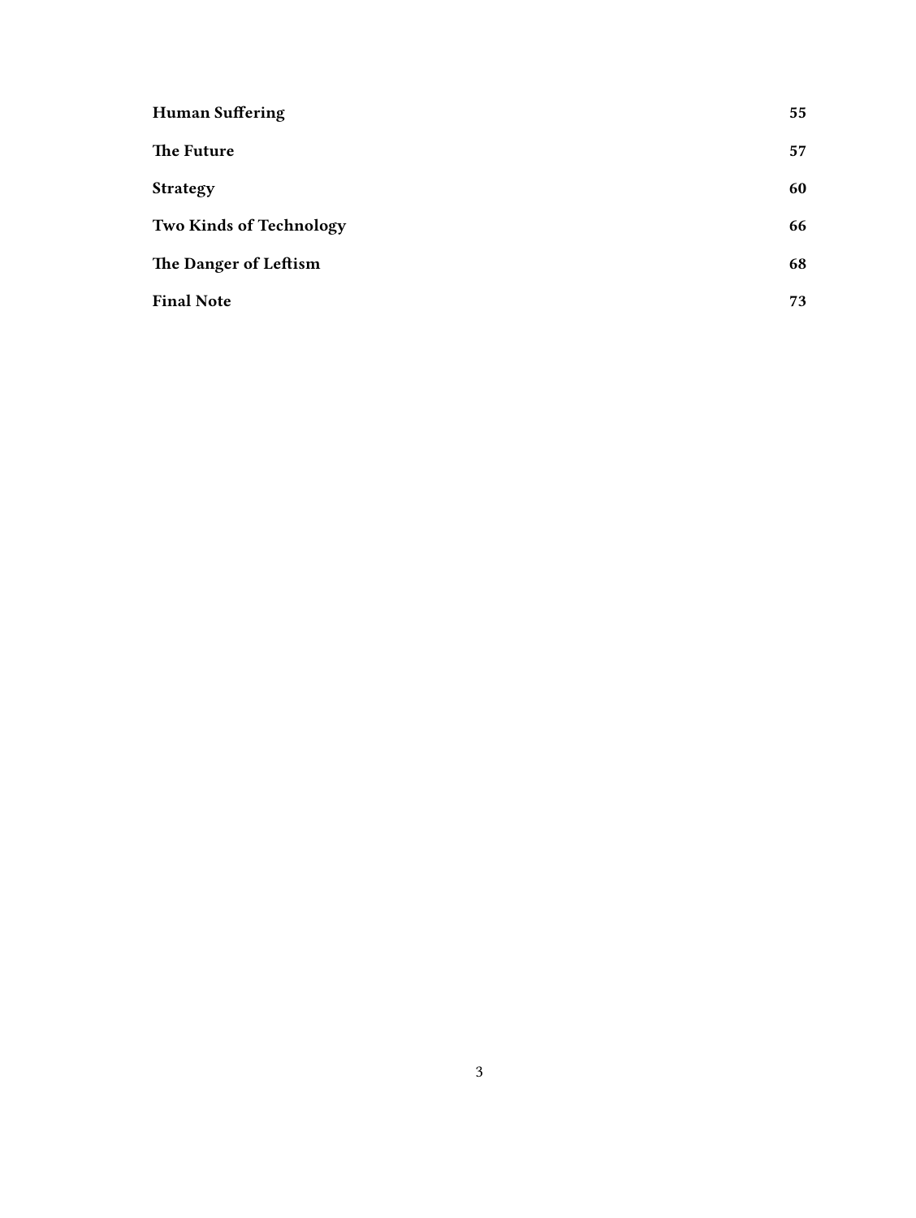| | |
|---|---|
| **Human Suffering** | **55** |
| **The Future** | **57** |
| **Strategy** | **60** |
| **Two Kinds of Technology** | **66** |
| **The Danger of Leftism** | **68** |
| **Final Note** | **73** |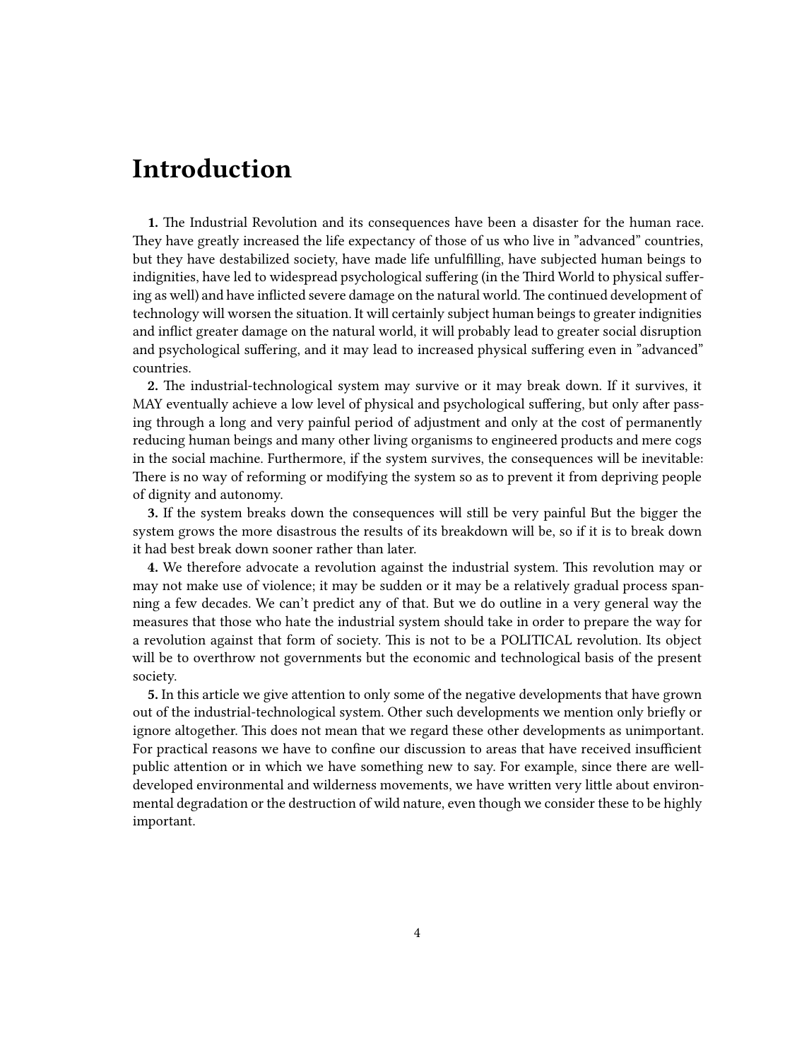# Introduction

**1.** The Industrial Revolution and its consequences have been a disaster for the human race. They have greatly increased the life expectancy of those of us who live in "advanced" countries, but they have destabilized society, have made life unfulfilling, have subjected human beings to indignities, have led to widespread psychological suffering (in the Third World to physical suffering as well) and have inflicted severe damage on the natural world. The continued development of technology will worsen the situation. It will certainly subject human beings to greater indignities and inflict greater damage on the natural world, it will probably lead to greater social disruption and psychological suffering, and it may lead to increased physical suffering even in "advanced" countries.

**2.** The industrial-technological system may survive or it may break down. If it survives, it MAY eventually achieve a low level of physical and psychological suffering, but only after passing through a long and very painful period of adjustment and only at the cost of permanently reducing human beings and many other living organisms to engineered products and mere cogs in the social machine. Furthermore, if the system survives, the consequences will be inevitable: There is no way of reforming or modifying the system so as to prevent it from depriving people of dignity and autonomy.

**3.** If the system breaks down the consequences will still be very painful But the bigger the system grows the more disastrous the results of its breakdown will be, so if it is to break down it had best break down sooner rather than later.

**4.** We therefore advocate a revolution against the industrial system. This revolution may or may not make use of violence; it may be sudden or it may be a relatively gradual process spanning a few decades. We can't predict any of that. But we do outline in a very general way the measures that those who hate the industrial system should take in order to prepare the way for a revolution against that form of society. This is not to be a POLITICAL revolution. Its object will be to overthrow not governments but the economic and technological basis of the present society.

**5.** In this article we give attention to only some of the negative developments that have grown out of the industrial-technological system. Other such developments we mention only briefly or ignore altogether. This does not mean that we regard these other developments as unimportant. For practical reasons we have to confine our discussion to areas that have received insufficient public attention or in which we have something new to say. For example, since there are well-developed environmental and wilderness movements, we have written very little about environmental degradation or the destruction of wild nature, even though we consider these to be highly important.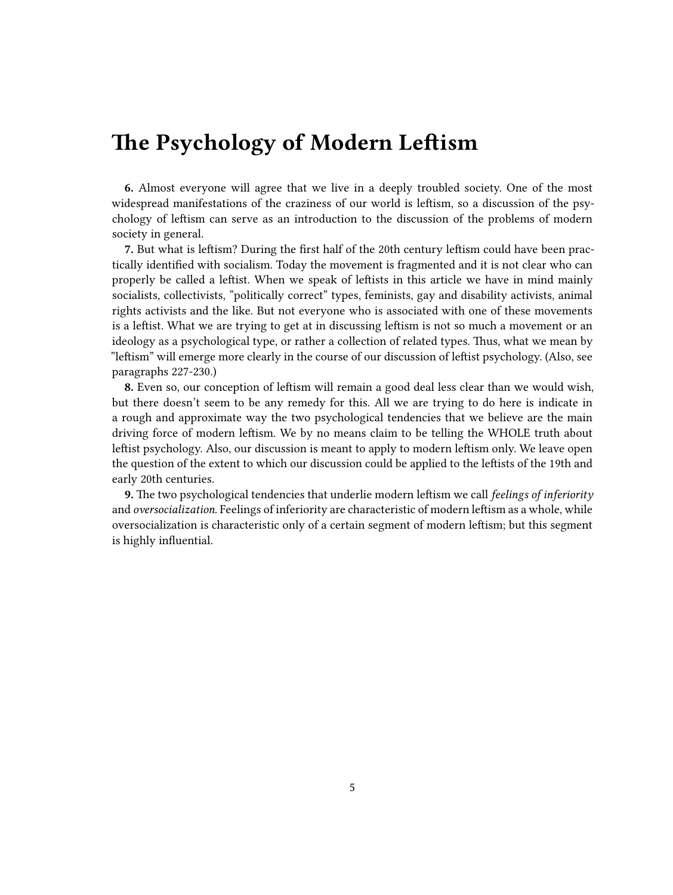# The Psychology of Modern Leftism

**6.** Almost everyone will agree that we live in a deeply troubled society. One of the most widespread manifestations of the craziness of our world is leftism, so a discussion of the psychology of leftism can serve as an introduction to the discussion of the problems of modern society in general.

**7.** But what is leftism? During the first half of the 20th century leftism could have been practically identified with socialism. Today the movement is fragmented and it is not clear who can properly be called a leftist. When we speak of leftists in this article we have in mind mainly socialists, collectivists, "politically correct" types, feminists, gay and disability activists, animal rights activists and the like. But not everyone who is associated with one of these movements is a leftist. What we are trying to get at in discussing leftism is not so much a movement or an ideology as a psychological type, or rather a collection of related types. Thus, what we mean by "leftism" will emerge more clearly in the course of our discussion of leftist psychology. (Also, see paragraphs 227-230.)

**8.** Even so, our conception of leftism will remain a good deal less clear than we would wish, but there doesn't seem to be any remedy for this. All we are trying to do here is indicate in a rough and approximate way the two psychological tendencies that we believe are the main driving force of modern leftism. We by no means claim to be telling the WHOLE truth about leftist psychology. Also, our discussion is meant to apply to modern leftism only. We leave open the question of the extent to which our discussion could be applied to the leftists of the 19th and early 20th centuries.

**9.** The two psychological tendencies that underlie modern leftism we call *feelings of inferiority* and *oversocialization.* Feelings of inferiority are characteristic of modern leftism as a whole, while oversocialization is characteristic only of a certain segment of modern leftism; but this segment is highly influential.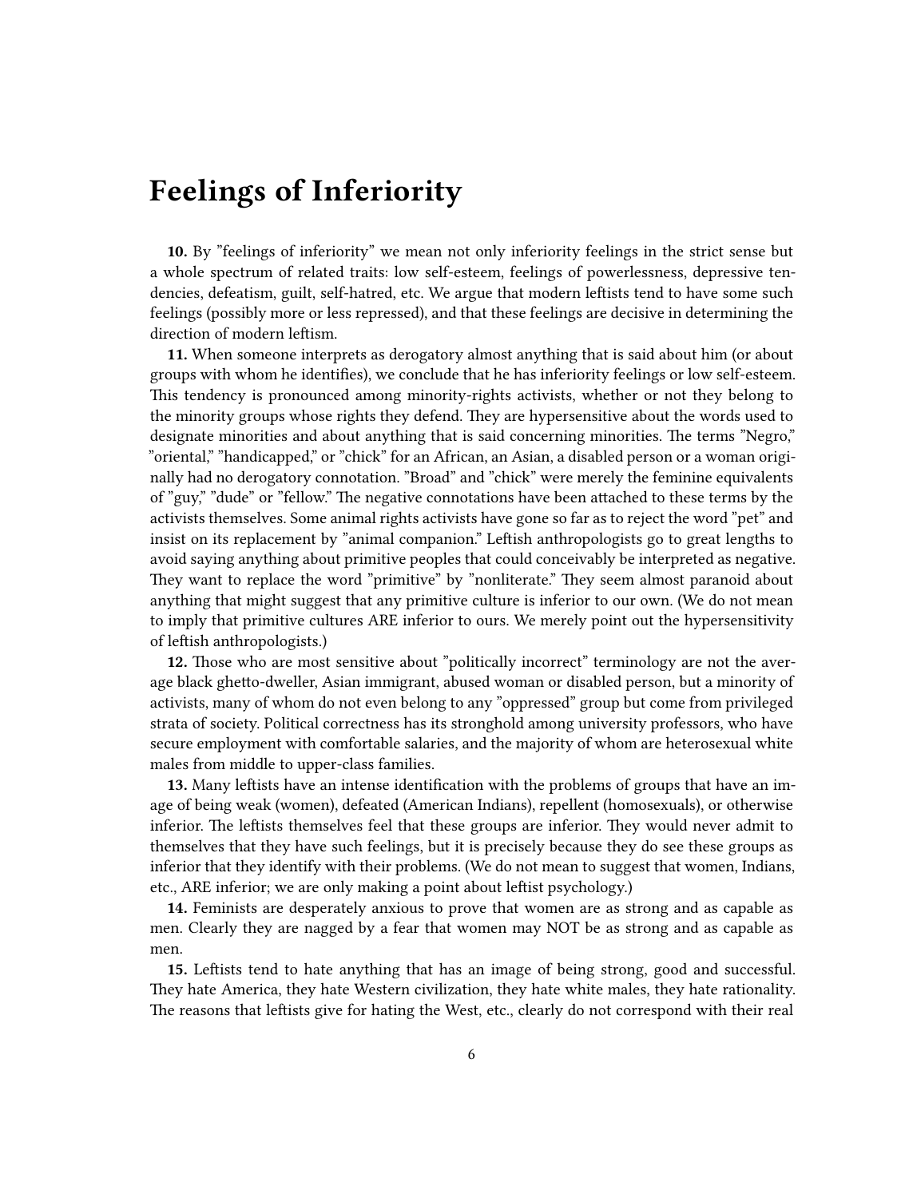# Feelings of Inferiority

**10.** By "feelings of inferiority" we mean not only inferiority feelings in the strict sense but a whole spectrum of related traits: low self-esteem, feelings of powerlessness, depressive tendencies, defeatism, guilt, self-hatred, etc. We argue that modern leftists tend to have some such feelings (possibly more or less repressed), and that these feelings are decisive in determining the direction of modern leftism.

**11.** When someone interprets as derogatory almost anything that is said about him (or about groups with whom he identifies), we conclude that he has inferiority feelings or low self-esteem. This tendency is pronounced among minority-rights activists, whether or not they belong to the minority groups whose rights they defend. They are hypersensitive about the words used to designate minorities and about anything that is said concerning minorities. The terms "Negro," "oriental," "handicapped," or "chick" for an African, an Asian, a disabled person or a woman originally had no derogatory connotation. "Broad" and "chick" were merely the feminine equivalents of "guy," "dude" or "fellow." The negative connotations have been attached to these terms by the activists themselves. Some animal rights activists have gone so far as to reject the word "pet" and insist on its replacement by "animal companion." Leftish anthropologists go to great lengths to avoid saying anything about primitive peoples that could conceivably be interpreted as negative. They want to replace the word "primitive" by "nonliterate." They seem almost paranoid about anything that might suggest that any primitive culture is inferior to our own. (We do not mean to imply that primitive cultures ARE inferior to ours. We merely point out the hypersensitivity of leftish anthropologists.)

**12.** Those who are most sensitive about "politically incorrect" terminology are not the average black ghetto-dweller, Asian immigrant, abused woman or disabled person, but a minority of activists, many of whom do not even belong to any "oppressed" group but come from privileged strata of society. Political correctness has its stronghold among university professors, who have secure employment with comfortable salaries, and the majority of whom are heterosexual white males from middle to upper-class families.

**13.** Many leftists have an intense identification with the problems of groups that have an image of being weak (women), defeated (American Indians), repellent (homosexuals), or otherwise inferior. The leftists themselves feel that these groups are inferior. They would never admit to themselves that they have such feelings, but it is precisely because they do see these groups as inferior that they identify with their problems. (We do not mean to suggest that women, Indians, etc., ARE inferior; we are only making a point about leftist psychology.)

**14.** Feminists are desperately anxious to prove that women are as strong and as capable as men. Clearly they are nagged by a fear that women may NOT be as strong and as capable as men.

**15.** Leftists tend to hate anything that has an image of being strong, good and successful. They hate America, they hate Western civilization, they hate white males, they hate rationality. The reasons that leftists give for hating the West, etc., clearly do not correspond with their real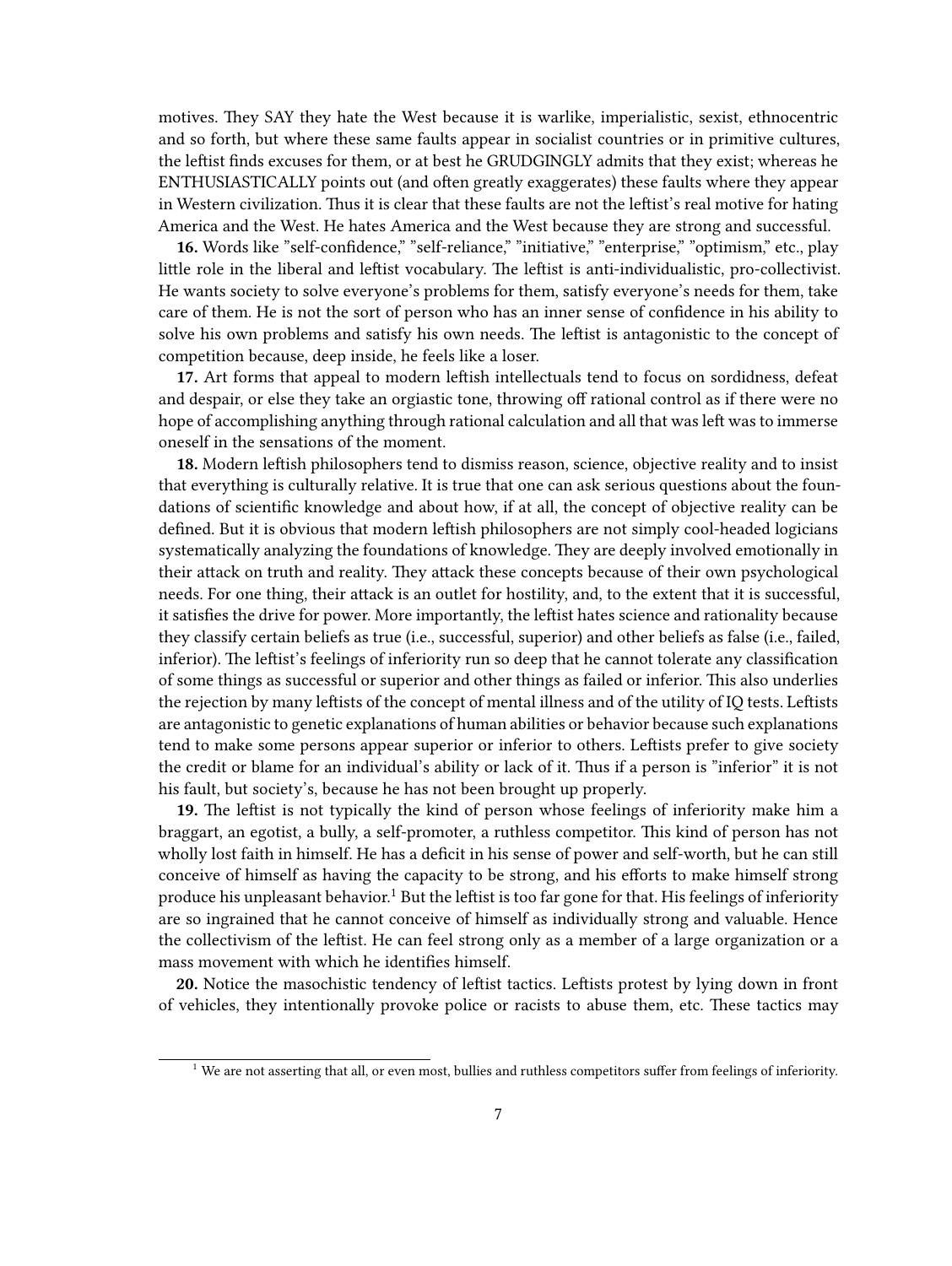motives. They SAY they hate the West because it is warlike, imperialistic, sexist, ethnocentric and so forth, but where these same faults appear in socialist countries or in primitive cultures, the leftist finds excuses for them, or at best he GRUDGINGLY admits that they exist; whereas he ENTHUSIASTICALLY points out (and often greatly exaggerates) these faults where they appear in Western civilization. Thus it is clear that these faults are not the leftist's real motive for hating America and the West. He hates America and the West because they are strong and successful.

**16.** Words like "self-confidence," "self-reliance," "initiative," "enterprise," "optimism," etc., play little role in the liberal and leftist vocabulary. The leftist is anti-individualistic, pro-collectivist. He wants society to solve everyone's problems for them, satisfy everyone's needs for them, take care of them. He is not the sort of person who has an inner sense of confidence in his ability to solve his own problems and satisfy his own needs. The leftist is antagonistic to the concept of competition because, deep inside, he feels like a loser.

**17.** Art forms that appeal to modern leftish intellectuals tend to focus on sordidness, defeat and despair, or else they take an orgiastic tone, throwing off rational control as if there were no hope of accomplishing anything through rational calculation and all that was left was to immerse oneself in the sensations of the moment.

**18.** Modern leftish philosophers tend to dismiss reason, science, objective reality and to insist that everything is culturally relative. It is true that one can ask serious questions about the foundations of scientific knowledge and about how, if at all, the concept of objective reality can be defined. But it is obvious that modern leftish philosophers are not simply cool-headed logicians systematically analyzing the foundations of knowledge. They are deeply involved emotionally in their attack on truth and reality. They attack these concepts because of their own psychological needs. For one thing, their attack is an outlet for hostility, and, to the extent that it is successful, it satisfies the drive for power. More importantly, the leftist hates science and rationality because they classify certain beliefs as true (i.e., successful, superior) and other beliefs as false (i.e., failed, inferior). The leftist's feelings of inferiority run so deep that he cannot tolerate any classification of some things as successful or superior and other things as failed or inferior. This also underlies the rejection by many leftists of the concept of mental illness and of the utility of IQ tests. Leftists are antagonistic to genetic explanations of human abilities or behavior because such explanations tend to make some persons appear superior or inferior to others. Leftists prefer to give society the credit or blame for an individual's ability or lack of it. Thus if a person is "inferior" it is not his fault, but society's, because he has not been brought up properly.

**19.** The leftist is not typically the kind of person whose feelings of inferiority make him a braggart, an egotist, a bully, a self-promoter, a ruthless competitor. This kind of person has not wholly lost faith in himself. He has a deficit in his sense of power and self-worth, but he can still conceive of himself as having the capacity to be strong, and his efforts to make himself strong produce his unpleasant behavior.[1] But the leftist is too far gone for that. His feelings of inferiority are so ingrained that he cannot conceive of himself as individually strong and valuable. Hence the collectivism of the leftist. He can feel strong only as a member of a large organization or a mass movement with which he identifies himself.

**20.** Notice the masochistic tendency of leftist tactics. Leftists protest by lying down in front of vehicles, they intentionally provoke police or racists to abuse them, etc. These tactics may

---

[1] We are not asserting that all, or even most, bullies and ruthless competitors suffer from feelings of inferiority.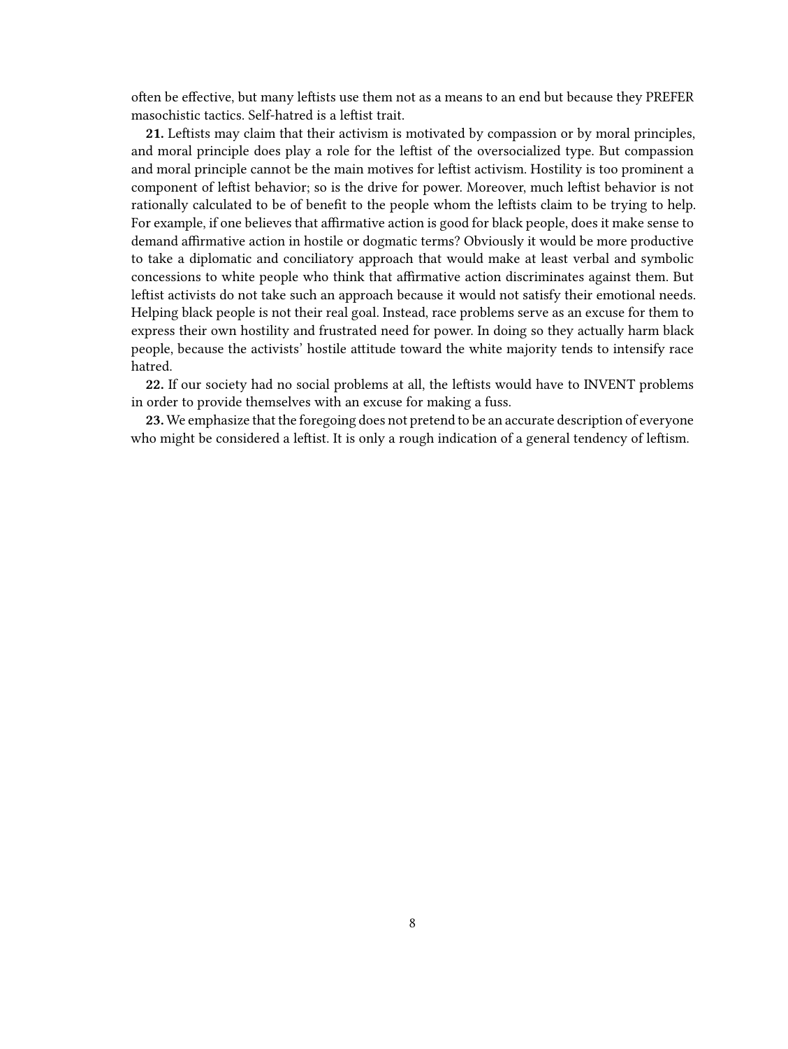often be effective, but many leftists use them not as a means to an end but because they PREFER masochistic tactics. Self-hatred is a leftist trait.

**21.** Leftists may claim that their activism is motivated by compassion or by moral principles, and moral principle does play a role for the leftist of the oversocialized type. But compassion and moral principle cannot be the main motives for leftist activism. Hostility is too prominent a component of leftist behavior; so is the drive for power. Moreover, much leftist behavior is not rationally calculated to be of benefit to the people whom the leftists claim to be trying to help. For example, if one believes that affirmative action is good for black people, does it make sense to demand affirmative action in hostile or dogmatic terms? Obviously it would be more productive to take a diplomatic and conciliatory approach that would make at least verbal and symbolic concessions to white people who think that affirmative action discriminates against them. But leftist activists do not take such an approach because it would not satisfy their emotional needs. Helping black people is not their real goal. Instead, race problems serve as an excuse for them to express their own hostility and frustrated need for power. In doing so they actually harm black people, because the activists' hostile attitude toward the white majority tends to intensify race hatred.

**22.** If our society had no social problems at all, the leftists would have to INVENT problems in order to provide themselves with an excuse for making a fuss.

**23.** We emphasize that the foregoing does not pretend to be an accurate description of everyone who might be considered a leftist. It is only a rough indication of a general tendency of leftism.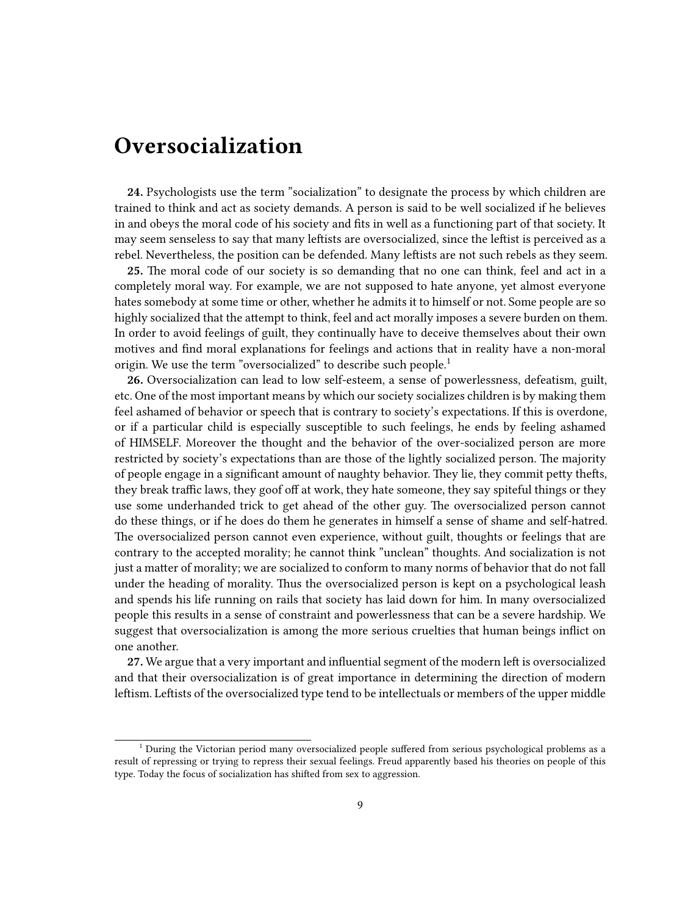# Oversocialization

**24.** Psychologists use the term "socialization" to designate the process by which children are trained to think and act as society demands. A person is said to be well socialized if he believes in and obeys the moral code of his society and fits in well as a functioning part of that society. It may seem senseless to say that many leftists are oversocialized, since the leftist is perceived as a rebel. Nevertheless, the position can be defended. Many leftists are not such rebels as they seem.

**25.** The moral code of our society is so demanding that no one can think, feel and act in a completely moral way. For example, we are not supposed to hate anyone, yet almost everyone hates somebody at some time or other, whether he admits it to himself or not. Some people are so highly socialized that the attempt to think, feel and act morally imposes a severe burden on them. In order to avoid feelings of guilt, they continually have to deceive themselves about their own motives and find moral explanations for feelings and actions that in reality have a non-moral origin. We use the term "oversocialized" to describe such people.[1]

**26.** Oversocialization can lead to low self-esteem, a sense of powerlessness, defeatism, guilt, etc. One of the most important means by which our society socializes children is by making them feel ashamed of behavior or speech that is contrary to society's expectations. If this is overdone, or if a particular child is especially susceptible to such feelings, he ends by feeling ashamed of HIMSELF. Moreover the thought and the behavior of the over-socialized person are more restricted by society's expectations than are those of the lightly socialized person. The majority of people engage in a significant amount of naughty behavior. They lie, they commit petty thefts, they break traffic laws, they goof off at work, they hate someone, they say spiteful things or they use some underhanded trick to get ahead of the other guy. The oversocialized person cannot do these things, or if he does do them he generates in himself a sense of shame and self-hatred. The oversocialized person cannot even experience, without guilt, thoughts or feelings that are contrary to the accepted morality; he cannot think "unclean" thoughts. And socialization is not just a matter of morality; we are socialized to conform to many norms of behavior that do not fall under the heading of morality. Thus the oversocialized person is kept on a psychological leash and spends his life running on rails that society has laid down for him. In many oversocialized people this results in a sense of constraint and powerlessness that can be a severe hardship. We suggest that oversocialization is among the more serious cruelties that human beings inflict on one another.

**27.** We argue that a very important and influential segment of the modern left is oversocialized and that their oversocialization is of great importance in determining the direction of modern leftism. Leftists of the oversocialized type tend to be intellectuals or members of the upper middle

[1] During the Victorian period many oversocialized people suffered from serious psychological problems as a result of repressing or trying to repress their sexual feelings. Freud apparently based his theories on people of this type. Today the focus of socialization has shifted from sex to aggression.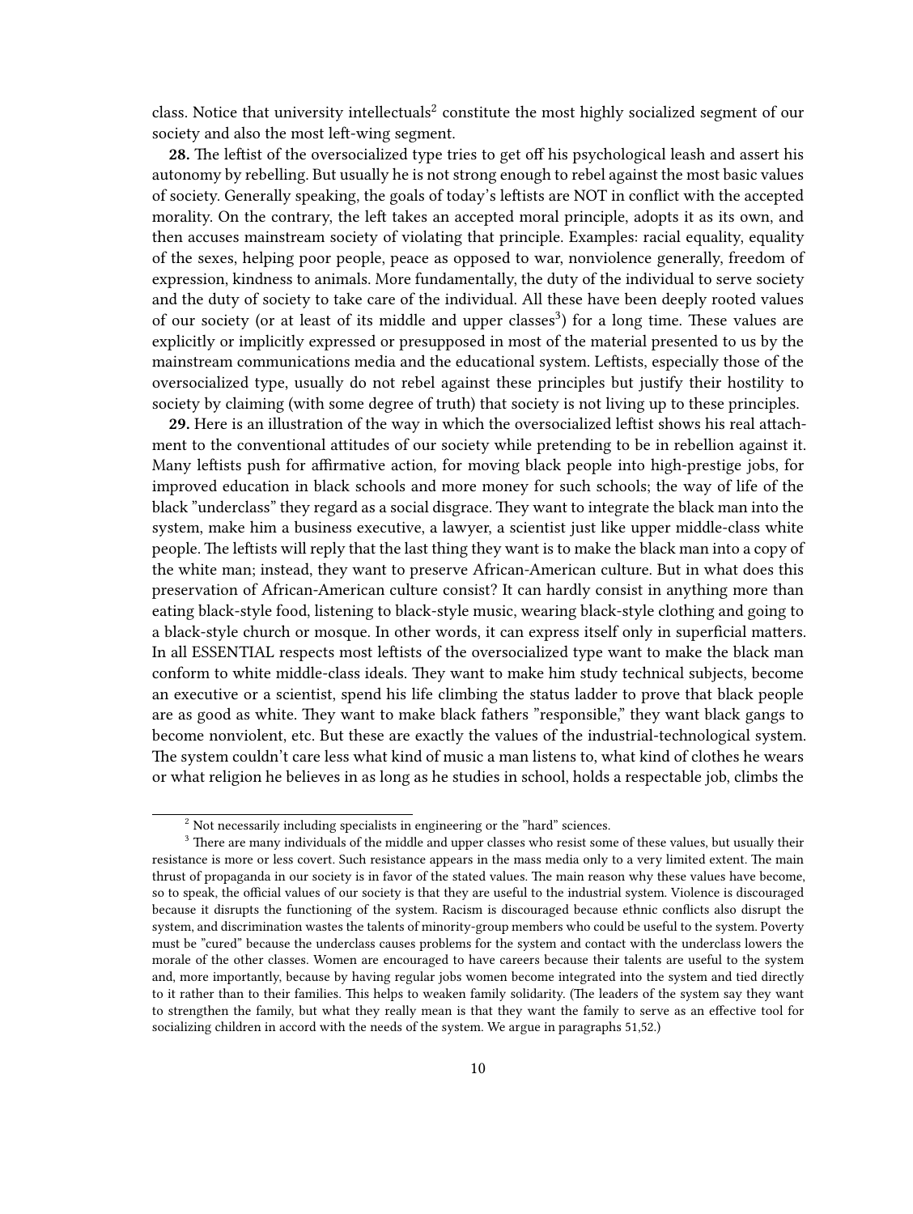class. Notice that university intellectuals[2] constitute the most highly socialized segment of our society and also the most left-wing segment.

**28.** The leftist of the oversocialized type tries to get off his psychological leash and assert his autonomy by rebelling. But usually he is not strong enough to rebel against the most basic values of society. Generally speaking, the goals of today's leftists are NOT in conflict with the accepted morality. On the contrary, the left takes an accepted moral principle, adopts it as its own, and then accuses mainstream society of violating that principle. Examples: racial equality, equality of the sexes, helping poor people, peace as opposed to war, nonviolence generally, freedom of expression, kindness to animals. More fundamentally, the duty of the individual to serve society and the duty of society to take care of the individual. All these have been deeply rooted values of our society (or at least of its middle and upper classes[3]) for a long time. These values are explicitly or implicitly expressed or presupposed in most of the material presented to us by the mainstream communications media and the educational system. Leftists, especially those of the oversocialized type, usually do not rebel against these principles but justify their hostility to society by claiming (with some degree of truth) that society is not living up to these principles.

**29.** Here is an illustration of the way in which the oversocialized leftist shows his real attachment to the conventional attitudes of our society while pretending to be in rebellion against it. Many leftists push for affirmative action, for moving black people into high-prestige jobs, for improved education in black schools and more money for such schools; the way of life of the black "underclass" they regard as a social disgrace. They want to integrate the black man into the system, make him a business executive, a lawyer, a scientist just like upper middle-class white people. The leftists will reply that the last thing they want is to make the black man into a copy of the white man; instead, they want to preserve African-American culture. But in what does this preservation of African-American culture consist? It can hardly consist in anything more than eating black-style food, listening to black-style music, wearing black-style clothing and going to a black-style church or mosque. In other words, it can express itself only in superficial matters. In all ESSENTIAL respects most leftists of the oversocialized type want to make the black man conform to white middle-class ideals. They want to make him study technical subjects, become an executive or a scientist, spend his life climbing the status ladder to prove that black people are as good as white. They want to make black fathers "responsible," they want black gangs to become nonviolent, etc. But these are exactly the values of the industrial-technological system. The system couldn't care less what kind of music a man listens to, what kind of clothes he wears or what religion he believes in as long as he studies in school, holds a respectable job, climbs the

---

[2] Not necessarily including specialists in engineering or the "hard" sciences.

[3] There are many individuals of the middle and upper classes who resist some of these values, but usually their resistance is more or less covert. Such resistance appears in the mass media only to a very limited extent. The main thrust of propaganda in our society is in favor of the stated values. The main reason why these values have become, so to speak, the official values of our society is that they are useful to the industrial system. Violence is discouraged because it disrupts the functioning of the system. Racism is discouraged because ethnic conflicts also disrupt the system, and discrimination wastes the talents of minority-group members who could be useful to the system. Poverty must be "cured" because the underclass causes problems for the system and contact with the underclass lowers the morale of the other classes. Women are encouraged to have careers because their talents are useful to the system and, more importantly, because by having regular jobs women become integrated into the system and tied directly to it rather than to their families. This helps to weaken family solidarity. (The leaders of the system say they want to strengthen the family, but what they really mean is that they want the family to serve as an effective tool for socializing children in accord with the needs of the system. We argue in paragraphs 51,52.)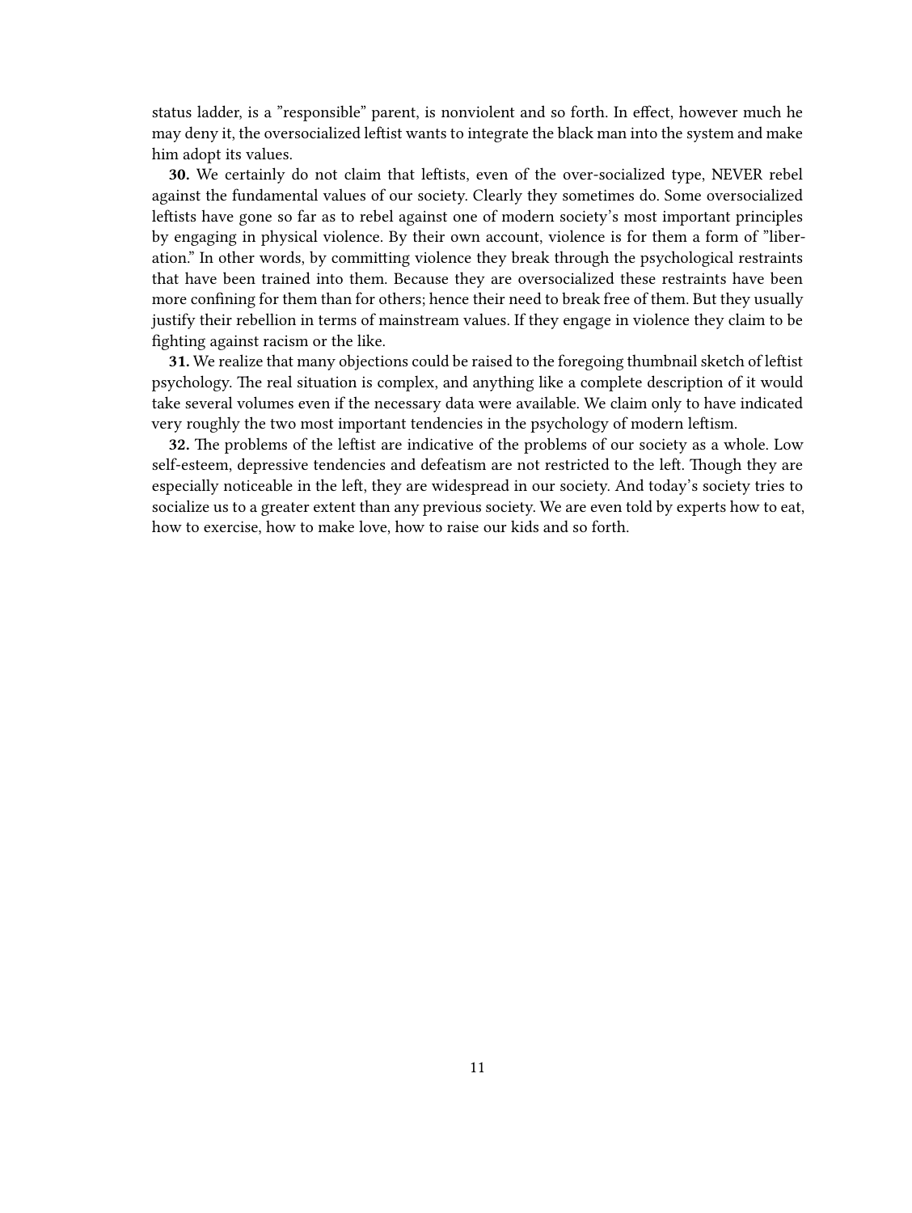status ladder, is a ”responsible” parent, is nonviolent and so forth. In effect, however much he may deny it, the oversocialized leftist wants to integrate the black man into the system and make him adopt its values.

**30.** We certainly do not claim that leftists, even of the over-socialized type, NEVER rebel against the fundamental values of our society. Clearly they sometimes do. Some oversocialized leftists have gone so far as to rebel against one of modern society’s most important principles by engaging in physical violence. By their own account, violence is for them a form of ”liberation.” In other words, by committing violence they break through the psychological restraints that have been trained into them. Because they are oversocialized these restraints have been more confining for them than for others; hence their need to break free of them. But they usually justify their rebellion in terms of mainstream values. If they engage in violence they claim to be fighting against racism or the like.

**31.** We realize that many objections could be raised to the foregoing thumbnail sketch of leftist psychology. The real situation is complex, and anything like a complete description of it would take several volumes even if the necessary data were available. We claim only to have indicated very roughly the two most important tendencies in the psychology of modern leftism.

**32.** The problems of the leftist are indicative of the problems of our society as a whole. Low self-esteem, depressive tendencies and defeatism are not restricted to the left. Though they are especially noticeable in the left, they are widespread in our society. And today’s society tries to socialize us to a greater extent than any previous society. We are even told by experts how to eat, how to exercise, how to make love, how to raise our kids and so forth.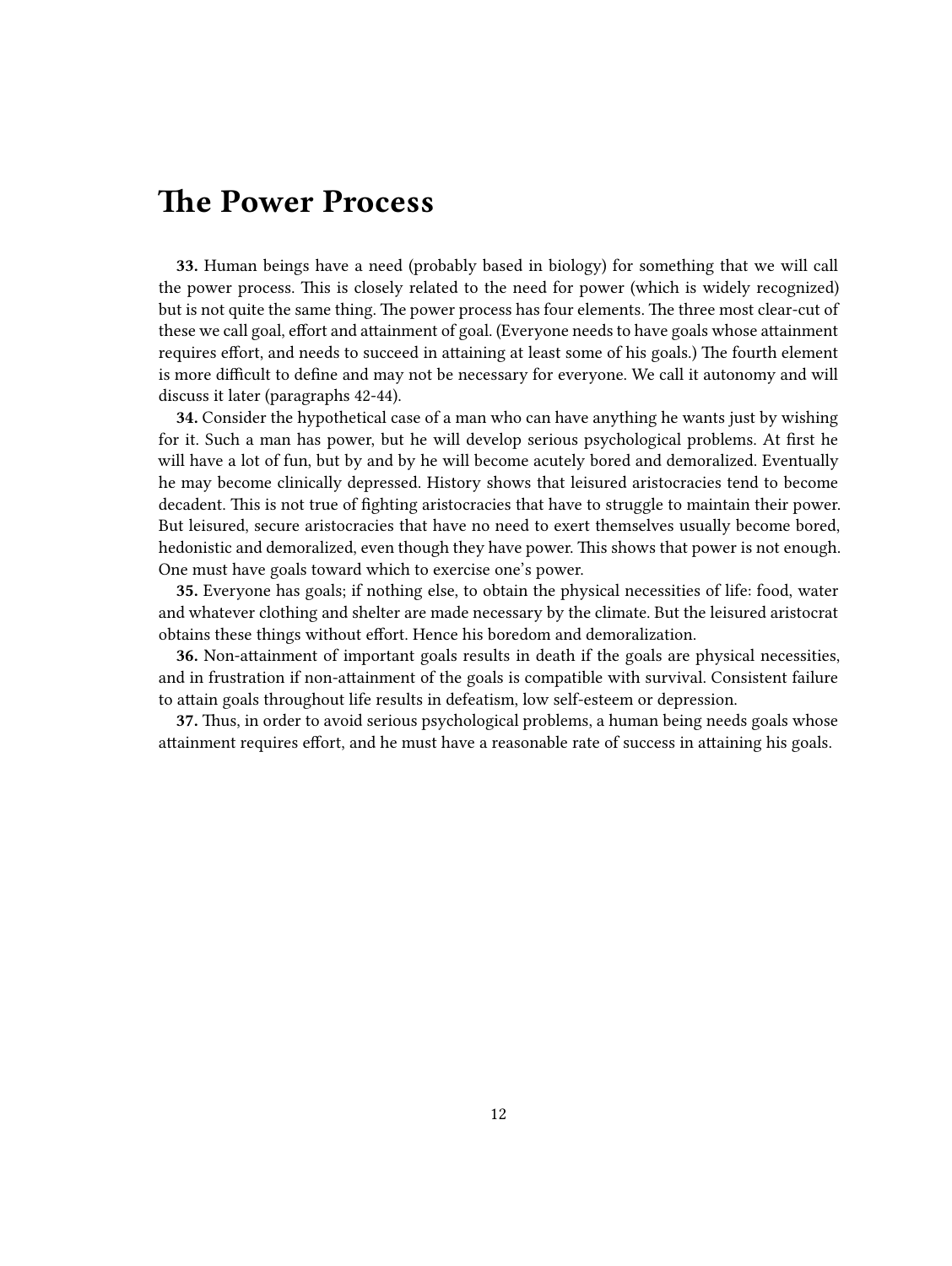# The Power Process

**33.** Human beings have a need (probably based in biology) for something that we will call the power process. This is closely related to the need for power (which is widely recognized) but is not quite the same thing. The power process has four elements. The three most clear-cut of these we call goal, effort and attainment of goal. (Everyone needs to have goals whose attainment requires effort, and needs to succeed in attaining at least some of his goals.) The fourth element is more difficult to define and may not be necessary for everyone. We call it autonomy and will discuss it later (paragraphs 42-44).

**34.** Consider the hypothetical case of a man who can have anything he wants just by wishing for it. Such a man has power, but he will develop serious psychological problems. At first he will have a lot of fun, but by and by he will become acutely bored and demoralized. Eventually he may become clinically depressed. History shows that leisured aristocracies tend to become decadent. This is not true of fighting aristocracies that have to struggle to maintain their power. But leisured, secure aristocracies that have no need to exert themselves usually become bored, hedonistic and demoralized, even though they have power. This shows that power is not enough. One must have goals toward which to exercise one's power.

**35.** Everyone has goals; if nothing else, to obtain the physical necessities of life: food, water and whatever clothing and shelter are made necessary by the climate. But the leisured aristocrat obtains these things without effort. Hence his boredom and demoralization.

**36.** Non-attainment of important goals results in death if the goals are physical necessities, and in frustration if non-attainment of the goals is compatible with survival. Consistent failure to attain goals throughout life results in defeatism, low self-esteem or depression.

**37.** Thus, in order to avoid serious psychological problems, a human being needs goals whose attainment requires effort, and he must have a reasonable rate of success in attaining his goals.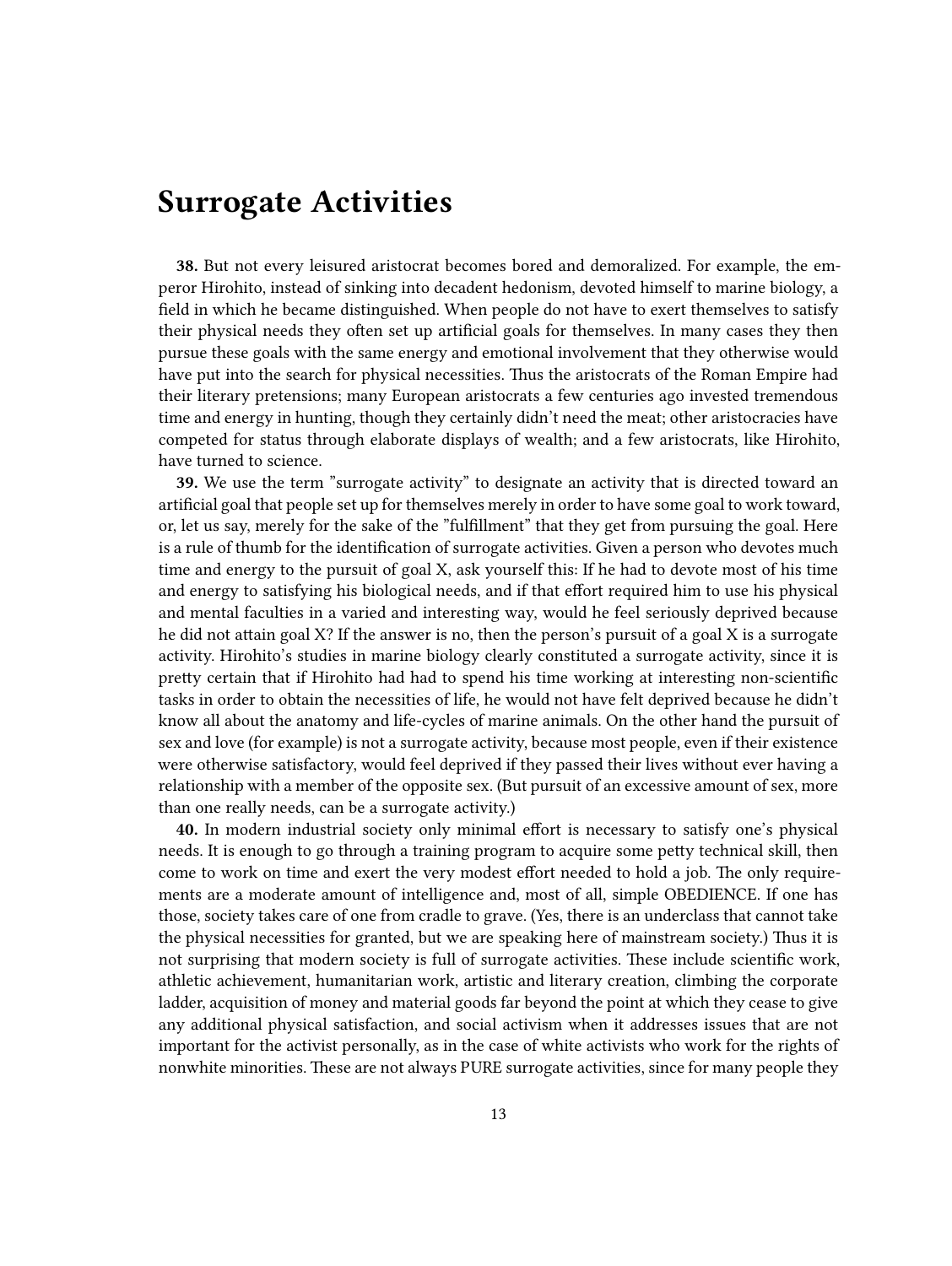# Surrogate Activities

**38.** But not every leisured aristocrat becomes bored and demoralized. For example, the emperor Hirohito, instead of sinking into decadent hedonism, devoted himself to marine biology, a field in which he became distinguished. When people do not have to exert themselves to satisfy their physical needs they often set up artificial goals for themselves. In many cases they then pursue these goals with the same energy and emotional involvement that they otherwise would have put into the search for physical necessities. Thus the aristocrats of the Roman Empire had their literary pretensions; many European aristocrats a few centuries ago invested tremendous time and energy in hunting, though they certainly didn't need the meat; other aristocracies have competed for status through elaborate displays of wealth; and a few aristocrats, like Hirohito, have turned to science.

**39.** We use the term "surrogate activity" to designate an activity that is directed toward an artificial goal that people set up for themselves merely in order to have some goal to work toward, or, let us say, merely for the sake of the "fulfillment" that they get from pursuing the goal. Here is a rule of thumb for the identification of surrogate activities. Given a person who devotes much time and energy to the pursuit of goal X, ask yourself this: If he had to devote most of his time and energy to satisfying his biological needs, and if that effort required him to use his physical and mental faculties in a varied and interesting way, would he feel seriously deprived because he did not attain goal X? If the answer is no, then the person's pursuit of a goal X is a surrogate activity. Hirohito's studies in marine biology clearly constituted a surrogate activity, since it is pretty certain that if Hirohito had had to spend his time working at interesting non-scientific tasks in order to obtain the necessities of life, he would not have felt deprived because he didn't know all about the anatomy and life-cycles of marine animals. On the other hand the pursuit of sex and love (for example) is not a surrogate activity, because most people, even if their existence were otherwise satisfactory, would feel deprived if they passed their lives without ever having a relationship with a member of the opposite sex. (But pursuit of an excessive amount of sex, more than one really needs, can be a surrogate activity.)

**40.** In modern industrial society only minimal effort is necessary to satisfy one's physical needs. It is enough to go through a training program to acquire some petty technical skill, then come to work on time and exert the very modest effort needed to hold a job. The only requirements are a moderate amount of intelligence and, most of all, simple OBEDIENCE. If one has those, society takes care of one from cradle to grave. (Yes, there is an underclass that cannot take the physical necessities for granted, but we are speaking here of mainstream society.) Thus it is not surprising that modern society is full of surrogate activities. These include scientific work, athletic achievement, humanitarian work, artistic and literary creation, climbing the corporate ladder, acquisition of money and material goods far beyond the point at which they cease to give any additional physical satisfaction, and social activism when it addresses issues that are not important for the activist personally, as in the case of white activists who work for the rights of nonwhite minorities. These are not always PURE surrogate activities, since for many people they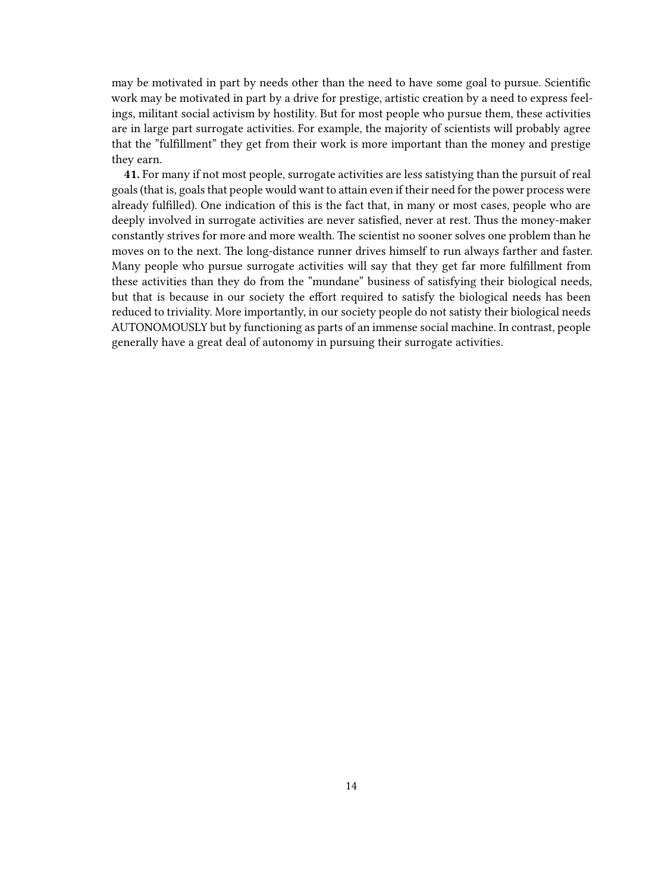may be motivated in part by needs other than the need to have some goal to pursue. Scientific work may be motivated in part by a drive for prestige, artistic creation by a need to express feelings, militant social activism by hostility. But for most people who pursue them, these activities are in large part surrogate activities. For example, the majority of scientists will probably agree that the "fulfillment" they get from their work is more important than the money and prestige they earn.

**41.** For many if not most people, surrogate activities are less satistying than the pursuit of real goals (that is, goals that people would want to attain even if their need for the power process were already fulfilled). One indication of this is the fact that, in many or most cases, people who are deeply involved in surrogate activities are never satisfied, never at rest. Thus the money-maker constantly strives for more and more wealth. The scientist no sooner solves one problem than he moves on to the next. The long-distance runner drives himself to run always farther and faster. Many people who pursue surrogate activities will say that they get far more fulfillment from these activities than they do from the "mundane" business of satisfying their biological needs, but that is because in our society the effort required to satisfy the biological needs has been reduced to triviality. More importantly, in our society people do not satisty their biological needs AUTONOMOUSLY but by functioning as parts of an immense social machine. In contrast, people generally have a great deal of autonomy in pursuing their surrogate activities.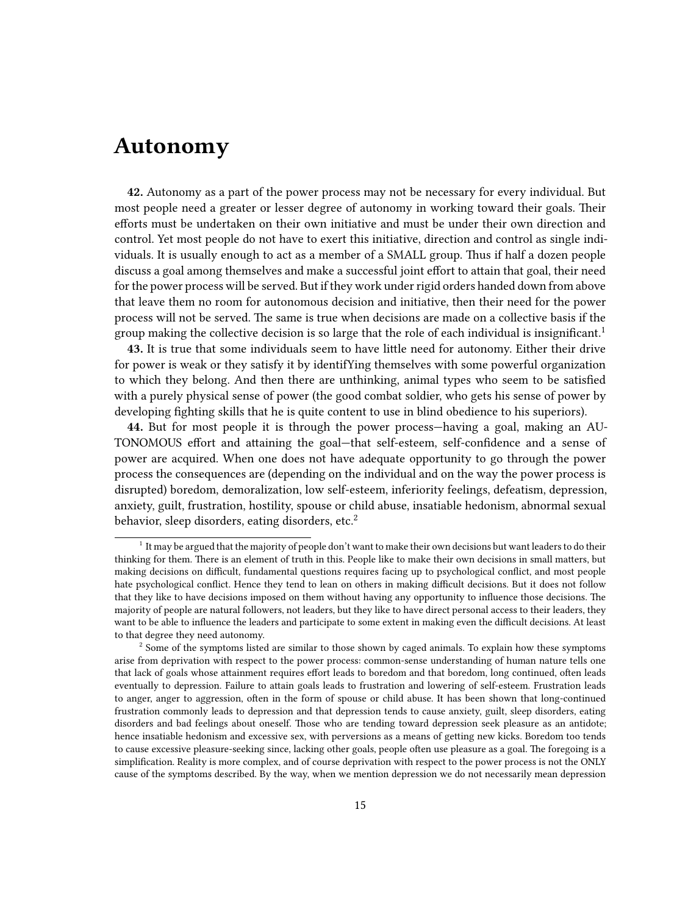# Autonomy

**42.** Autonomy as a part of the power process may not be necessary for every individual. But most people need a greater or lesser degree of autonomy in working toward their goals. Their efforts must be undertaken on their own initiative and must be under their own direction and control. Yet most people do not have to exert this initiative, direction and control as single individuals. It is usually enough to act as a member of a SMALL group. Thus if half a dozen people discuss a goal among themselves and make a successful joint effort to attain that goal, their need for the power process will be served. But if they work under rigid orders handed down from above that leave them no room for autonomous decision and initiative, then their need for the power process will not be served. The same is true when decisions are made on a collective basis if the group making the collective decision is so large that the role of each individual is insignificant.[1]

**43.** It is true that some individuals seem to have little need for autonomy. Either their drive for power is weak or they satisfy it by identifYing themselves with some powerful organization to which they belong. And then there are unthinking, animal types who seem to be satisfied with a purely physical sense of power (the good combat soldier, who gets his sense of power by developing fighting skills that he is quite content to use in blind obedience to his superiors).

**44.** But for most people it is through the power process—having a goal, making an AUTONOMOUS effort and attaining the goal—that self-esteem, self-confidence and a sense of power are acquired. When one does not have adequate opportunity to go through the power process the consequences are (depending on the individual and on the way the power process is disrupted) boredom, demoralization, low self-esteem, inferiority feelings, defeatism, depression, anxiety, guilt, frustration, hostility, spouse or child abuse, insatiable hedonism, abnormal sexual behavior, sleep disorders, eating disorders, etc.[2]

---

[1] It may be argued that the majority of people don't want to make their own decisions but want leaders to do their thinking for them. There is an element of truth in this. People like to make their own decisions in small matters, but making decisions on difficult, fundamental questions requires facing up to psychological conflict, and most people hate psychological conflict. Hence they tend to lean on others in making difficult decisions. But it does not follow that they like to have decisions imposed on them without having any opportunity to influence those decisions. The majority of people are natural followers, not leaders, but they like to have direct personal access to their leaders, they want to be able to influence the leaders and participate to some extent in making even the difficult decisions. At least to that degree they need autonomy.

[2] Some of the symptoms listed are similar to those shown by caged animals. To explain how these symptoms arise from deprivation with respect to the power process: common-sense understanding of human nature tells one that lack of goals whose attainment requires effort leads to boredom and that boredom, long continued, often leads eventually to depression. Failure to attain goals leads to frustration and lowering of self-esteem. Frustration leads to anger, anger to aggression, often in the form of spouse or child abuse. It has been shown that long-continued frustration commonly leads to depression and that depression tends to cause anxiety, guilt, sleep disorders, eating disorders and bad feelings about oneself. Those who are tending toward depression seek pleasure as an antidote; hence insatiable hedonism and excessive sex, with perversions as a means of getting new kicks. Boredom too tends to cause excessive pleasure-seeking since, lacking other goals, people often use pleasure as a goal. The foregoing is a simplification. Reality is more complex, and of course deprivation with respect to the power process is not the ONLY cause of the symptoms described. By the way, when we mention depression we do not necessarily mean depression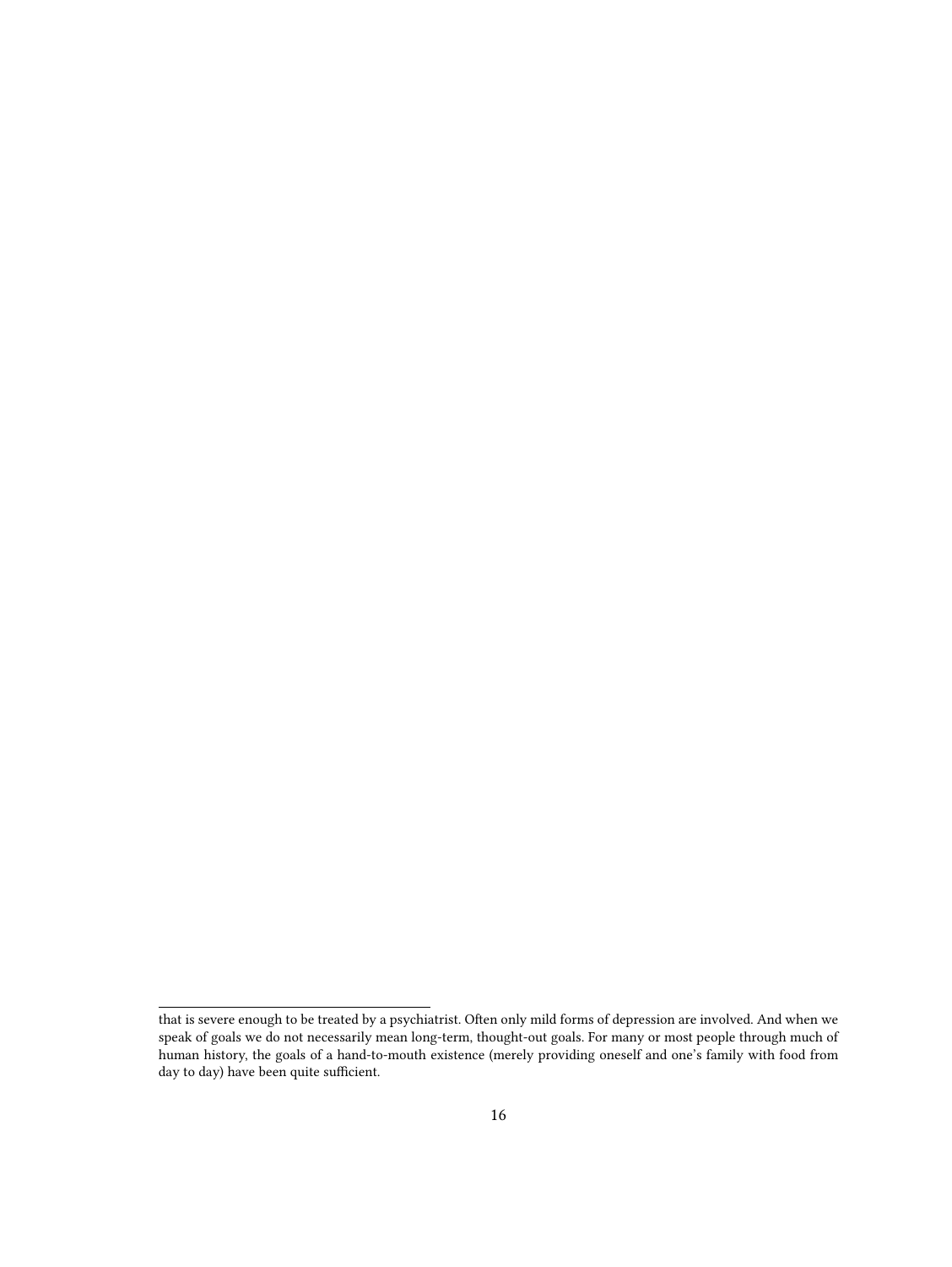that is severe enough to be treated by a psychiatrist. Often only mild forms of depression are involved. And when we speak of goals we do not necessarily mean long-term, thought-out goals. For many or most people through much of human history, the goals of a hand-to-mouth existence (merely providing oneself and one's family with food from day to day) have been quite sufficient.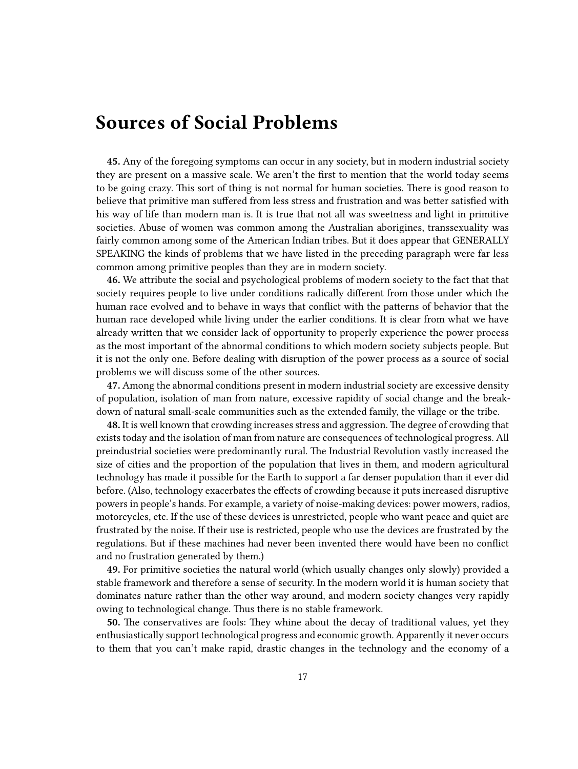# Sources of Social Problems

**45.** Any of the foregoing symptoms can occur in any society, but in modern industrial society they are present on a massive scale. We aren't the first to mention that the world today seems to be going crazy. This sort of thing is not normal for human societies. There is good reason to believe that primitive man suffered from less stress and frustration and was better satisfied with his way of life than modern man is. It is true that not all was sweetness and light in primitive societies. Abuse of women was common among the Australian aborigines, transsexuality was fairly common among some of the American Indian tribes. But it does appear that GENERALLY SPEAKING the kinds of problems that we have listed in the preceding paragraph were far less common among primitive peoples than they are in modern society.

**46.** We attribute the social and psychological problems of modern society to the fact that that society requires people to live under conditions radically different from those under which the human race evolved and to behave in ways that conflict with the patterns of behavior that the human race developed while living under the earlier conditions. It is clear from what we have already written that we consider lack of opportunity to properly experience the power process as the most important of the abnormal conditions to which modern society subjects people. But it is not the only one. Before dealing with disruption of the power process as a source of social problems we will discuss some of the other sources.

**47.** Among the abnormal conditions present in modern industrial society are excessive density of population, isolation of man from nature, excessive rapidity of social change and the breakdown of natural small-scale communities such as the extended family, the village or the tribe.

**48.** It is well known that crowding increases stress and aggression. The degree of crowding that exists today and the isolation of man from nature are consequences of technological progress. All preindustrial societies were predominantly rural. The Industrial Revolution vastly increased the size of cities and the proportion of the population that lives in them, and modern agricultural technology has made it possible for the Earth to support a far denser population than it ever did before. (Also, technology exacerbates the effects of crowding because it puts increased disruptive powers in people's hands. For example, a variety of noise-making devices: power mowers, radios, motorcycles, etc. If the use of these devices is unrestricted, people who want peace and quiet are frustrated by the noise. If their use is restricted, people who use the devices are frustrated by the regulations. But if these machines had never been invented there would have been no conflict and no frustration generated by them.)

**49.** For primitive societies the natural world (which usually changes only slowly) provided a stable framework and therefore a sense of security. In the modern world it is human society that dominates nature rather than the other way around, and modern society changes very rapidly owing to technological change. Thus there is no stable framework.

**50.** The conservatives are fools: They whine about the decay of traditional values, yet they enthusiastically support technological progress and economic growth. Apparently it never occurs to them that you can't make rapid, drastic changes in the technology and the economy of a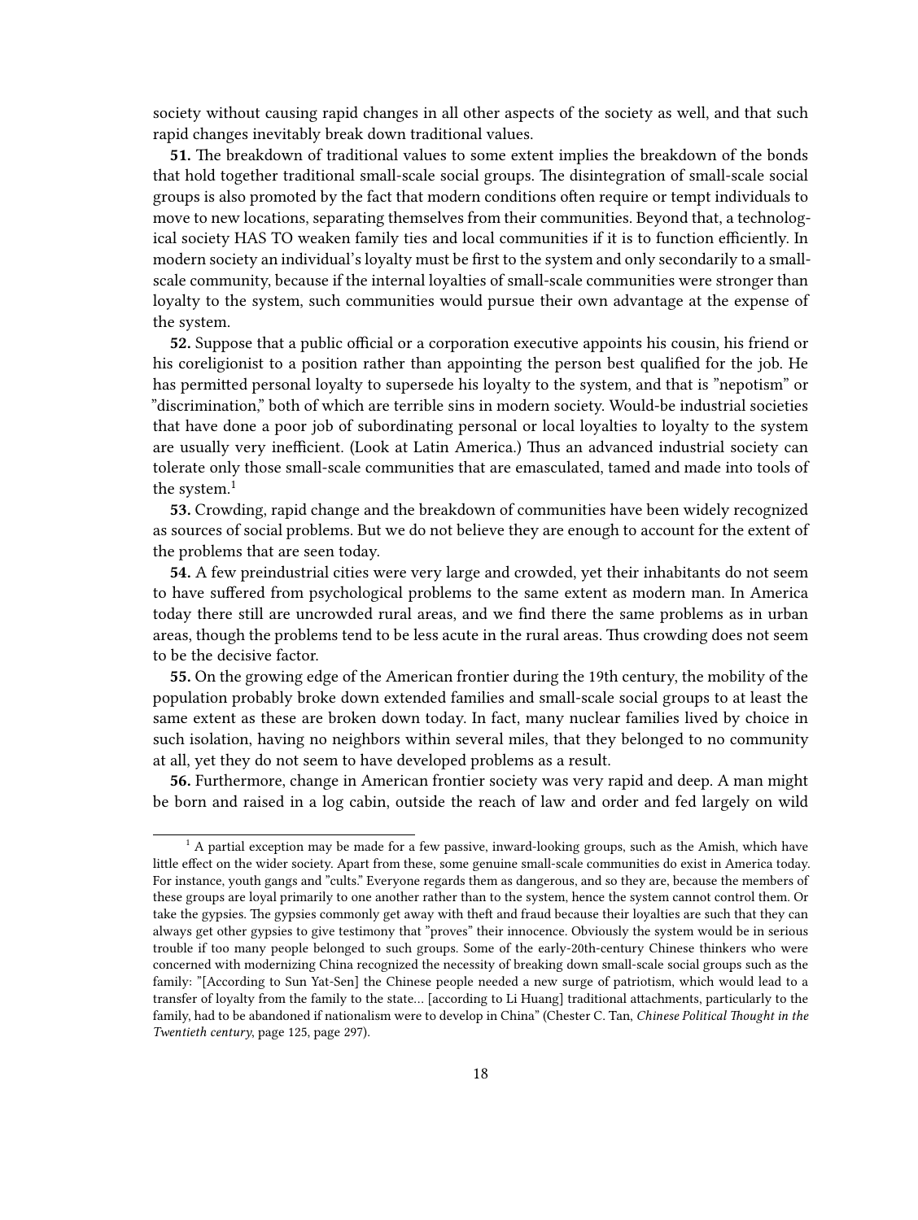society without causing rapid changes in all other aspects of the society as well, and that such rapid changes inevitably break down traditional values.

**51.** The breakdown of traditional values to some extent implies the breakdown of the bonds that hold together traditional small-scale social groups. The disintegration of small-scale social groups is also promoted by the fact that modern conditions often require or tempt individuals to move to new locations, separating themselves from their communities. Beyond that, a technological society HAS TO weaken family ties and local communities if it is to function efficiently. In modern society an individual's loyalty must be first to the system and only secondarily to a small-scale community, because if the internal loyalties of small-scale communities were stronger than loyalty to the system, such communities would pursue their own advantage at the expense of the system.

**52.** Suppose that a public official or a corporation executive appoints his cousin, his friend or his coreligionist to a position rather than appointing the person best qualified for the job. He has permitted personal loyalty to supersede his loyalty to the system, and that is "nepotism" or "discrimination," both of which are terrible sins in modern society. Would-be industrial societies that have done a poor job of subordinating personal or local loyalties to loyalty to the system are usually very inefficient. (Look at Latin America.) Thus an advanced industrial society can tolerate only those small-scale communities that are emasculated, tamed and made into tools of the system.[1]

**53.** Crowding, rapid change and the breakdown of communities have been widely recognized as sources of social problems. But we do not believe they are enough to account for the extent of the problems that are seen today.

**54.** A few preindustrial cities were very large and crowded, yet their inhabitants do not seem to have suffered from psychological problems to the same extent as modern man. In America today there still are uncrowded rural areas, and we find there the same problems as in urban areas, though the problems tend to be less acute in the rural areas. Thus crowding does not seem to be the decisive factor.

**55.** On the growing edge of the American frontier during the 19th century, the mobility of the population probably broke down extended families and small-scale social groups to at least the same extent as these are broken down today. In fact, many nuclear families lived by choice in such isolation, having no neighbors within several miles, that they belonged to no community at all, yet they do not seem to have developed problems as a result.

**56.** Furthermore, change in American frontier society was very rapid and deep. A man might be born and raised in a log cabin, outside the reach of law and order and fed largely on wild

---

[1] A partial exception may be made for a few passive, inward-looking groups, such as the Amish, which have little effect on the wider society. Apart from these, some genuine small-scale communities do exist in America today. For instance, youth gangs and "cults." Everyone regards them as dangerous, and so they are, because the members of these groups are loyal primarily to one another rather than to the system, hence the system cannot control them. Or take the gypsies. The gypsies commonly get away with theft and fraud because their loyalties are such that they can always get other gypsies to give testimony that "proves" their innocence. Obviously the system would be in serious trouble if too many people belonged to such groups. Some of the early-20th-century Chinese thinkers who were concerned with modernizing China recognized the necessity of breaking down small-scale social groups such as the family: "[According to Sun Yat-Sen] the Chinese people needed a new surge of patriotism, which would lead to a transfer of loyalty from the family to the state… [according to Li Huang] traditional attachments, particularly to the family, had to be abandoned if nationalism were to develop in China" (Chester C. Tan, *Chinese Political Thought in the Twentieth century*, page 125, page 297).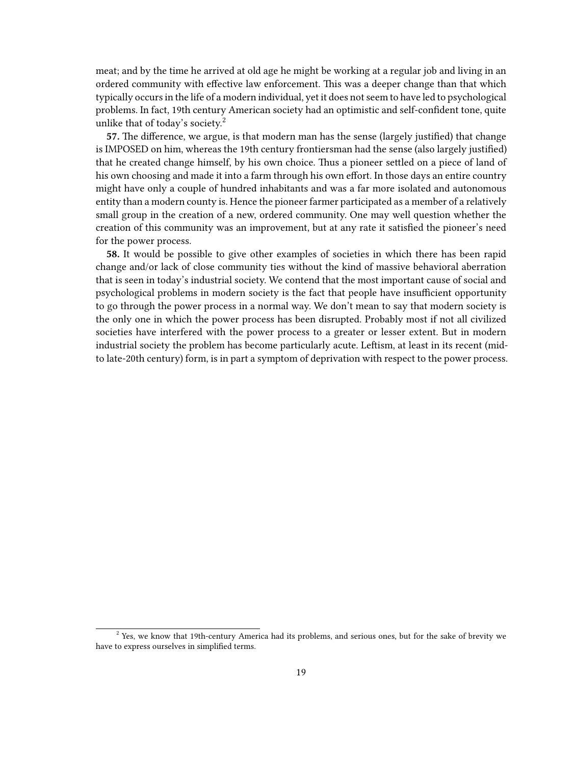meat; and by the time he arrived at old age he might be working at a regular job and living in an ordered community with effective law enforcement. This was a deeper change than that which typically occurs in the life of a modern individual, yet it does not seem to have led to psychological problems. In fact, 19th century American society had an optimistic and self-confident tone, quite unlike that of today's society.[2]

**57.** The difference, we argue, is that modern man has the sense (largely justified) that change is IMPOSED on him, whereas the 19th century frontiersman had the sense (also largely justified) that he created change himself, by his own choice. Thus a pioneer settled on a piece of land of his own choosing and made it into a farm through his own effort. In those days an entire country might have only a couple of hundred inhabitants and was a far more isolated and autonomous entity than a modern county is. Hence the pioneer farmer participated as a member of a relatively small group in the creation of a new, ordered community. One may well question whether the creation of this community was an improvement, but at any rate it satisfied the pioneer's need for the power process.

**58.** It would be possible to give other examples of societies in which there has been rapid change and/or lack of close community ties without the kind of massive behavioral aberration that is seen in today's industrial society. We contend that the most important cause of social and psychological problems in modern society is the fact that people have insufficient opportunity to go through the power process in a normal way. We don't mean to say that modern society is the only one in which the power process has been disrupted. Probably most if not all civilized societies have interfered with the power process to a greater or lesser extent. But in modern industrial society the problem has become particularly acute. Leftism, at least in its recent (mid- to late-20th century) form, is in part a symptom of deprivation with respect to the power process.

[2] Yes, we know that 19th-century America had its problems, and serious ones, but for the sake of brevity we have to express ourselves in simplified terms.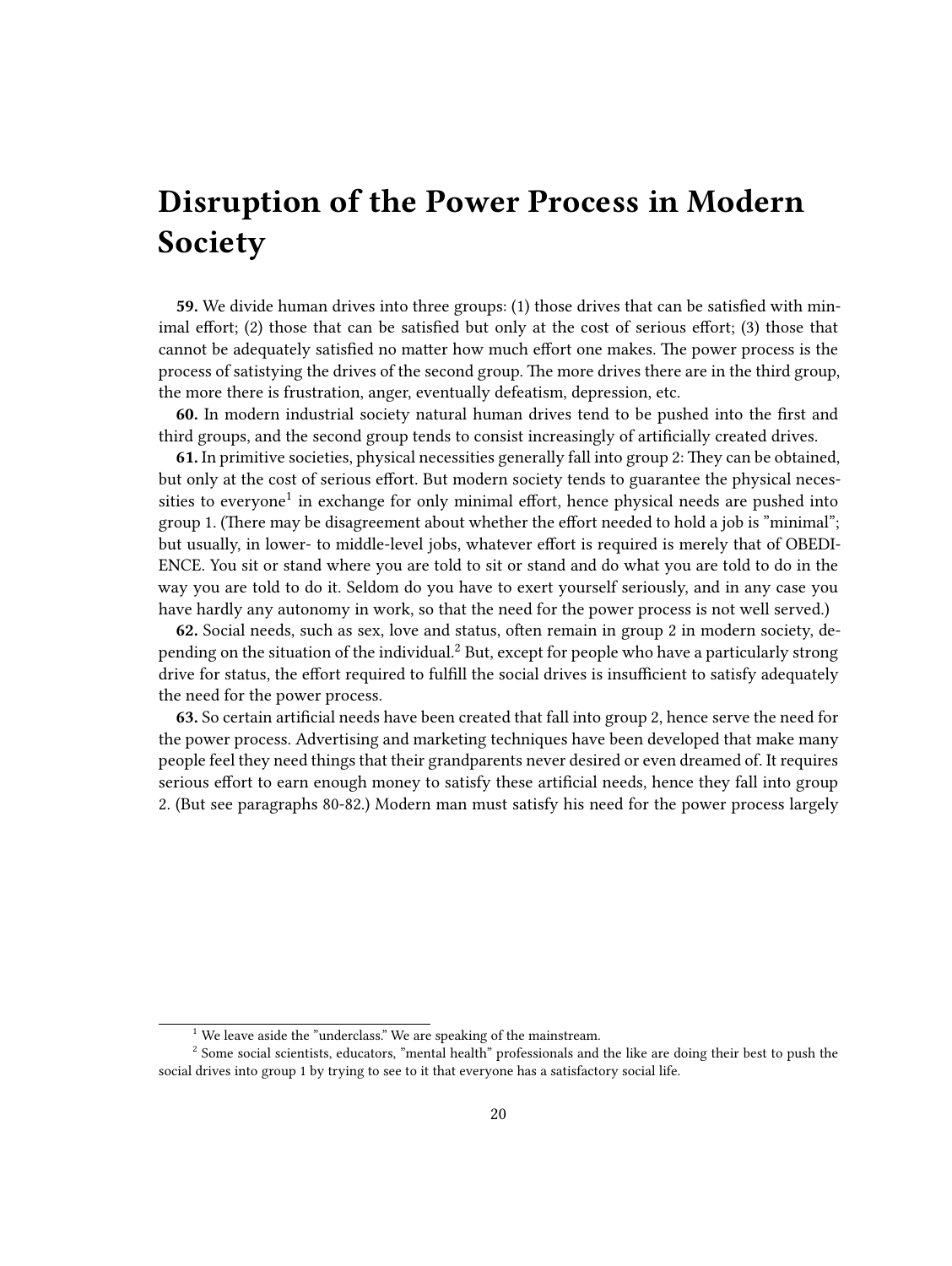# Disruption of the Power Process in Modern Society

**59.** We divide human drives into three groups: (1) those drives that can be satisfied with minimal effort; (2) those that can be satisfied but only at the cost of serious effort; (3) those that cannot be adequately satisfied no matter how much effort one makes. The power process is the process of satistying the drives of the second group. The more drives there are in the third group, the more there is frustration, anger, eventually defeatism, depression, etc.

**60.** In modern industrial society natural human drives tend to be pushed into the first and third groups, and the second group tends to consist increasingly of artificially created drives.

**61.** In primitive societies, physical necessities generally fall into group 2: They can be obtained, but only at the cost of serious effort. But modern society tends to guarantee the physical necessities to everyone[1] in exchange for only minimal effort, hence physical needs are pushed into group 1. (There may be disagreement about whether the effort needed to hold a job is "minimal"; but usually, in lower- to middle-level jobs, whatever effort is required is merely that of OBEDIENCE. You sit or stand where you are told to sit or stand and do what you are told to do in the way you are told to do it. Seldom do you have to exert yourself seriously, and in any case you have hardly any autonomy in work, so that the need for the power process is not well served.)

**62.** Social needs, such as sex, love and status, often remain in group 2 in modern society, depending on the situation of the individual.[2] But, except for people who have a particularly strong drive for status, the effort required to fulfill the social drives is insufficient to satisfy adequately the need for the power process.

**63.** So certain artificial needs have been created that fall into group 2, hence serve the need for the power process. Advertising and marketing techniques have been developed that make many people feel they need things that their grandparents never desired or even dreamed of. It requires serious effort to earn enough money to satisfy these artificial needs, hence they fall into group 2. (But see paragraphs 80-82.) Modern man must satisfy his need for the power process largely

---

[1] We leave aside the "underclass." We are speaking of the mainstream.

[2] Some social scientists, educators, "mental health" professionals and the like are doing their best to push the social drives into group 1 by trying to see to it that everyone has a satisfactory social life.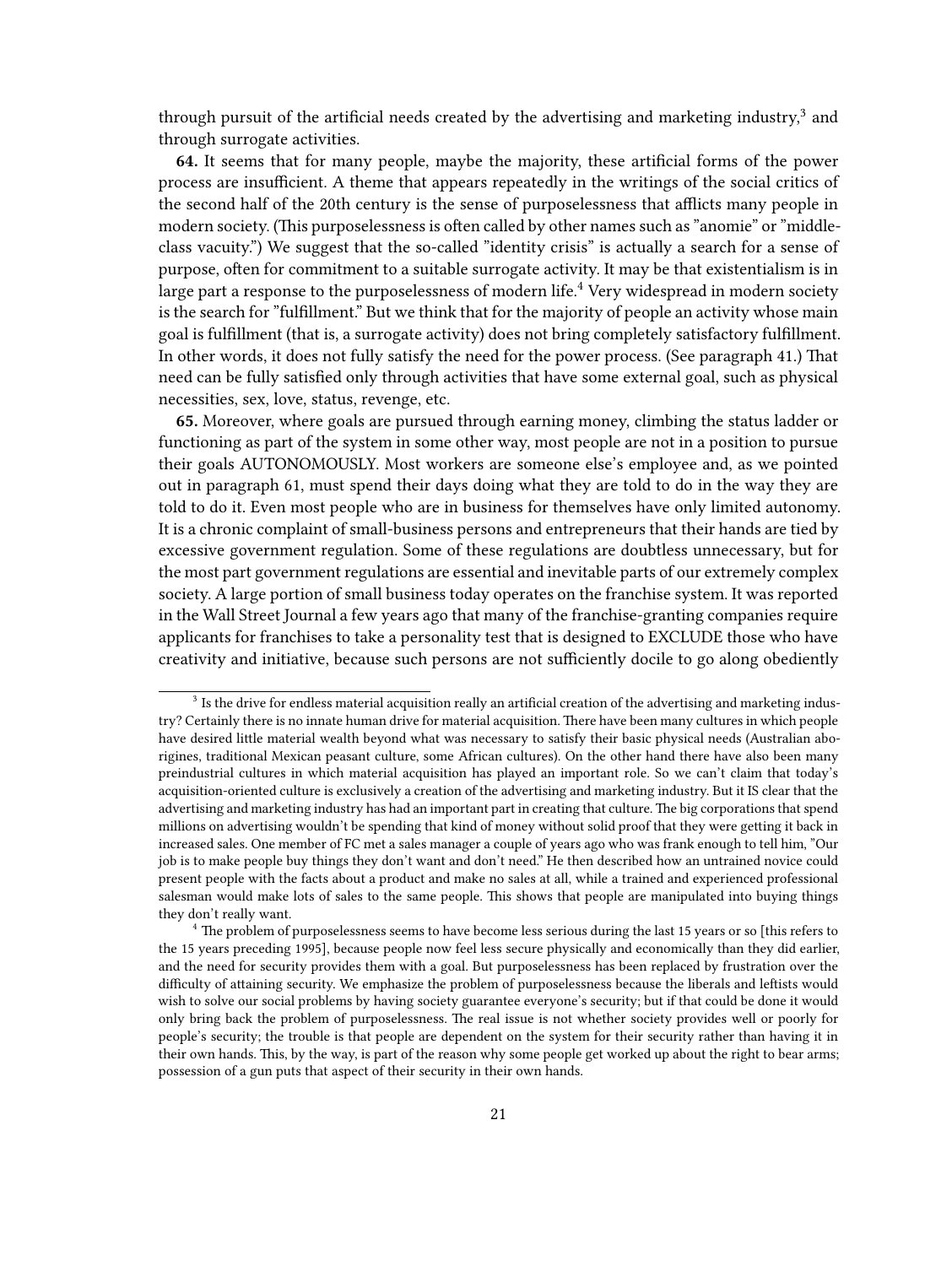through pursuit of the artificial needs created by the advertising and marketing industry,[3] and through surrogate activities.

**64.** It seems that for many people, maybe the majority, these artificial forms of the power process are insufficient. A theme that appears repeatedly in the writings of the social critics of the second half of the 20th century is the sense of purposelessness that afflicts many people in modern society. (This purposelessness is often called by other names such as "anomie" or "middle-class vacuity.") We suggest that the so-called "identity crisis" is actually a search for a sense of purpose, often for commitment to a suitable surrogate activity. It may be that existentialism is in large part a response to the purposelessness of modern life.[4] Very widespread in modern society is the search for "fulfillment." But we think that for the majority of people an activity whose main goal is fulfillment (that is, a surrogate activity) does not bring completely satisfactory fulfillment. In other words, it does not fully satisfy the need for the power process. (See paragraph 41.) That need can be fully satisfied only through activities that have some external goal, such as physical necessities, sex, love, status, revenge, etc.

**65.** Moreover, where goals are pursued through earning money, climbing the status ladder or functioning as part of the system in some other way, most people are not in a position to pursue their goals AUTONOMOUSLY. Most workers are someone else's employee and, as we pointed out in paragraph 61, must spend their days doing what they are told to do in the way they are told to do it. Even most people who are in business for themselves have only limited autonomy. It is a chronic complaint of small-business persons and entrepreneurs that their hands are tied by excessive government regulation. Some of these regulations are doubtless unnecessary, but for the most part government regulations are essential and inevitable parts of our extremely complex society. A large portion of small business today operates on the franchise system. It was reported in the Wall Street Journal a few years ago that many of the franchise-granting companies require applicants for franchises to take a personality test that is designed to EXCLUDE those who have creativity and initiative, because such persons are not sufficiently docile to go along obediently

---

[3] Is the drive for endless material acquisition really an artificial creation of the advertising and marketing industry? Certainly there is no innate human drive for material acquisition. There have been many cultures in which people have desired little material wealth beyond what was necessary to satisfy their basic physical needs (Australian aborigines, traditional Mexican peasant culture, some African cultures). On the other hand there have also been many preindustrial cultures in which material acquisition has played an important role. So we can't claim that today's acquisition-oriented culture is exclusively a creation of the advertising and marketing industry. But it IS clear that the advertising and marketing industry has had an important part in creating that culture. The big corporations that spend millions on advertising wouldn't be spending that kind of money without solid proof that they were getting it back in increased sales. One member of FC met a sales manager a couple of years ago who was frank enough to tell him, "Our job is to make people buy things they don't want and don't need." He then described how an untrained novice could present people with the facts about a product and make no sales at all, while a trained and experienced professional salesman would make lots of sales to the same people. This shows that people are manipulated into buying things they don't really want.

[4] The problem of purposelessness seems to have become less serious during the last 15 years or so [this refers to the 15 years preceding 1995], because people now feel less secure physically and economically than they did earlier, and the need for security provides them with a goal. But purposelessness has been replaced by frustration over the difficulty of attaining security. We emphasize the problem of purposelessness because the liberals and leftists would wish to solve our social problems by having society guarantee everyone's security; but if that could be done it would only bring back the problem of purposelessness. The real issue is not whether society provides well or poorly for people's security; the trouble is that people are dependent on the system for their security rather than having it in their own hands. This, by the way, is part of the reason why some people get worked up about the right to bear arms; possession of a gun puts that aspect of their security in their own hands.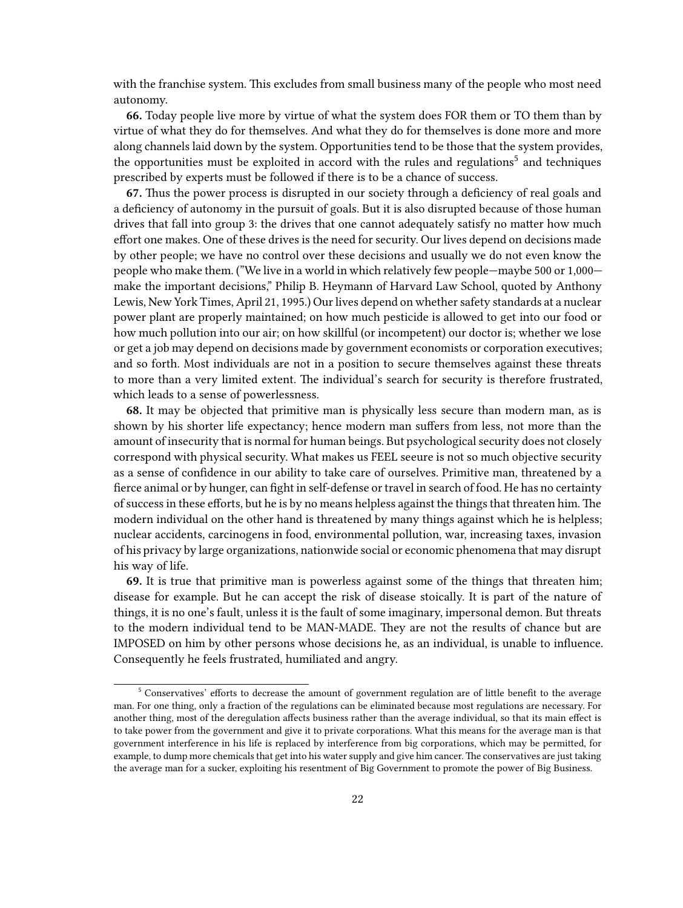with the franchise system. This excludes from small business many of the people who most need autonomy.

**66.** Today people live more by virtue of what the system does FOR them or TO them than by virtue of what they do for themselves. And what they do for themselves is done more and more along channels laid down by the system. Opportunities tend to be those that the system provides, the opportunities must be exploited in accord with the rules and regulations[5] and techniques prescribed by experts must be followed if there is to be a chance of success.

**67.** Thus the power process is disrupted in our society through a deficiency of real goals and a deficiency of autonomy in the pursuit of goals. But it is also disrupted because of those human drives that fall into group 3: the drives that one cannot adequately satisfy no matter how much effort one makes. One of these drives is the need for security. Our lives depend on decisions made by other people; we have no control over these decisions and usually we do not even know the people who make them. ("We live in a world in which relatively few people—maybe 500 or 1,000—make the important decisions," Philip B. Heymann of Harvard Law School, quoted by Anthony Lewis, New York Times, April 21, 1995.) Our lives depend on whether safety standards at a nuclear power plant are properly maintained; on how much pesticide is allowed to get into our food or how much pollution into our air; on how skillful (or incompetent) our doctor is; whether we lose or get a job may depend on decisions made by government economists or corporation executives; and so forth. Most individuals are not in a position to secure themselves against these threats to more than a very limited extent. The individual's search for security is therefore frustrated, which leads to a sense of powerlessness.

**68.** It may be objected that primitive man is physically less secure than modern man, as is shown by his shorter life expectancy; hence modern man suffers from less, not more than the amount of insecurity that is normal for human beings. But psychological security does not closely correspond with physical security. What makes us FEEL seeure is not so much objective security as a sense of confidence in our ability to take care of ourselves. Primitive man, threatened by a fierce animal or by hunger, can fight in self-defense or travel in search of food. He has no certainty of success in these efforts, but he is by no means helpless against the things that threaten him. The modern individual on the other hand is threatened by many things against which he is helpless; nuclear accidents, carcinogens in food, environmental pollution, war, increasing taxes, invasion of his privacy by large organizations, nationwide social or economic phenomena that may disrupt his way of life.

**69.** It is true that primitive man is powerless against some of the things that threaten him; disease for example. But he can accept the risk of disease stoically. It is part of the nature of things, it is no one's fault, unless it is the fault of some imaginary, impersonal demon. But threats to the modern individual tend to be MAN-MADE. They are not the results of chance but are IMPOSED on him by other persons whose decisions he, as an individual, is unable to influence. Consequently he feels frustrated, humiliated and angry.

---

[5] Conservatives' efforts to decrease the amount of government regulation are of little benefit to the average man. For one thing, only a fraction of the regulations can be eliminated because most regulations are necessary. For another thing, most of the deregulation affects business rather than the average individual, so that its main effect is to take power from the government and give it to private corporations. What this means for the average man is that government interference in his life is replaced by interference from big corporations, which may be permitted, for example, to dump more chemicals that get into his water supply and give him cancer. The conservatives are just taking the average man for a sucker, exploiting his resentment of Big Government to promote the power of Big Business.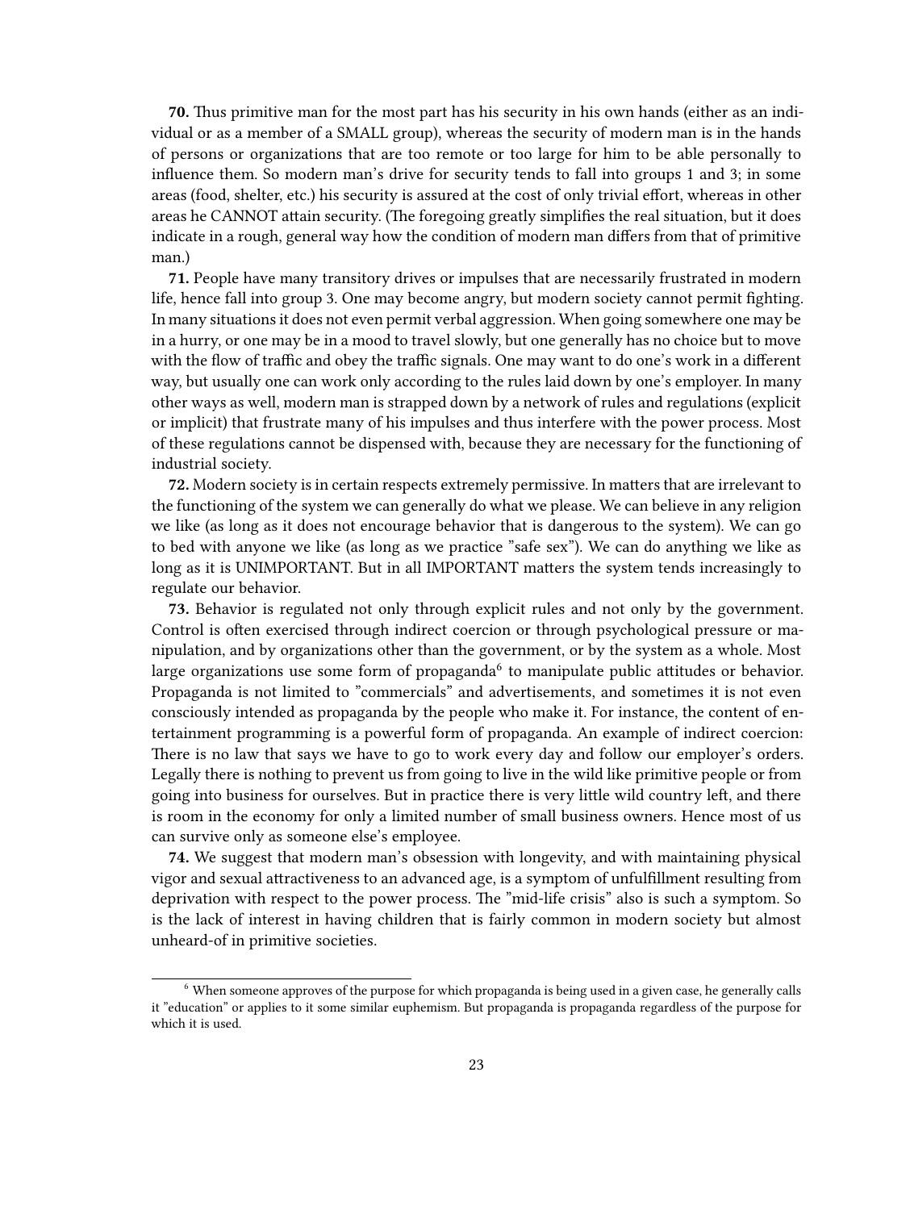**70.** Thus primitive man for the most part has his security in his own hands (either as an individual or as a member of a SMALL group), whereas the security of modern man is in the hands of persons or organizations that are too remote or too large for him to be able personally to influence them. So modern man's drive for security tends to fall into groups 1 and 3; in some areas (food, shelter, etc.) his security is assured at the cost of only trivial effort, whereas in other areas he CANNOT attain security. (The foregoing greatly simplifies the real situation, but it does indicate in a rough, general way how the condition of modern man differs from that of primitive man.)

**71.** People have many transitory drives or impulses that are necessarily frustrated in modern life, hence fall into group 3. One may become angry, but modern society cannot permit fighting. In many situations it does not even permit verbal aggression. When going somewhere one may be in a hurry, or one may be in a mood to travel slowly, but one generally has no choice but to move with the flow of traffic and obey the traffic signals. One may want to do one's work in a different way, but usually one can work only according to the rules laid down by one's employer. In many other ways as well, modern man is strapped down by a network of rules and regulations (explicit or implicit) that frustrate many of his impulses and thus interfere with the power process. Most of these regulations cannot be dispensed with, because they are necessary for the functioning of industrial society.

**72.** Modern society is in certain respects extremely permissive. In matters that are irrelevant to the functioning of the system we can generally do what we please. We can believe in any religion we like (as long as it does not encourage behavior that is dangerous to the system). We can go to bed with anyone we like (as long as we practice "safe sex"). We can do anything we like as long as it is UNIMPORTANT. But in all IMPORTANT matters the system tends increasingly to regulate our behavior.

**73.** Behavior is regulated not only through explicit rules and not only by the government. Control is often exercised through indirect coercion or through psychological pressure or manipulation, and by organizations other than the government, or by the system as a whole. Most large organizations use some form of propaganda[6] to manipulate public attitudes or behavior. Propaganda is not limited to "commercials" and advertisements, and sometimes it is not even consciously intended as propaganda by the people who make it. For instance, the content of entertainment programming is a powerful form of propaganda. An example of indirect coercion: There is no law that says we have to go to work every day and follow our employer's orders. Legally there is nothing to prevent us from going to live in the wild like primitive people or from going into business for ourselves. But in practice there is very little wild country left, and there is room in the economy for only a limited number of small business owners. Hence most of us can survive only as someone else's employee.

**74.** We suggest that modern man's obsession with longevity, and with maintaining physical vigor and sexual attractiveness to an advanced age, is a symptom of unfulfillment resulting from deprivation with respect to the power process. The "mid-life crisis" also is such a symptom. So is the lack of interest in having children that is fairly common in modern society but almost unheard-of in primitive societies.

[6] When someone approves of the purpose for which propaganda is being used in a given case, he generally calls it "education" or applies to it some similar euphemism. But propaganda is propaganda regardless of the purpose for which it is used.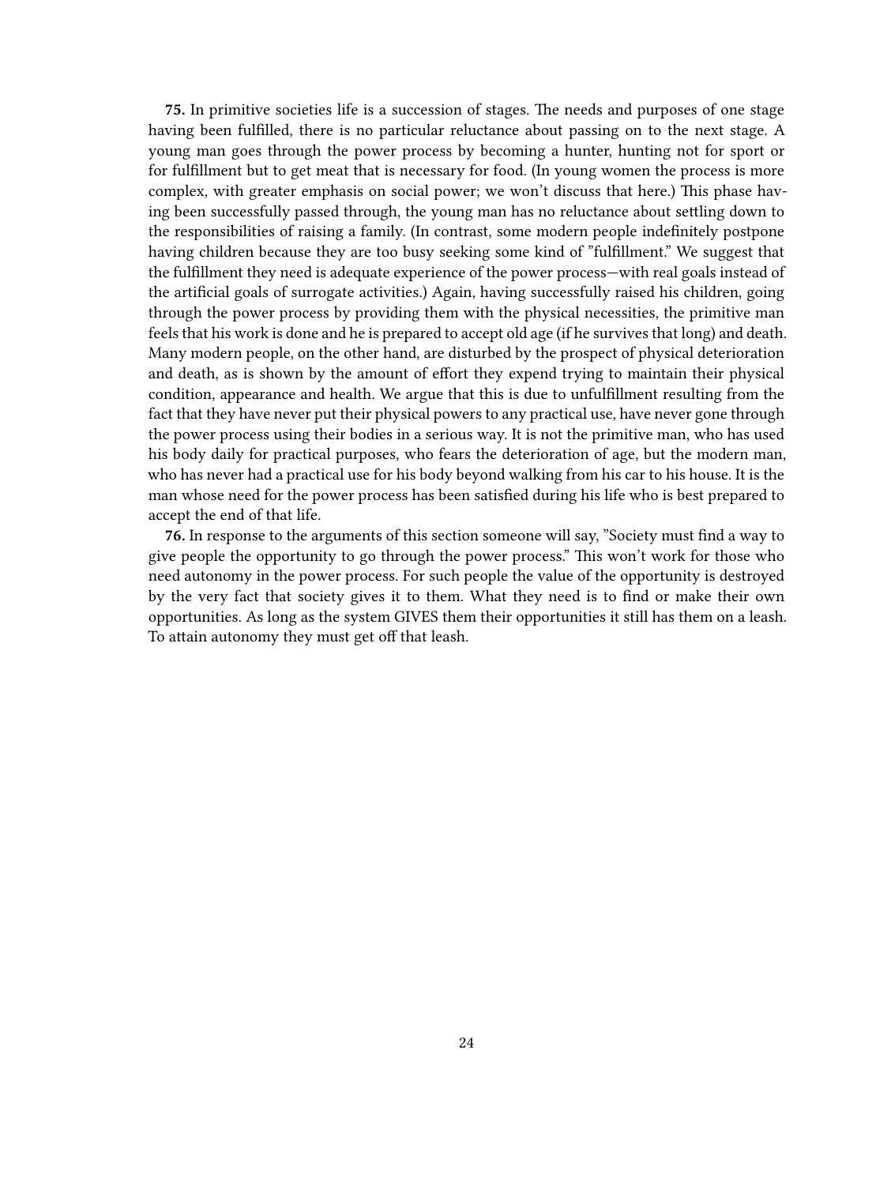**75.** In primitive societies life is a succession of stages. The needs and purposes of one stage having been fulfilled, there is no particular reluctance about passing on to the next stage. A young man goes through the power process by becoming a hunter, hunting not for sport or for fulfillment but to get meat that is necessary for food. (In young women the process is more complex, with greater emphasis on social power; we won't discuss that here.) This phase having been successfully passed through, the young man has no reluctance about settling down to the responsibilities of raising a family. (In contrast, some modern people indefinitely postpone having children because they are too busy seeking some kind of "fulfillment." We suggest that the fulfillment they need is adequate experience of the power process—with real goals instead of the artificial goals of surrogate activities.) Again, having successfully raised his children, going through the power process by providing them with the physical necessities, the primitive man feels that his work is done and he is prepared to accept old age (if he survives that long) and death. Many modern people, on the other hand, are disturbed by the prospect of physical deterioration and death, as is shown by the amount of effort they expend trying to maintain their physical condition, appearance and health. We argue that this is due to unfulfillment resulting from the fact that they have never put their physical powers to any practical use, have never gone through the power process using their bodies in a serious way. It is not the primitive man, who has used his body daily for practical purposes, who fears the deterioration of age, but the modern man, who has never had a practical use for his body beyond walking from his car to his house. It is the man whose need for the power process has been satisfied during his life who is best prepared to accept the end of that life.

**76.** In response to the arguments of this section someone will say, "Society must find a way to give people the opportunity to go through the power process." This won't work for those who need autonomy in the power process. For such people the value of the opportunity is destroyed by the very fact that society gives it to them. What they need is to find or make their own opportunities. As long as the system GIVES them their opportunities it still has them on a leash. To attain autonomy they must get off that leash.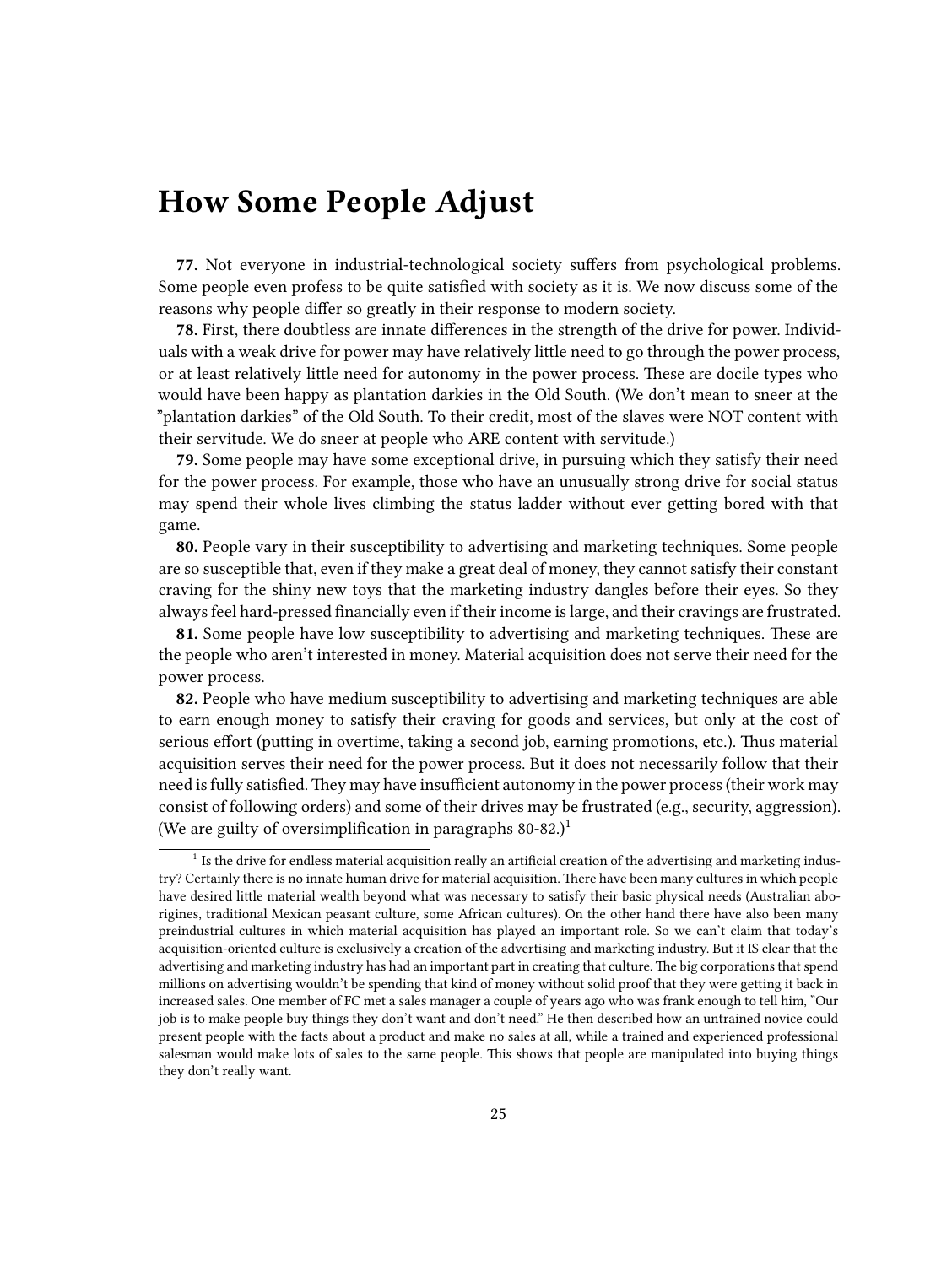# How Some People Adjust

**77.** Not everyone in industrial-technological society suffers from psychological problems. Some people even profess to be quite satisfied with society as it is. We now discuss some of the reasons why people differ so greatly in their response to modern society.

**78.** First, there doubtless are innate differences in the strength of the drive for power. Individuals with a weak drive for power may have relatively little need to go through the power process, or at least relatively little need for autonomy in the power process. These are docile types who would have been happy as plantation darkies in the Old South. (We don't mean to sneer at the "plantation darkies" of the Old South. To their credit, most of the slaves were NOT content with their servitude. We do sneer at people who ARE content with servitude.)

**79.** Some people may have some exceptional drive, in pursuing which they satisfy their need for the power process. For example, those who have an unusually strong drive for social status may spend their whole lives climbing the status ladder without ever getting bored with that game.

**80.** People vary in their susceptibility to advertising and marketing techniques. Some people are so susceptible that, even if they make a great deal of money, they cannot satisfy their constant craving for the shiny new toys that the marketing industry dangles before their eyes. So they always feel hard-pressed financially even if their income is large, and their cravings are frustrated.

**81.** Some people have low susceptibility to advertising and marketing techniques. These are the people who aren't interested in money. Material acquisition does not serve their need for the power process.

**82.** People who have medium susceptibility to advertising and marketing techniques are able to earn enough money to satisfy their craving for goods and services, but only at the cost of serious effort (putting in overtime, taking a second job, earning promotions, etc.). Thus material acquisition serves their need for the power process. But it does not necessarily follow that their need is fully satisfied. They may have insufficient autonomy in the power process (their work may consist of following orders) and some of their drives may be frustrated (e.g., security, aggression). (We are guilty of oversimplification in paragraphs 80-82.)[1]

---

[1] Is the drive for endless material acquisition really an artificial creation of the advertising and marketing industry? Certainly there is no innate human drive for material acquisition. There have been many cultures in which people have desired little material wealth beyond what was necessary to satisfy their basic physical needs (Australian aborigines, traditional Mexican peasant culture, some African cultures). On the other hand there have also been many preindustrial cultures in which material acquisition has played an important role. So we can't claim that today's acquisition-oriented culture is exclusively a creation of the advertising and marketing industry. But it IS clear that the advertising and marketing industry has had an important part in creating that culture. The big corporations that spend millions on advertising wouldn't be spending that kind of money without solid proof that they were getting it back in increased sales. One member of FC met a sales manager a couple of years ago who was frank enough to tell him, "Our job is to make people buy things they don't want and don't need." He then described how an untrained novice could present people with the facts about a product and make no sales at all, while a trained and experienced professional salesman would make lots of sales to the same people. This shows that people are manipulated into buying things they don't really want.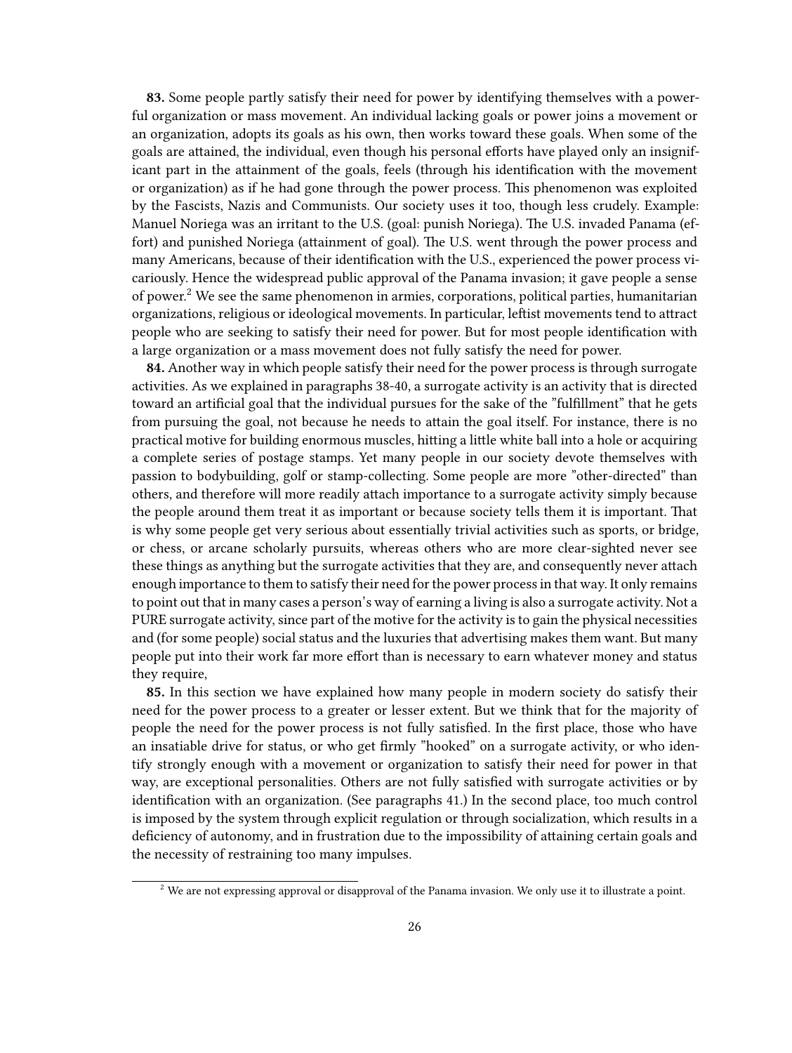**83.** Some people partly satisfy their need for power by identifying themselves with a powerful organization or mass movement. An individual lacking goals or power joins a movement or an organization, adopts its goals as his own, then works toward these goals. When some of the goals are attained, the individual, even though his personal efforts have played only an insignificant part in the attainment of the goals, feels (through his identification with the movement or organization) as if he had gone through the power process. This phenomenon was exploited by the Fascists, Nazis and Communists. Our society uses it too, though less crudely. Example: Manuel Noriega was an irritant to the U.S. (goal: punish Noriega). The U.S. invaded Panama (effort) and punished Noriega (attainment of goal). The U.S. went through the power process and many Americans, because of their identification with the U.S., experienced the power process vicariously. Hence the widespread public approval of the Panama invasion; it gave people a sense of power.[2] We see the same phenomenon in armies, corporations, political parties, humanitarian organizations, religious or ideological movements. In particular, leftist movements tend to attract people who are seeking to satisfy their need for power. But for most people identification with a large organization or a mass movement does not fully satisfy the need for power.

**84.** Another way in which people satisfy their need for the power process is through surrogate activities. As we explained in paragraphs 38-40, a surrogate activity is an activity that is directed toward an artificial goal that the individual pursues for the sake of the "fulfillment" that he gets from pursuing the goal, not because he needs to attain the goal itself. For instance, there is no practical motive for building enormous muscles, hitting a little white ball into a hole or acquiring a complete series of postage stamps. Yet many people in our society devote themselves with passion to bodybuilding, golf or stamp-collecting. Some people are more "other-directed" than others, and therefore will more readily attach importance to a surrogate activity simply because the people around them treat it as important or because society tells them it is important. That is why some people get very serious about essentially trivial activities such as sports, or bridge, or chess, or arcane scholarly pursuits, whereas others who are more clear-sighted never see these things as anything but the surrogate activities that they are, and consequently never attach enough importance to them to satisfy their need for the power process in that way. It only remains to point out that in many cases a person's way of earning a living is also a surrogate activity. Not a PURE surrogate activity, since part of the motive for the activity is to gain the physical necessities and (for some people) social status and the luxuries that advertising makes them want. But many people put into their work far more effort than is necessary to earn whatever money and status they require,

**85.** In this section we have explained how many people in modern society do satisfy their need for the power process to a greater or lesser extent. But we think that for the majority of people the need for the power process is not fully satisfied. In the first place, those who have an insatiable drive for status, or who get firmly "hooked" on a surrogate activity, or who identify strongly enough with a movement or organization to satisfy their need for power in that way, are exceptional personalities. Others are not fully satisfied with surrogate activities or by identification with an organization. (See paragraphs 41.) In the second place, too much control is imposed by the system through explicit regulation or through socialization, which results in a deficiency of autonomy, and in frustration due to the impossibility of attaining certain goals and the necessity of restraining too many impulses.

[2] We are not expressing approval or disapproval of the Panama invasion. We only use it to illustrate a point.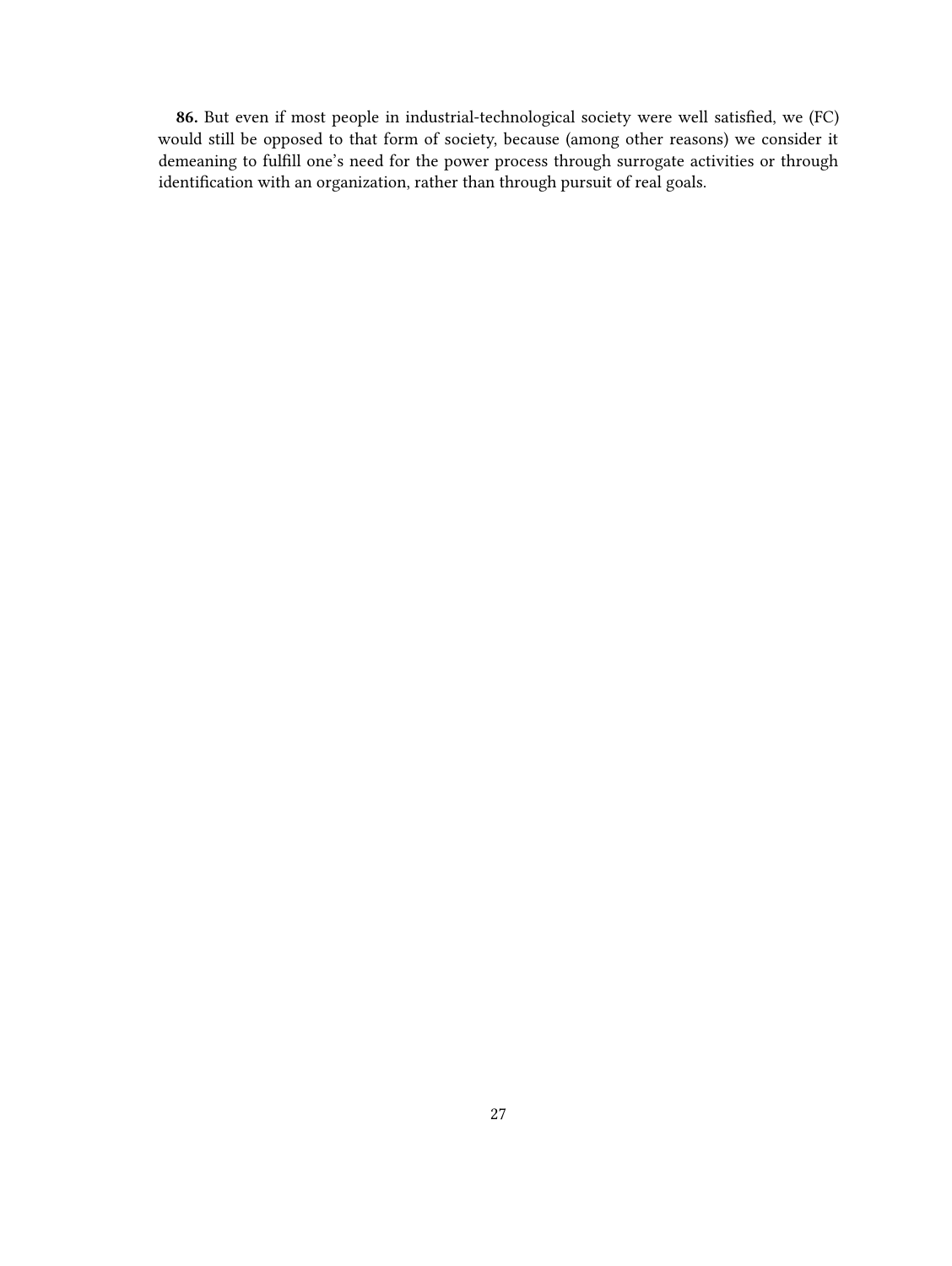**86.** But even if most people in industrial-technological society were well satisfied, we (FC) would still be opposed to that form of society, because (among other reasons) we consider it demeaning to fulfill one's need for the power process through surrogate activities or through identification with an organization, rather than through pursuit of real goals.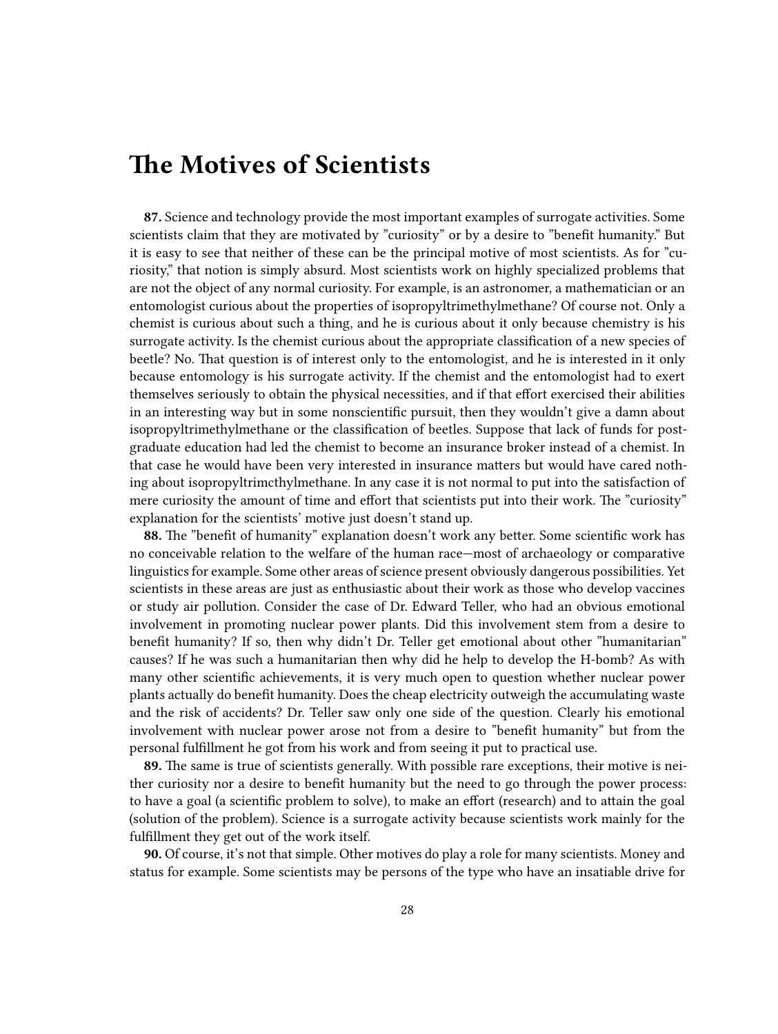# The Motives of Scientists

**87.** Science and technology provide the most important examples of surrogate activities. Some scientists claim that they are motivated by "curiosity" or by a desire to "benefit humanity." But it is easy to see that neither of these can be the principal motive of most scientists. As for "curiosity," that notion is simply absurd. Most scientists work on highly specialized problems that are not the object of any normal curiosity. For example, is an astronomer, a mathematician or an entomologist curious about the properties of isopropyltrimethylmethane? Of course not. Only a chemist is curious about such a thing, and he is curious about it only because chemistry is his surrogate activity. Is the chemist curious about the appropriate classification of a new species of beetle? No. That question is of interest only to the entomologist, and he is interested in it only because entomology is his surrogate activity. If the chemist and the entomologist had to exert themselves seriously to obtain the physical necessities, and if that effort exercised their abilities in an interesting way but in some nonscientific pursuit, then they wouldn't give a damn about isopropyltrimethylmethane or the classification of beetles. Suppose that lack of funds for post-graduate education had led the chemist to become an insurance broker instead of a chemist. In that case he would have been very interested in insurance matters but would have cared nothing about isopropyltrimcthylmethane. In any case it is not normal to put into the satisfaction of mere curiosity the amount of time and effort that scientists put into their work. The "curiosity" explanation for the scientists' motive just doesn't stand up.

**88.** The "benefit of humanity" explanation doesn't work any better. Some scientific work has no conceivable relation to the welfare of the human race—most of archaeology or comparative linguistics for example. Some other areas of science present obviously dangerous possibilities. Yet scientists in these areas are just as enthusiastic about their work as those who develop vaccines or study air pollution. Consider the case of Dr. Edward Teller, who had an obvious emotional involvement in promoting nuclear power plants. Did this involvement stem from a desire to benefit humanity? If so, then why didn't Dr. Teller get emotional about other "humanitarian" causes? If he was such a humanitarian then why did he help to develop the H-bomb? As with many other scientific achievements, it is very much open to question whether nuclear power plants actually do benefit humanity. Does the cheap electricity outweigh the accumulating waste and the risk of accidents? Dr. Teller saw only one side of the question. Clearly his emotional involvement with nuclear power arose not from a desire to "benefit humanity" but from the personal fulfillment he got from his work and from seeing it put to practical use.

**89.** The same is true of scientists generally. With possible rare exceptions, their motive is neither curiosity nor a desire to benefit humanity but the need to go through the power process: to have a goal (a scientific problem to solve), to make an effort (research) and to attain the goal (solution of the problem). Science is a surrogate activity because scientists work mainly for the fulfillment they get out of the work itself.

**90.** Of course, it's not that simple. Other motives do play a role for many scientists. Money and status for example. Some scientists may be persons of the type who have an insatiable drive for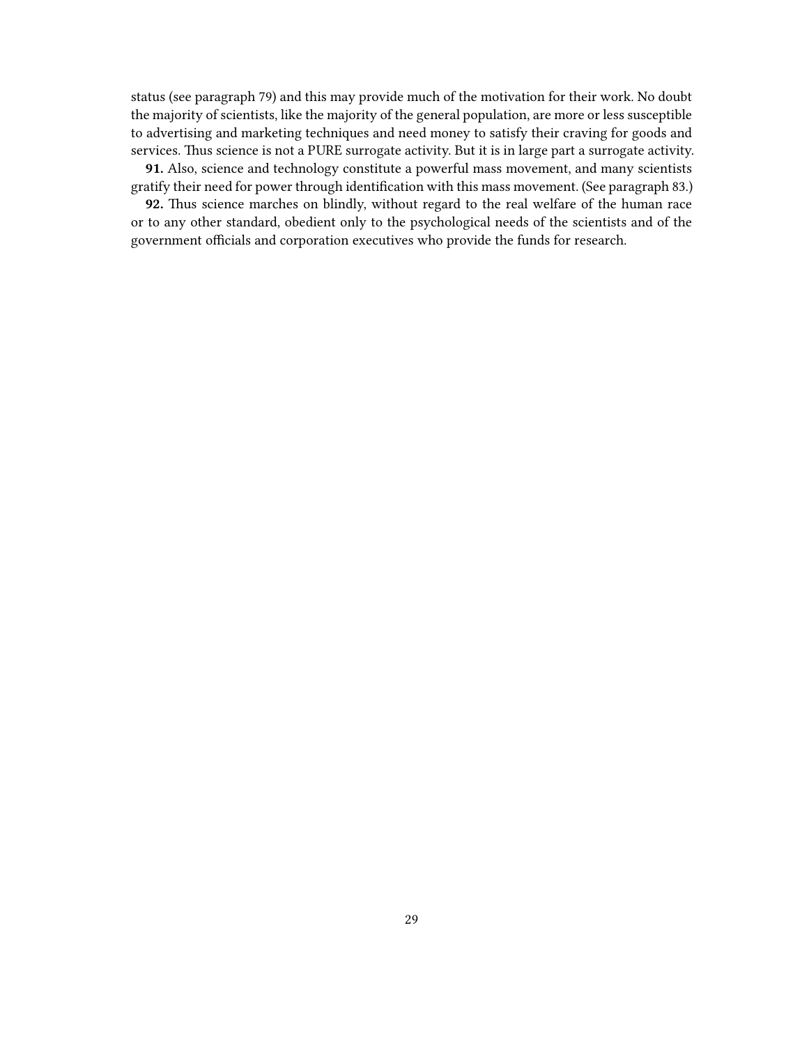status (see paragraph 79) and this may provide much of the motivation for their work. No doubt the majority of scientists, like the majority of the general population, are more or less susceptible to advertising and marketing techniques and need money to satisfy their craving for goods and services. Thus science is not a PURE surrogate activity. But it is in large part a surrogate activity.

**91.** Also, science and technology constitute a powerful mass movement, and many scientists gratify their need for power through identification with this mass movement. (See paragraph 83.)

**92.** Thus science marches on blindly, without regard to the real welfare of the human race or to any other standard, obedient only to the psychological needs of the scientists and of the government officials and corporation executives who provide the funds for research.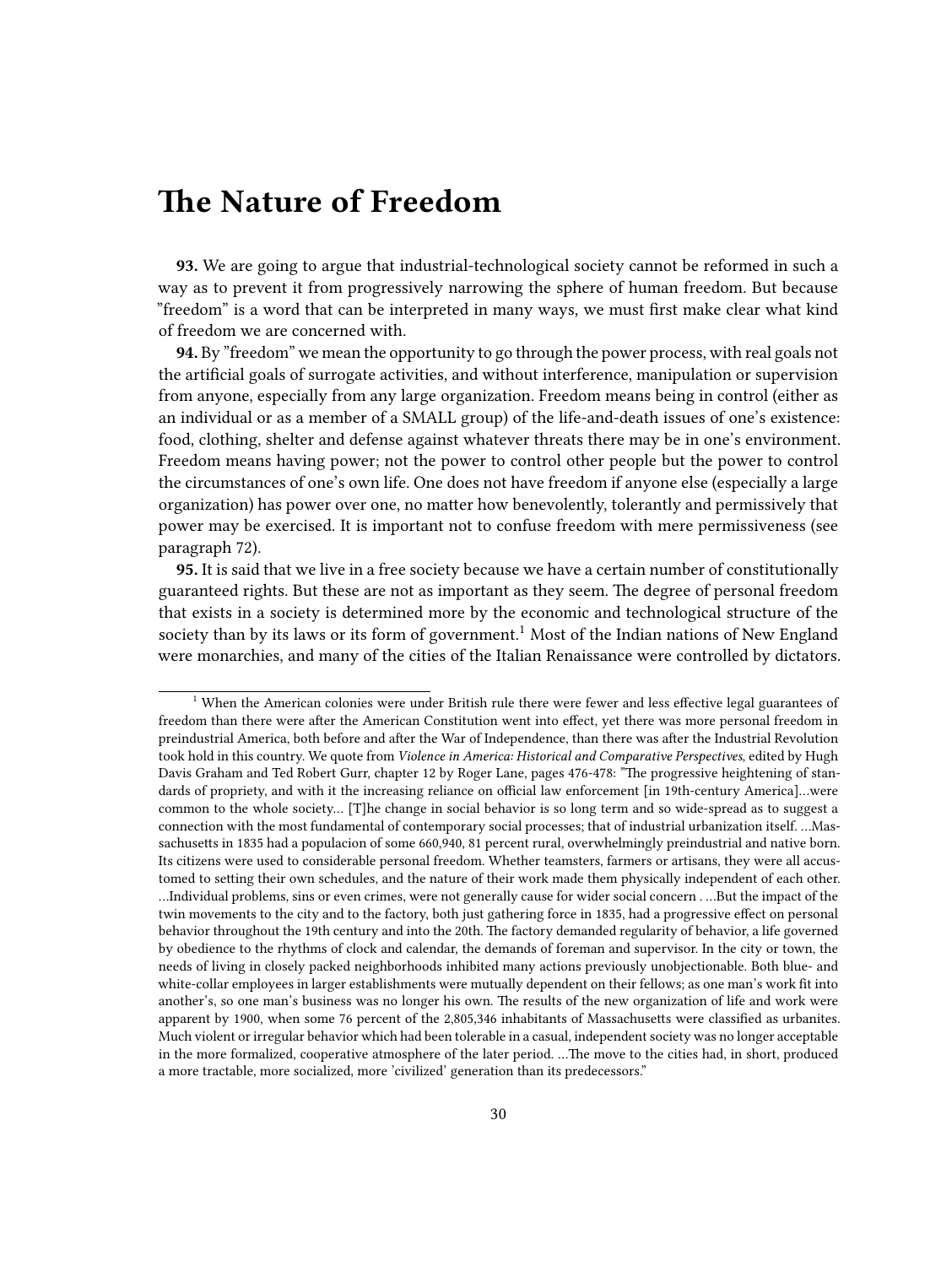# The Nature of Freedom

**93.** We are going to argue that industrial-technological society cannot be reformed in such a way as to prevent it from progressively narrowing the sphere of human freedom. But because "freedom" is a word that can be interpreted in many ways, we must first make clear what kind of freedom we are concerned with.

**94.** By "freedom" we mean the opportunity to go through the power process, with real goals not the artificial goals of surrogate activities, and without interference, manipulation or supervision from anyone, especially from any large organization. Freedom means being in control (either as an individual or as a member of a SMALL group) of the life-and-death issues of one's existence: food, clothing, shelter and defense against whatever threats there may be in one's environment. Freedom means having power; not the power to control other people but the power to control the circumstances of one's own life. One does not have freedom if anyone else (especially a large organization) has power over one, no matter how benevolently, tolerantly and permissively that power may be exercised. It is important not to confuse freedom with mere permissiveness (see paragraph 72).

**95.** It is said that we live in a free society because we have a certain number of constitutionally guaranteed rights. But these are not as important as they seem. The degree of personal freedom that exists in a society is determined more by the economic and technological structure of the society than by its laws or its form of government.[1] Most of the Indian nations of New England were monarchies, and many of the cities of the Italian Renaissance were controlled by dictators.

[1] When the American colonies were under British rule there were fewer and less effective legal guarantees of freedom than there were after the American Constitution went into effect, yet there was more personal freedom in preindustrial America, both before and after the War of Independence, than there was after the Industrial Revolution took hold in this country. We quote from *Violence in America: Historical and Comparative Perspectives*, edited by Hugh Davis Graham and Ted Robert Gurr, chapter 12 by Roger Lane, pages 476-478: "The progressive heightening of standards of propriety, and with it the increasing reliance on official law enforcement [in 19th-century America]…were common to the whole society… [T]he change in social behavior is so long term and so wide-spread as to suggest a connection with the most fundamental of contemporary social processes; that of industrial urbanization itself. …Massachusetts in 1835 had a populacion of some 660,940, 81 percent rural, overwhelmingly preindustrial and native born. Its citizens were used to considerable personal freedom. Whether teamsters, farmers or artisans, they were all accustomed to setting their own schedules, and the nature of their work made them physically independent of each other. …Individual problems, sins or even crimes, were not generally cause for wider social concern . …But the impact of the twin movements to the city and to the factory, both just gathering force in 1835, had a progressive effect on personal behavior throughout the 19th century and into the 20th. The factory demanded regularity of behavior, a life governed by obedience to the rhythms of clock and calendar, the demands of foreman and supervisor. In the city or town, the needs of living in closely packed neighborhoods inhibited many actions previously unobjectionable. Both blue- and white-collar employees in larger establishments were mutually dependent on their fellows; as one man's work fit into another's, so one man's business was no longer his own. The results of the new organization of life and work were apparent by 1900, when some 76 percent of the 2,805,346 inhabitants of Massachusetts were classified as urbanites. Much violent or irregular behavior which had been tolerable in a casual, independent society was no longer acceptable in the more formalized, cooperative atmosphere of the later period. …The move to the cities had, in short, produced a more tractable, more socialized, more 'civilized' generation than its predecessors."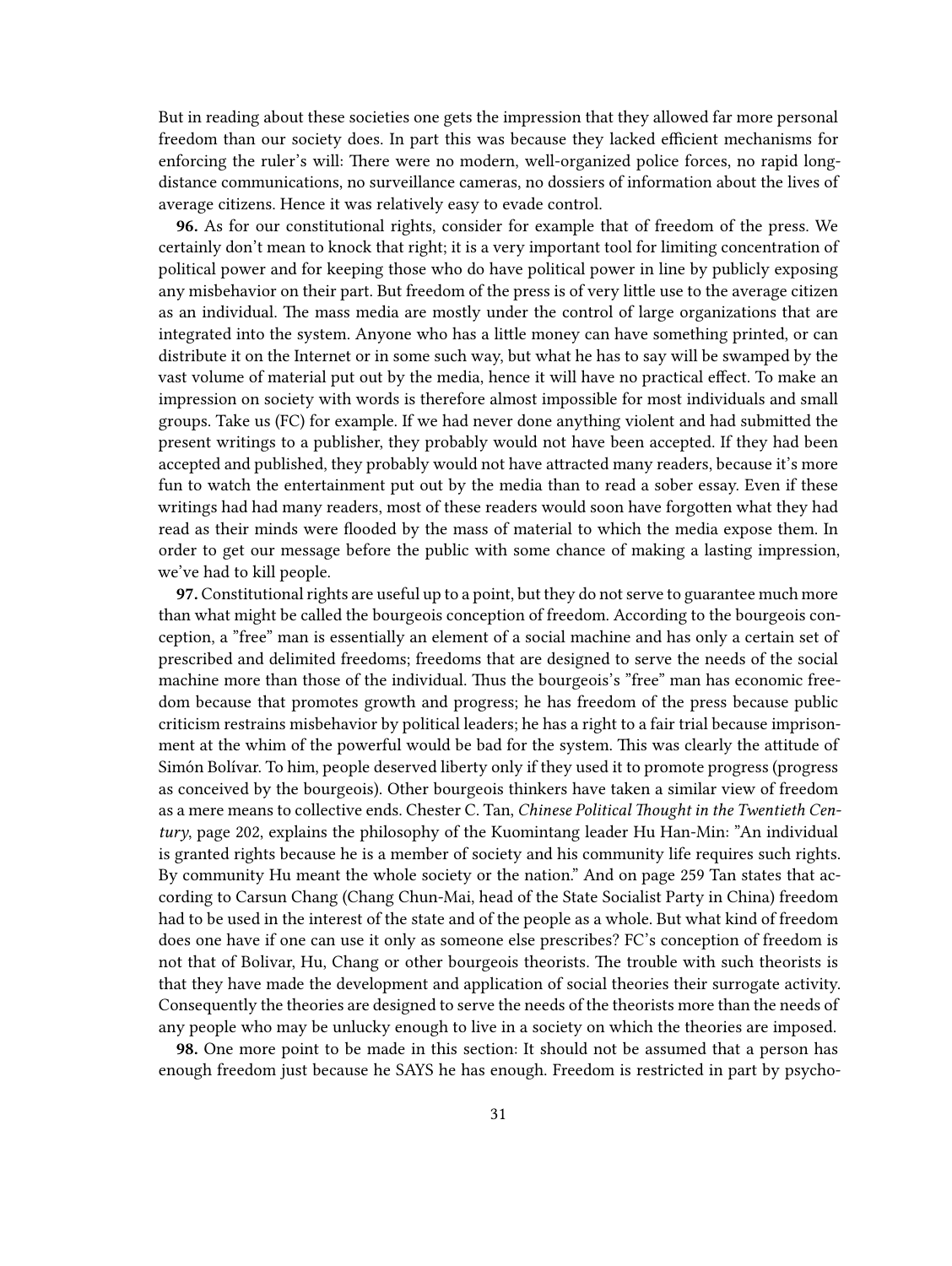But in reading about these societies one gets the impression that they allowed far more personal freedom than our society does. In part this was because they lacked efficient mechanisms for enforcing the ruler's will: There were no modern, well-organized police forces, no rapid long-distance communications, no surveillance cameras, no dossiers of information about the lives of average citizens. Hence it was relatively easy to evade control.

**96.** As for our constitutional rights, consider for example that of freedom of the press. We certainly don't mean to knock that right; it is a very important tool for limiting concentration of political power and for keeping those who do have political power in line by publicly exposing any misbehavior on their part. But freedom of the press is of very little use to the average citizen as an individual. The mass media are mostly under the control of large organizations that are integrated into the system. Anyone who has a little money can have something printed, or can distribute it on the Internet or in some such way, but what he has to say will be swamped by the vast volume of material put out by the media, hence it will have no practical effect. To make an impression on society with words is therefore almost impossible for most individuals and small groups. Take us (FC) for example. If we had never done anything violent and had submitted the present writings to a publisher, they probably would not have been accepted. If they had been accepted and published, they probably would not have attracted many readers, because it's more fun to watch the entertainment put out by the media than to read a sober essay. Even if these writings had had many readers, most of these readers would soon have forgotten what they had read as their minds were flooded by the mass of material to which the media expose them. In order to get our message before the public with some chance of making a lasting impression, we've had to kill people.

**97.** Constitutional rights are useful up to a point, but they do not serve to guarantee much more than what might be called the bourgeois conception of freedom. According to the bourgeois conception, a "free" man is essentially an element of a social machine and has only a certain set of prescribed and delimited freedoms; freedoms that are designed to serve the needs of the social machine more than those of the individual. Thus the bourgeois's "free" man has economic freedom because that promotes growth and progress; he has freedom of the press because public criticism restrains misbehavior by political leaders; he has a right to a fair trial because imprisonment at the whim of the powerful would be bad for the system. This was clearly the attitude of Simón Bolívar. To him, people deserved liberty only if they used it to promote progress (progress as conceived by the bourgeois). Other bourgeois thinkers have taken a similar view of freedom as a mere means to collective ends. Chester C. Tan, *Chinese Political Thought in the Twentieth Century*, page 202, explains the philosophy of the Kuomintang leader Hu Han-Min: "An individual is granted rights because he is a member of society and his community life requires such rights. By community Hu meant the whole society or the nation." And on page 259 Tan states that according to Carsun Chang (Chang Chun-Mai, head of the State Socialist Party in China) freedom had to be used in the interest of the state and of the people as a whole. But what kind of freedom does one have if one can use it only as someone else prescribes? FC's conception of freedom is not that of Bolivar, Hu, Chang or other bourgeois theorists. The trouble with such theorists is that they have made the development and application of social theories their surrogate activity. Consequently the theories are designed to serve the needs of the theorists more than the needs of any people who may be unlucky enough to live in a society on which the theories are imposed.

**98.** One more point to be made in this section: It should not be assumed that a person has enough freedom just because he SAYS he has enough. Freedom is restricted in part by psycho-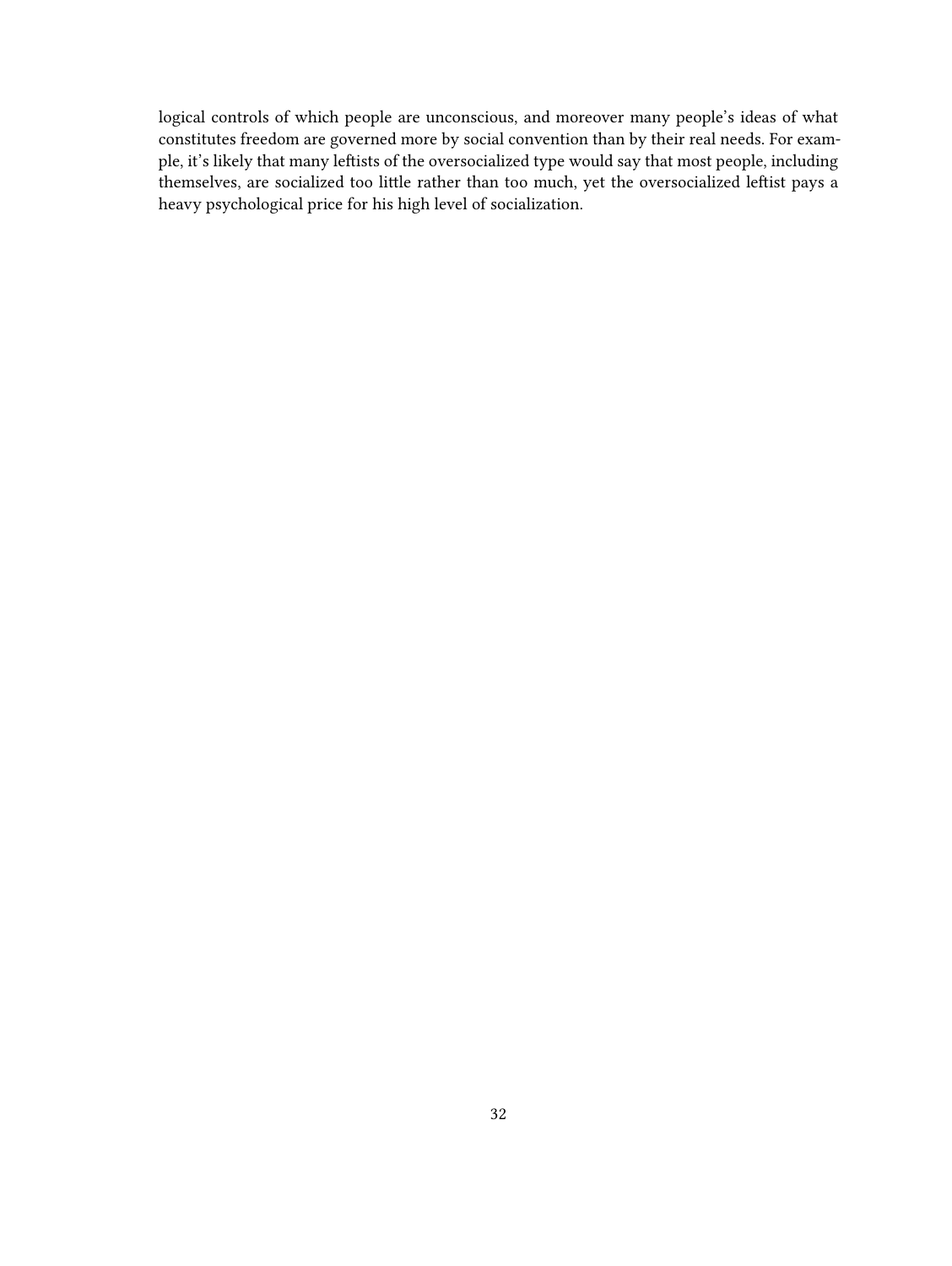logical controls of which people are unconscious, and moreover many people's ideas of what constitutes freedom are governed more by social convention than by their real needs. For example, it's likely that many leftists of the oversocialized type would say that most people, including themselves, are socialized too little rather than too much, yet the oversocialized leftist pays a heavy psychological price for his high level of socialization.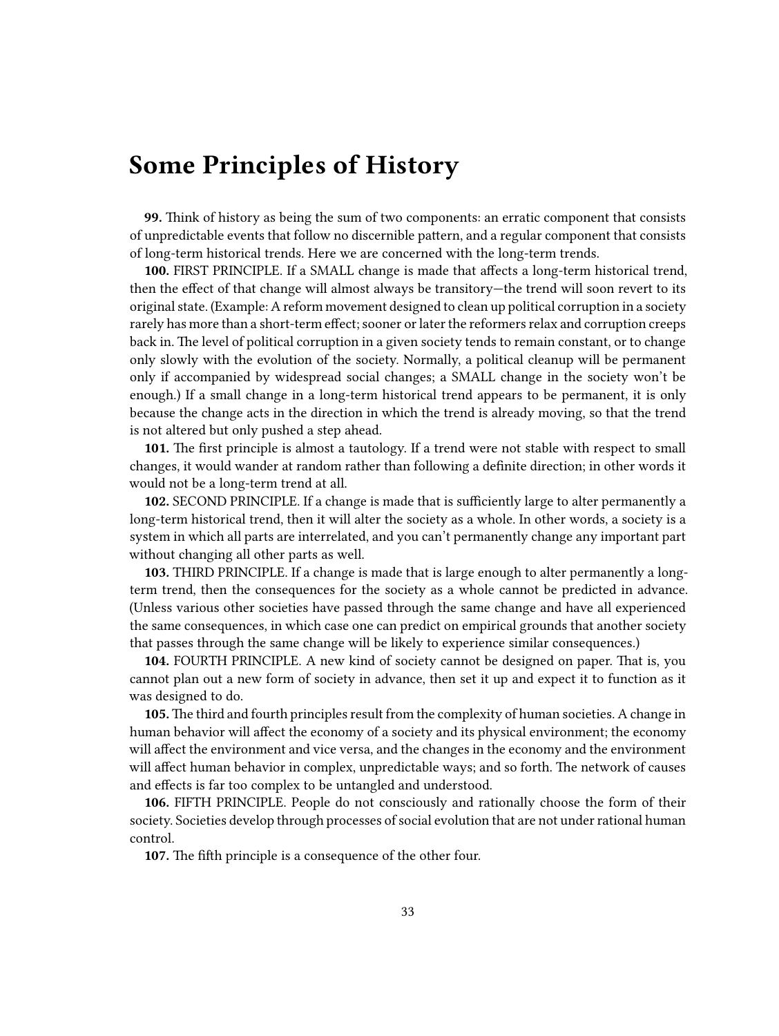# Some Principles of History

**99.** Think of history as being the sum of two components: an erratic component that consists of unpredictable events that follow no discernible pattern, and a regular component that consists of long-term historical trends. Here we are concerned with the long-term trends.

**100.** FIRST PRINCIPLE. If a SMALL change is made that affects a long-term historical trend, then the effect of that change will almost always be transitory—the trend will soon revert to its original state. (Example: A reform movement designed to clean up political corruption in a society rarely has more than a short-term effect; sooner or later the reformers relax and corruption creeps back in. The level of political corruption in a given society tends to remain constant, or to change only slowly with the evolution of the society. Normally, a political cleanup will be permanent only if accompanied by widespread social changes; a SMALL change in the society won't be enough.) If a small change in a long-term historical trend appears to be permanent, it is only because the change acts in the direction in which the trend is already moving, so that the trend is not altered but only pushed a step ahead.

**101.** The first principle is almost a tautology. If a trend were not stable with respect to small changes, it would wander at random rather than following a definite direction; in other words it would not be a long-term trend at all.

**102.** SECOND PRINCIPLE. If a change is made that is sufficiently large to alter permanently a long-term historical trend, then it will alter the society as a whole. In other words, a society is a system in which all parts are interrelated, and you can't permanently change any important part without changing all other parts as well.

**103.** THIRD PRINCIPLE. If a change is made that is large enough to alter permanently a long-term trend, then the consequences for the society as a whole cannot be predicted in advance. (Unless various other societies have passed through the same change and have all experienced the same consequences, in which case one can predict on empirical grounds that another society that passes through the same change will be likely to experience similar consequences.)

**104.** FOURTH PRINCIPLE. A new kind of society cannot be designed on paper. That is, you cannot plan out a new form of society in advance, then set it up and expect it to function as it was designed to do.

**105.** The third and fourth principles result from the complexity of human societies. A change in human behavior will affect the economy of a society and its physical environment; the economy will affect the environment and vice versa, and the changes in the economy and the environment will affect human behavior in complex, unpredictable ways; and so forth. The network of causes and effects is far too complex to be untangled and understood.

**106.** FIFTH PRINCIPLE. People do not consciously and rationally choose the form of their society. Societies develop through processes of social evolution that are not under rational human control.

**107.** The fifth principle is a consequence of the other four.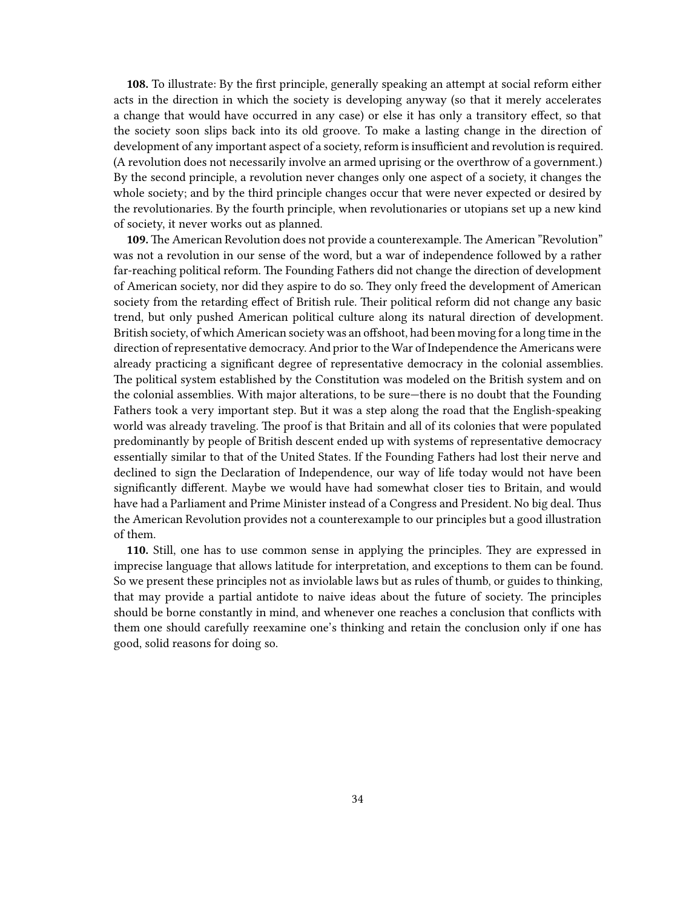**108.** To illustrate: By the first principle, generally speaking an attempt at social reform either acts in the direction in which the society is developing anyway (so that it merely accelerates a change that would have occurred in any case) or else it has only a transitory effect, so that the society soon slips back into its old groove. To make a lasting change in the direction of development of any important aspect of a society, reform is insufficient and revolution is required. (A revolution does not necessarily involve an armed uprising or the overthrow of a government.) By the second principle, a revolution never changes only one aspect of a society, it changes the whole society; and by the third principle changes occur that were never expected or desired by the revolutionaries. By the fourth principle, when revolutionaries or utopians set up a new kind of society, it never works out as planned.

**109.** The American Revolution does not provide a counterexample. The American "Revolution" was not a revolution in our sense of the word, but a war of independence followed by a rather far-reaching political reform. The Founding Fathers did not change the direction of development of American society, nor did they aspire to do so. They only freed the development of American society from the retarding effect of British rule. Their political reform did not change any basic trend, but only pushed American political culture along its natural direction of development. British society, of which American society was an offshoot, had been moving for a long time in the direction of representative democracy. And prior to the War of Independence the Americans were already practicing a significant degree of representative democracy in the colonial assemblies. The political system established by the Constitution was modeled on the British system and on the colonial assemblies. With major alterations, to be sure—there is no doubt that the Founding Fathers took a very important step. But it was a step along the road that the English-speaking world was already traveling. The proof is that Britain and all of its colonies that were populated predominantly by people of British descent ended up with systems of representative democracy essentially similar to that of the United States. If the Founding Fathers had lost their nerve and declined to sign the Declaration of Independence, our way of life today would not have been significantly different. Maybe we would have had somewhat closer ties to Britain, and would have had a Parliament and Prime Minister instead of a Congress and President. No big deal. Thus the American Revolution provides not a counterexample to our principles but a good illustration of them.

**110.** Still, one has to use common sense in applying the principles. They are expressed in imprecise language that allows latitude for interpretation, and exceptions to them can be found. So we present these principles not as inviolable laws but as rules of thumb, or guides to thinking, that may provide a partial antidote to naive ideas about the future of society. The principles should be borne constantly in mind, and whenever one reaches a conclusion that conflicts with them one should carefully reexamine one's thinking and retain the conclusion only if one has good, solid reasons for doing so.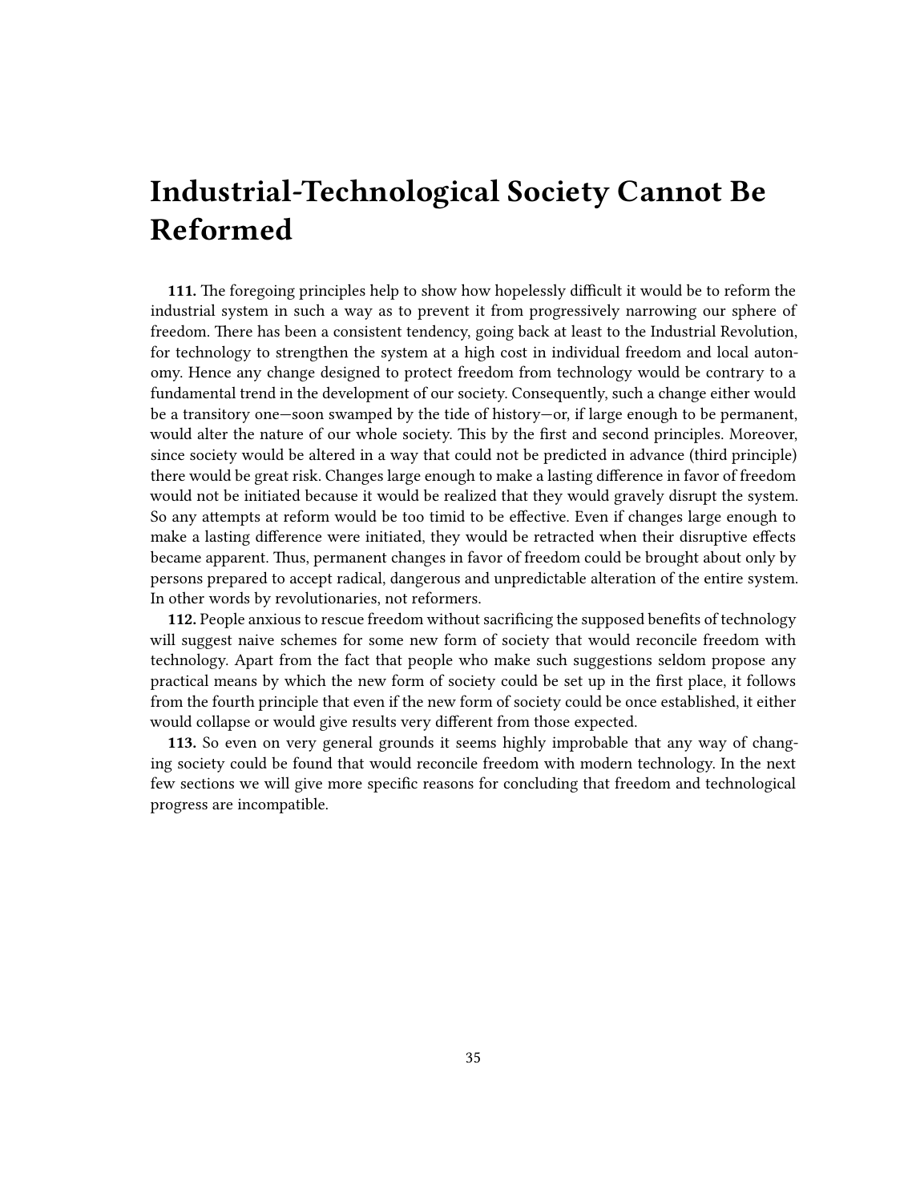# Industrial-Technological Society Cannot Be Reformed

**111.** The foregoing principles help to show how hopelessly difficult it would be to reform the industrial system in such a way as to prevent it from progressively narrowing our sphere of freedom. There has been a consistent tendency, going back at least to the Industrial Revolution, for technology to strengthen the system at a high cost in individual freedom and local autonomy. Hence any change designed to protect freedom from technology would be contrary to a fundamental trend in the development of our society. Consequently, such a change either would be a transitory one—soon swamped by the tide of history—or, if large enough to be permanent, would alter the nature of our whole society. This by the first and second principles. Moreover, since society would be altered in a way that could not be predicted in advance (third principle) there would be great risk. Changes large enough to make a lasting difference in favor of freedom would not be initiated because it would be realized that they would gravely disrupt the system. So any attempts at reform would be too timid to be effective. Even if changes large enough to make a lasting difference were initiated, they would be retracted when their disruptive effects became apparent. Thus, permanent changes in favor of freedom could be brought about only by persons prepared to accept radical, dangerous and unpredictable alteration of the entire system. In other words by revolutionaries, not reformers.

**112.** People anxious to rescue freedom without sacrificing the supposed benefits of technology will suggest naive schemes for some new form of society that would reconcile freedom with technology. Apart from the fact that people who make such suggestions seldom propose any practical means by which the new form of society could be set up in the first place, it follows from the fourth principle that even if the new form of society could be once established, it either would collapse or would give results very different from those expected.

**113.** So even on very general grounds it seems highly improbable that any way of changing society could be found that would reconcile freedom with modern technology. In the next few sections we will give more specific reasons for concluding that freedom and technological progress are incompatible.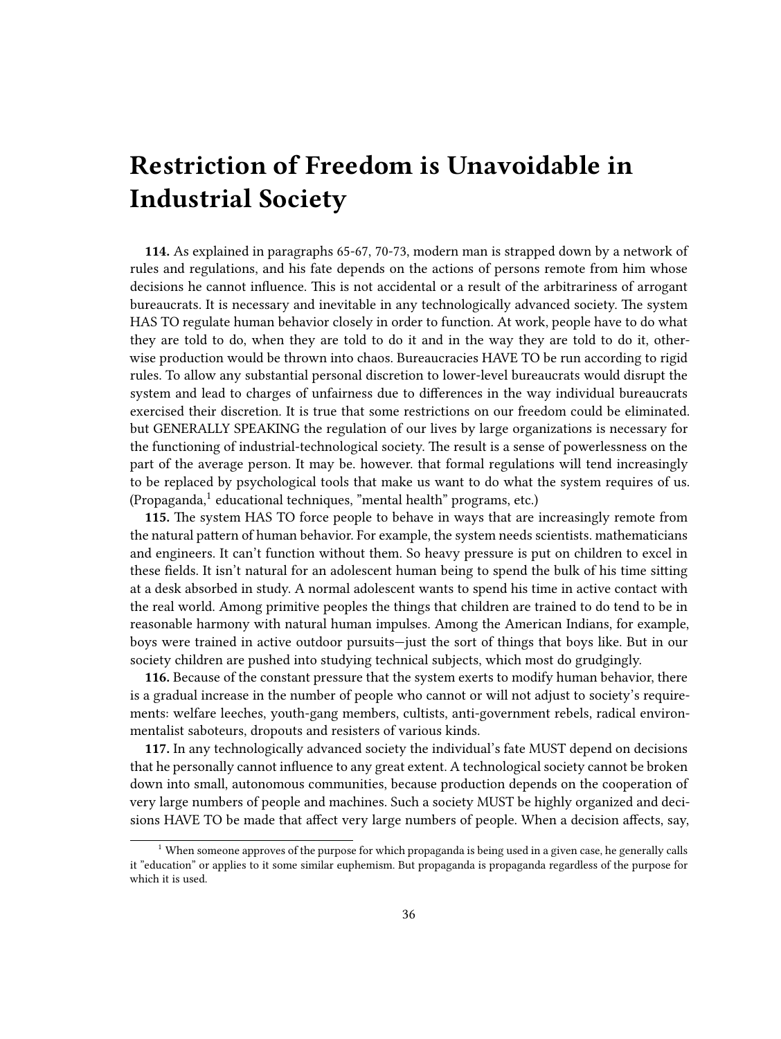# Restriction of Freedom is Unavoidable in Industrial Society

**114.** As explained in paragraphs 65-67, 70-73, modern man is strapped down by a network of rules and regulations, and his fate depends on the actions of persons remote from him whose decisions he cannot influence. This is not accidental or a result of the arbitrariness of arrogant bureaucrats. It is necessary and inevitable in any technologically advanced society. The system HAS TO regulate human behavior closely in order to function. At work, people have to do what they are told to do, when they are told to do it and in the way they are told to do it, otherwise production would be thrown into chaos. Bureaucracies HAVE TO be run according to rigid rules. To allow any substantial personal discretion to lower-level bureaucrats would disrupt the system and lead to charges of unfairness due to differences in the way individual bureaucrats exercised their discretion. It is true that some restrictions on our freedom could be eliminated. but GENERALLY SPEAKING the regulation of our lives by large organizations is necessary for the functioning of industrial-technological society. The result is a sense of powerlessness on the part of the average person. It may be. however. that formal regulations will tend increasingly to be replaced by psychological tools that make us want to do what the system requires of us. (Propaganda,[1] educational techniques, "mental health" programs, etc.)

**115.** The system HAS TO force people to behave in ways that are increasingly remote from the natural pattern of human behavior. For example, the system needs scientists. mathematicians and engineers. It can't function without them. So heavy pressure is put on children to excel in these fields. It isn't natural for an adolescent human being to spend the bulk of his time sitting at a desk absorbed in study. A normal adolescent wants to spend his time in active contact with the real world. Among primitive peoples the things that children are trained to do tend to be in reasonable harmony with natural human impulses. Among the American Indians, for example, boys were trained in active outdoor pursuits—just the sort of things that boys like. But in our society children are pushed into studying technical subjects, which most do grudgingly.

**116.** Because of the constant pressure that the system exerts to modify human behavior, there is a gradual increase in the number of people who cannot or will not adjust to society's requirements: welfare leeches, youth-gang members, cultists, anti-government rebels, radical environmentalist saboteurs, dropouts and resisters of various kinds.

**117.** In any technologically advanced society the individual's fate MUST depend on decisions that he personally cannot influence to any great extent. A technological society cannot be broken down into small, autonomous communities, because production depends on the cooperation of very large numbers of people and machines. Such a society MUST be highly organized and decisions HAVE TO be made that affect very large numbers of people. When a decision affects, say,

[1] When someone approves of the purpose for which propaganda is being used in a given case, he generally calls it "education" or applies to it some similar euphemism. But propaganda is propaganda regardless of the purpose for which it is used.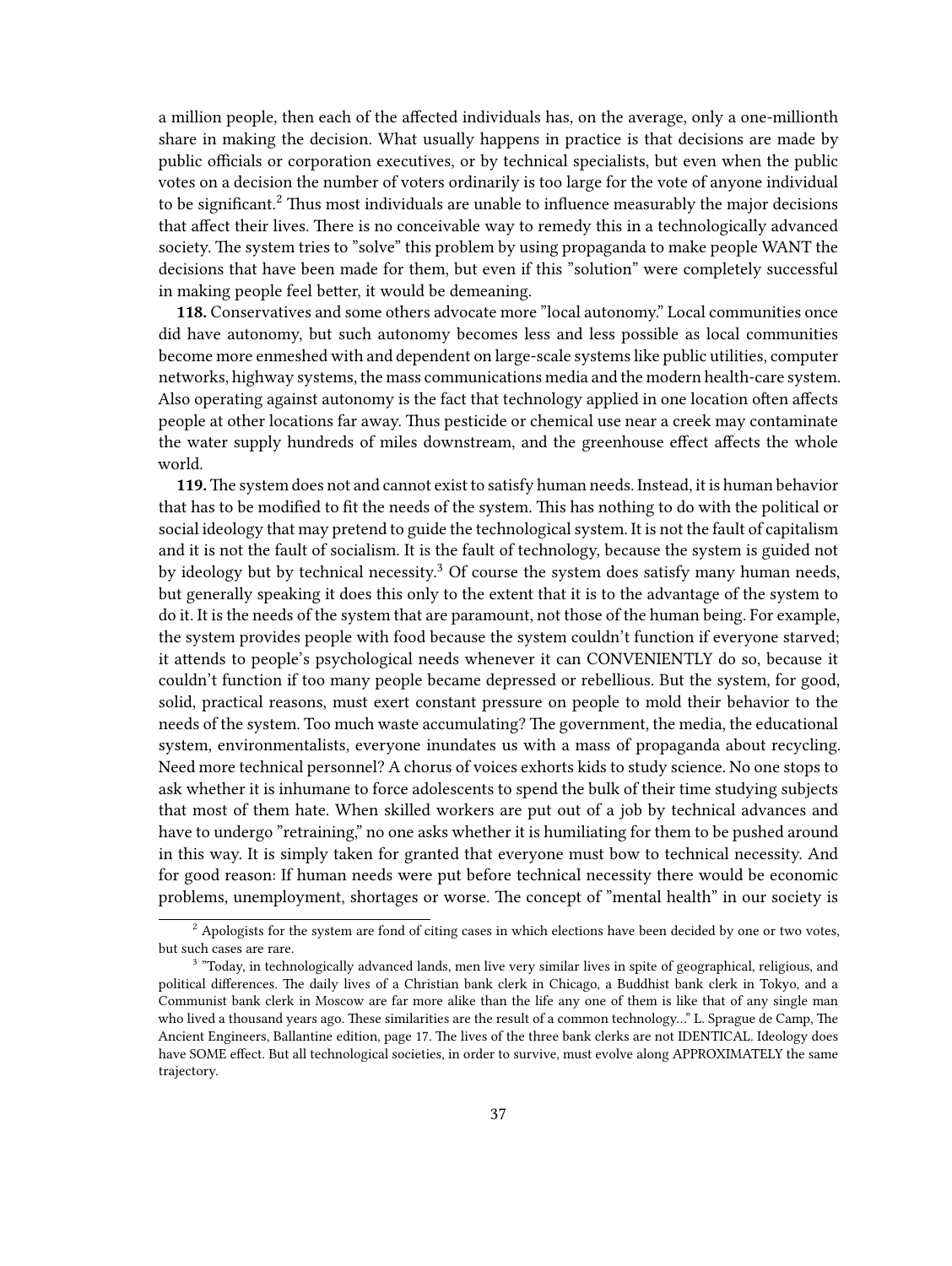a million people, then each of the affected individuals has, on the average, only a one-millionth share in making the decision. What usually happens in practice is that decisions are made by public officials or corporation executives, or by technical specialists, but even when the public votes on a decision the number of voters ordinarily is too large for the vote of anyone individual to be significant.[2] Thus most individuals are unable to influence measurably the major decisions that affect their lives. There is no conceivable way to remedy this in a technologically advanced society. The system tries to "solve" this problem by using propaganda to make people WANT the decisions that have been made for them, but even if this "solution" were completely successful in making people feel better, it would be demeaning.

**118.** Conservatives and some others advocate more "local autonomy." Local communities once did have autonomy, but such autonomy becomes less and less possible as local communities become more enmeshed with and dependent on large-scale systems like public utilities, computer networks, highway systems, the mass communications media and the modern health-care system. Also operating against autonomy is the fact that technology applied in one location often affects people at other locations far away. Thus pesticide or chemical use near a creek may contaminate the water supply hundreds of miles downstream, and the greenhouse effect affects the whole world.

**119.** The system does not and cannot exist to satisfy human needs. Instead, it is human behavior that has to be modified to fit the needs of the system. This has nothing to do with the political or social ideology that may pretend to guide the technological system. It is not the fault of capitalism and it is not the fault of socialism. It is the fault of technology, because the system is guided not by ideology but by technical necessity.[3] Of course the system does satisfy many human needs, but generally speaking it does this only to the extent that it is to the advantage of the system to do it. It is the needs of the system that are paramount, not those of the human being. For example, the system provides people with food because the system couldn't function if everyone starved; it attends to people's psychological needs whenever it can CONVENIENTLY do so, because it couldn't function if too many people became depressed or rebellious. But the system, for good, solid, practical reasons, must exert constant pressure on people to mold their behavior to the needs of the system. Too much waste accumulating? The government, the media, the educational system, environmentalists, everyone inundates us with a mass of propaganda about recycling. Need more technical personnel? A chorus of voices exhorts kids to study science. No one stops to ask whether it is inhumane to force adolescents to spend the bulk of their time studying subjects that most of them hate. When skilled workers are put out of a job by technical advances and have to undergo "retraining," no one asks whether it is humiliating for them to be pushed around in this way. It is simply taken for granted that everyone must bow to technical necessity. And for good reason: If human needs were put before technical necessity there would be economic problems, unemployment, shortages or worse. The concept of "mental health" in our society is

---

[2] Apologists for the system are fond of citing cases in which elections have been decided by one or two votes, but such cases are rare.

[3] "Today, in technologically advanced lands, men live very similar lives in spite of geographical, religious, and political differences. The daily lives of a Christian bank clerk in Chicago, a Buddhist bank clerk in Tokyo, and a Communist bank clerk in Moscow are far more alike than the life any one of them is like that of any single man who lived a thousand years ago. These similarities are the result of a common technology…" L. Sprague de Camp, The Ancient Engineers, Ballantine edition, page 17. The lives of the three bank clerks are not IDENTICAL. Ideology does have SOME effect. But all technological societies, in order to survive, must evolve along APPROXIMATELY the same trajectory.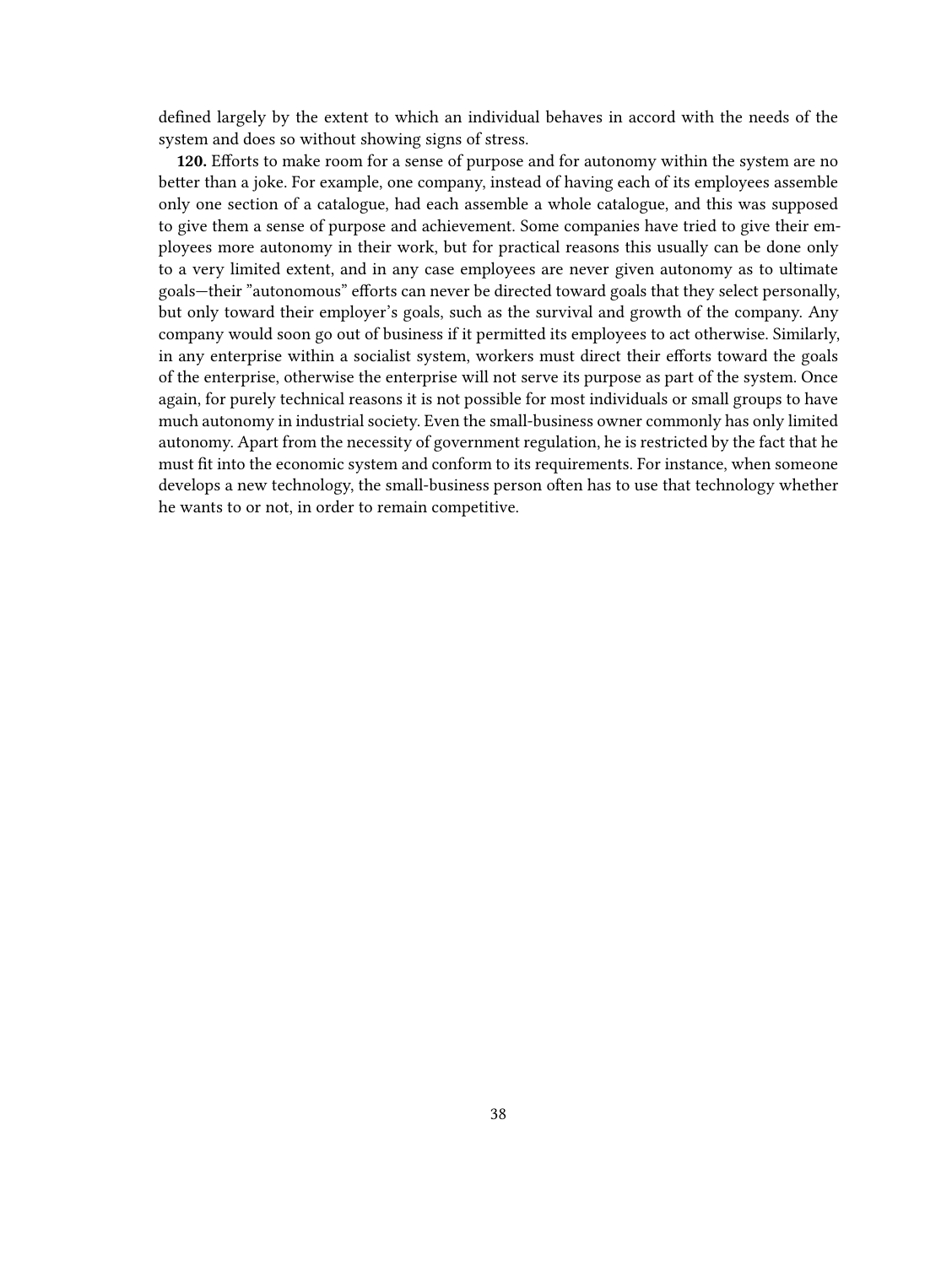defined largely by the extent to which an individual behaves in accord with the needs of the system and does so without showing signs of stress.

**120.** Efforts to make room for a sense of purpose and for autonomy within the system are no better than a joke. For example, one company, instead of having each of its employees assemble only one section of a catalogue, had each assemble a whole catalogue, and this was supposed to give them a sense of purpose and achievement. Some companies have tried to give their employees more autonomy in their work, but for practical reasons this usually can be done only to a very limited extent, and in any case employees are never given autonomy as to ultimate goals—their "autonomous" efforts can never be directed toward goals that they select personally, but only toward their employer's goals, such as the survival and growth of the company. Any company would soon go out of business if it permitted its employees to act otherwise. Similarly, in any enterprise within a socialist system, workers must direct their efforts toward the goals of the enterprise, otherwise the enterprise will not serve its purpose as part of the system. Once again, for purely technical reasons it is not possible for most individuals or small groups to have much autonomy in industrial society. Even the small-business owner commonly has only limited autonomy. Apart from the necessity of government regulation, he is restricted by the fact that he must fit into the economic system and conform to its requirements. For instance, when someone develops a new technology, the small-business person often has to use that technology whether he wants to or not, in order to remain competitive.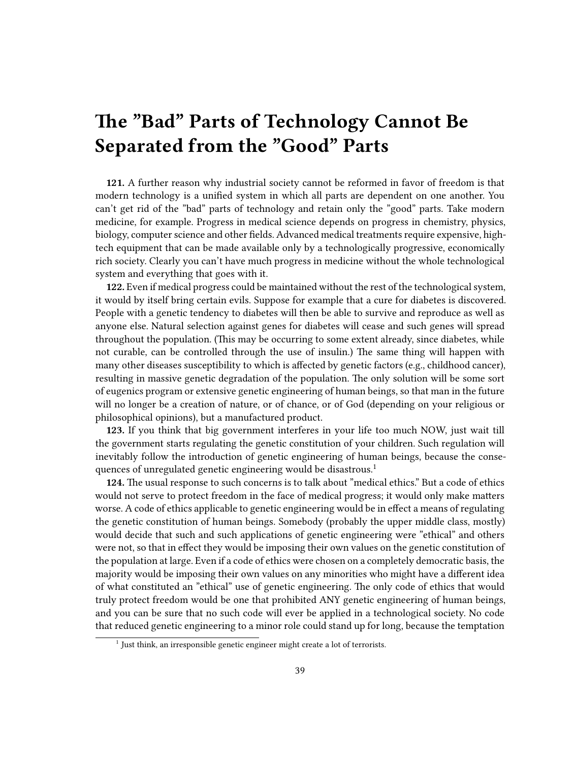# The "Bad" Parts of Technology Cannot Be Separated from the "Good" Parts

**121.** A further reason why industrial society cannot be reformed in favor of freedom is that modern technology is a unified system in which all parts are dependent on one another. You can't get rid of the "bad" parts of technology and retain only the "good" parts. Take modern medicine, for example. Progress in medical science depends on progress in chemistry, physics, biology, computer science and other fields. Advanced medical treatments require expensive, high-tech equipment that can be made available only by a technologically progressive, economically rich society. Clearly you can't have much progress in medicine without the whole technological system and everything that goes with it.

**122.** Even if medical progress could be maintained without the rest of the technological system, it would by itself bring certain evils. Suppose for example that a cure for diabetes is discovered. People with a genetic tendency to diabetes will then be able to survive and reproduce as well as anyone else. Natural selection against genes for diabetes will cease and such genes will spread throughout the population. (This may be occurring to some extent already, since diabetes, while not curable, can be controlled through the use of insulin.) The same thing will happen with many other diseases susceptibility to which is affected by genetic factors (e.g., childhood cancer), resulting in massive genetic degradation of the population. The only solution will be some sort of eugenics program or extensive genetic engineering of human beings, so that man in the future will no longer be a creation of nature, or of chance, or of God (depending on your religious or philosophical opinions), but a manufactured product.

**123.** If you think that big government interferes in your life too much NOW, just wait till the government starts regulating the genetic constitution of your children. Such regulation will inevitably follow the introduction of genetic engineering of human beings, because the consequences of unregulated genetic engineering would be disastrous.[1]

**124.** The usual response to such concerns is to talk about "medical ethics." But a code of ethics would not serve to protect freedom in the face of medical progress; it would only make matters worse. A code of ethics applicable to genetic engineering would be in effect a means of regulating the genetic constitution of human beings. Somebody (probably the upper middle class, mostly) would decide that such and such applications of genetic engineering were "ethical" and others were not, so that in effect they would be imposing their own values on the genetic constitution of the population at large. Even if a code of ethics were chosen on a completely democratic basis, the majority would be imposing their own values on any minorities who might have a different idea of what constituted an "ethical" use of genetic engineering. The only code of ethics that would truly protect freedom would be one that prohibited ANY genetic engineering of human beings, and you can be sure that no such code will ever be applied in a technological society. No code that reduced genetic engineering to a minor role could stand up for long, because the temptation

[1] Just think, an irresponsible genetic engineer might create a lot of terrorists.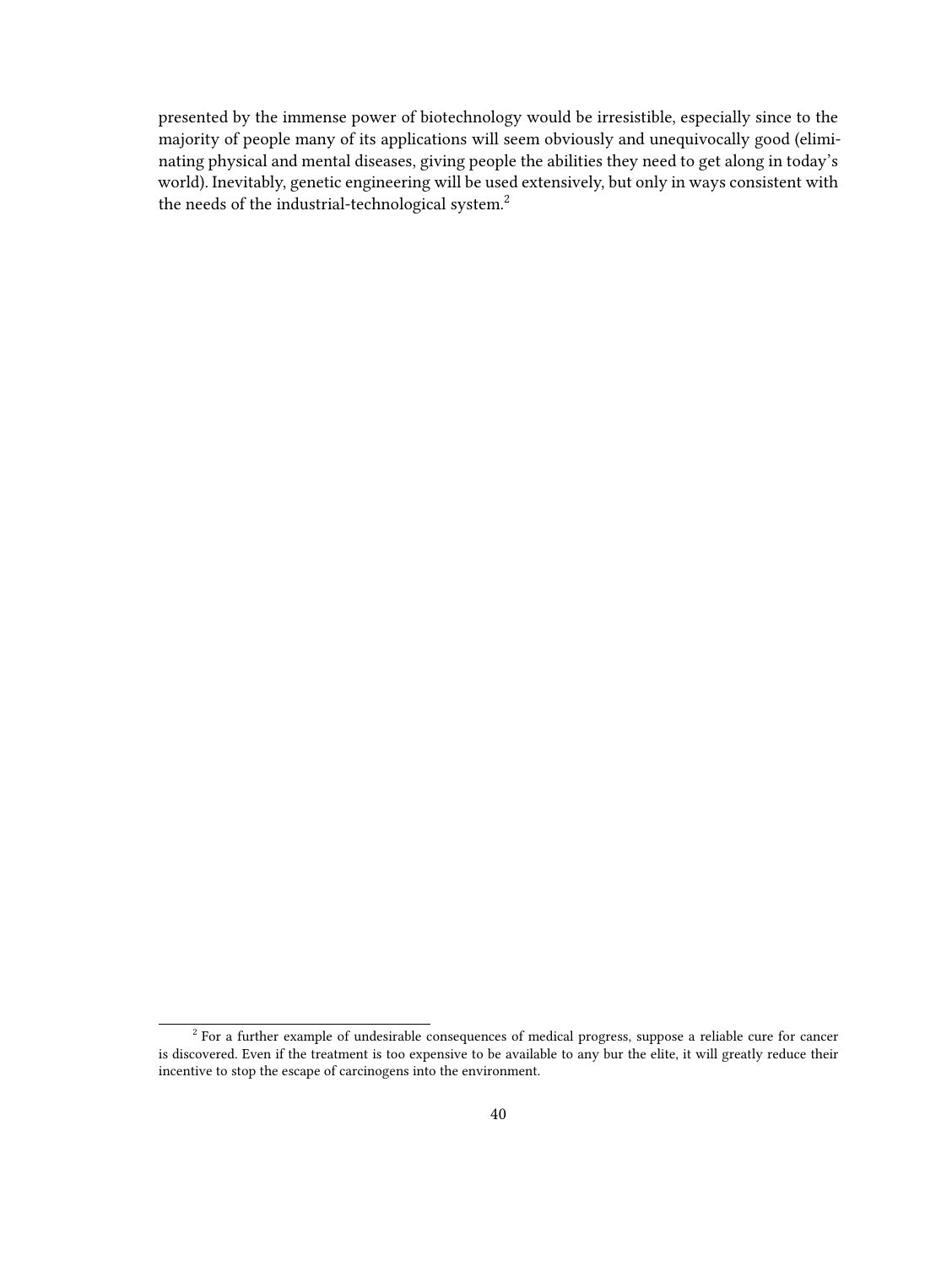presented by the immense power of biotechnology would be irresistible, especially since to the majority of people many of its applications will seem obviously and unequivocally good (eliminating physical and mental diseases, giving people the abilities they need to get along in today's world). Inevitably, genetic engineering will be used extensively, but only in ways consistent with the needs of the industrial-technological system.[2]

---

[2] For a further example of undesirable consequences of medical progress, suppose a reliable cure for cancer is discovered. Even if the treatment is too expensive to be available to any bur the elite, it will greatly reduce their incentive to stop the escape of carcinogens into the environment.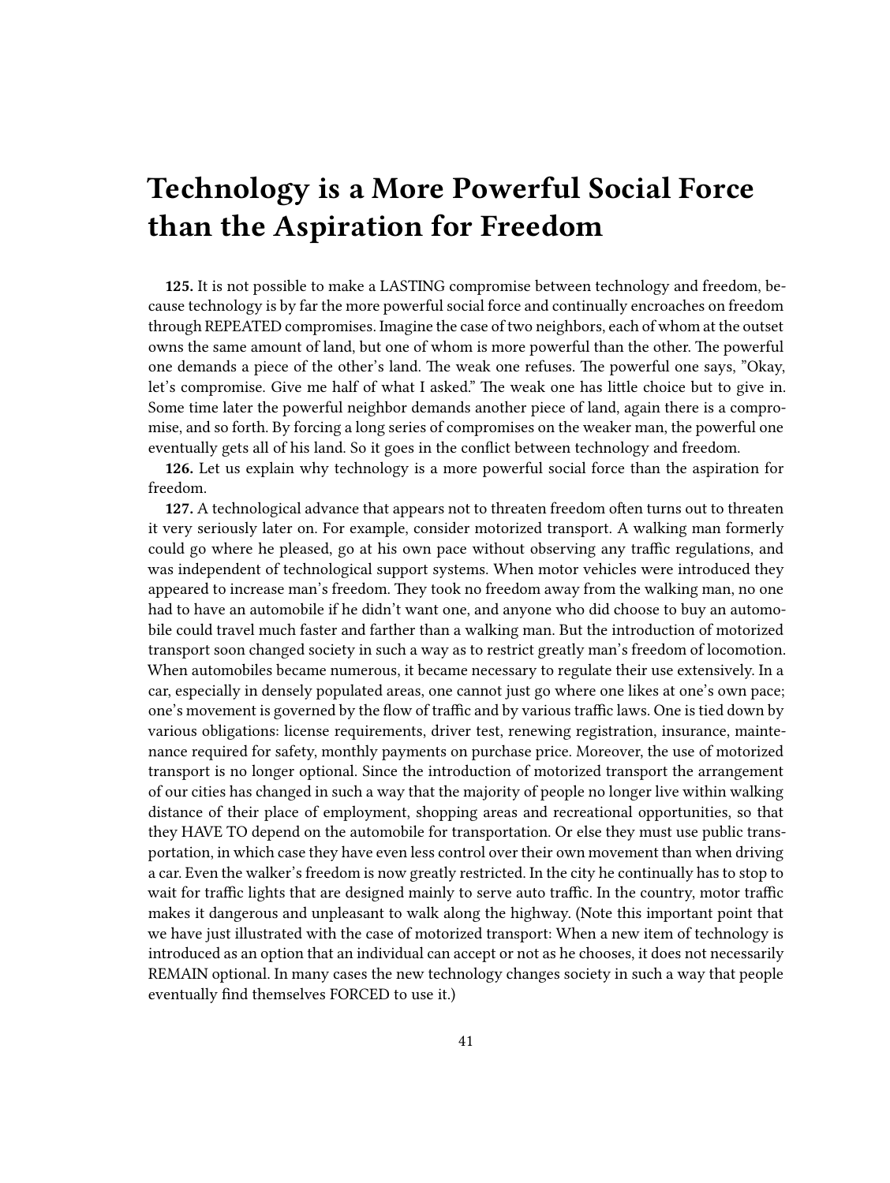# Technology is a More Powerful Social Force than the Aspiration for Freedom

**125.** It is not possible to make a LASTING compromise between technology and freedom, because technology is by far the more powerful social force and continually encroaches on freedom through REPEATED compromises. Imagine the case of two neighbors, each of whom at the outset owns the same amount of land, but one of whom is more powerful than the other. The powerful one demands a piece of the other's land. The weak one refuses. The powerful one says, "Okay, let's compromise. Give me half of what I asked." The weak one has little choice but to give in. Some time later the powerful neighbor demands another piece of land, again there is a compromise, and so forth. By forcing a long series of compromises on the weaker man, the powerful one eventually gets all of his land. So it goes in the conflict between technology and freedom.

**126.** Let us explain why technology is a more powerful social force than the aspiration for freedom.

**127.** A technological advance that appears not to threaten freedom often turns out to threaten it very seriously later on. For example, consider motorized transport. A walking man formerly could go where he pleased, go at his own pace without observing any traffic regulations, and was independent of technological support systems. When motor vehicles were introduced they appeared to increase man's freedom. They took no freedom away from the walking man, no one had to have an automobile if he didn't want one, and anyone who did choose to buy an automobile could travel much faster and farther than a walking man. But the introduction of motorized transport soon changed society in such a way as to restrict greatly man's freedom of locomotion. When automobiles became numerous, it became necessary to regulate their use extensively. In a car, especially in densely populated areas, one cannot just go where one likes at one's own pace; one's movement is governed by the flow of traffic and by various traffic laws. One is tied down by various obligations: license requirements, driver test, renewing registration, insurance, maintenance required for safety, monthly payments on purchase price. Moreover, the use of motorized transport is no longer optional. Since the introduction of motorized transport the arrangement of our cities has changed in such a way that the majority of people no longer live within walking distance of their place of employment, shopping areas and recreational opportunities, so that they HAVE TO depend on the automobile for transportation. Or else they must use public transportation, in which case they have even less control over their own movement than when driving a car. Even the walker's freedom is now greatly restricted. In the city he continually has to stop to wait for traffic lights that are designed mainly to serve auto traffic. In the country, motor traffic makes it dangerous and unpleasant to walk along the highway. (Note this important point that we have just illustrated with the case of motorized transport: When a new item of technology is introduced as an option that an individual can accept or not as he chooses, it does not necessarily REMAIN optional. In many cases the new technology changes society in such a way that people eventually find themselves FORCED to use it.)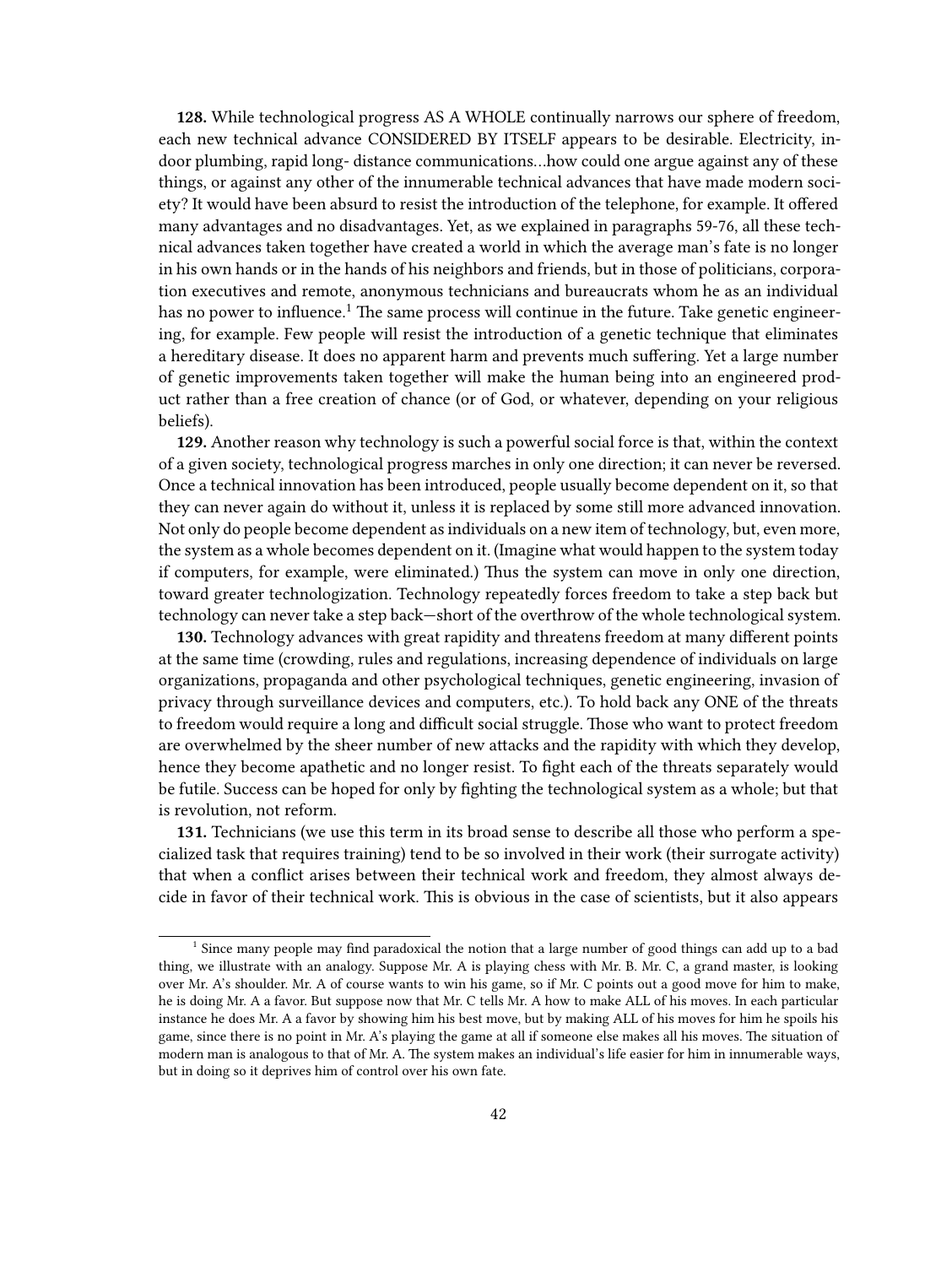**128.** While technological progress AS A WHOLE continually narrows our sphere of freedom, each new technical advance CONSIDERED BY ITSELF appears to be desirable. Electricity, indoor plumbing, rapid long- distance communications…how could one argue against any of these things, or against any other of the innumerable technical advances that have made modern society? It would have been absurd to resist the introduction of the telephone, for example. It offered many advantages and no disadvantages. Yet, as we explained in paragraphs 59-76, all these technical advances taken together have created a world in which the average man's fate is no longer in his own hands or in the hands of his neighbors and friends, but in those of politicians, corporation executives and remote, anonymous technicians and bureaucrats whom he as an individual has no power to influence.[1] The same process will continue in the future. Take genetic engineering, for example. Few people will resist the introduction of a genetic technique that eliminates a hereditary disease. It does no apparent harm and prevents much suffering. Yet a large number of genetic improvements taken together will make the human being into an engineered product rather than a free creation of chance (or of God, or whatever, depending on your religious beliefs).

**129.** Another reason why technology is such a powerful social force is that, within the context of a given society, technological progress marches in only one direction; it can never be reversed. Once a technical innovation has been introduced, people usually become dependent on it, so that they can never again do without it, unless it is replaced by some still more advanced innovation. Not only do people become dependent as individuals on a new item of technology, but, even more, the system as a whole becomes dependent on it. (Imagine what would happen to the system today if computers, for example, were eliminated.) Thus the system can move in only one direction, toward greater technologization. Technology repeatedly forces freedom to take a step back but technology can never take a step back—short of the overthrow of the whole technological system.

**130.** Technology advances with great rapidity and threatens freedom at many different points at the same time (crowding, rules and regulations, increasing dependence of individuals on large organizations, propaganda and other psychological techniques, genetic engineering, invasion of privacy through surveillance devices and computers, etc.). To hold back any ONE of the threats to freedom would require a long and difficult social struggle. Those who want to protect freedom are overwhelmed by the sheer number of new attacks and the rapidity with which they develop, hence they become apathetic and no longer resist. To fight each of the threats separately would be futile. Success can be hoped for only by fighting the technological system as a whole; but that is revolution, not reform.

**131.** Technicians (we use this term in its broad sense to describe all those who perform a specialized task that requires training) tend to be so involved in their work (their surrogate activity) that when a conflict arises between their technical work and freedom, they almost always decide in favor of their technical work. This is obvious in the case of scientists, but it also appears

---

[1] Since many people may find paradoxical the notion that a large number of good things can add up to a bad thing, we illustrate with an analogy. Suppose Mr. A is playing chess with Mr. B. Mr. C, a grand master, is looking over Mr. A's shoulder. Mr. A of course wants to win his game, so if Mr. C points out a good move for him to make, he is doing Mr. A a favor. But suppose now that Mr. C tells Mr. A how to make ALL of his moves. In each particular instance he does Mr. A a favor by showing him his best move, but by making ALL of his moves for him he spoils his game, since there is no point in Mr. A's playing the game at all if someone else makes all his moves. The situation of modern man is analogous to that of Mr. A. The system makes an individual's life easier for him in innumerable ways, but in doing so it deprives him of control over his own fate.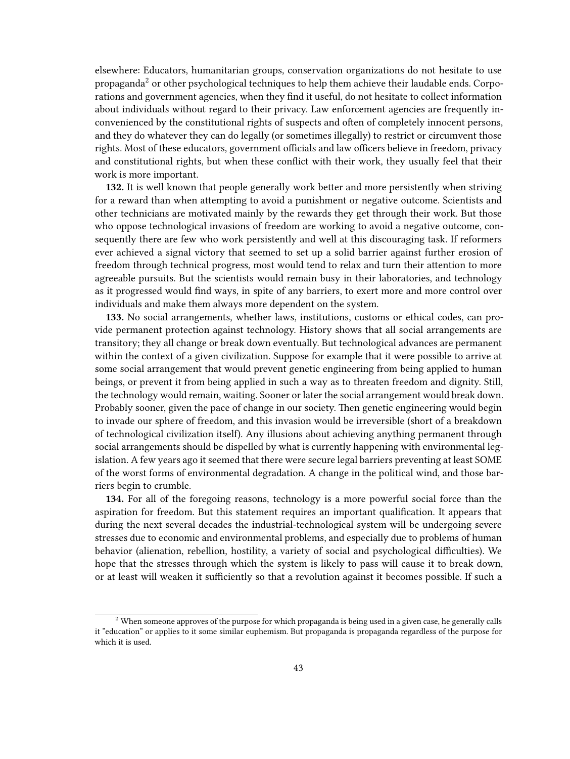elsewhere: Educators, humanitarian groups, conservation organizations do not hesitate to use propaganda[2] or other psychological techniques to help them achieve their laudable ends. Corporations and government agencies, when they find it useful, do not hesitate to collect information about individuals without regard to their privacy. Law enforcement agencies are frequently inconvenienced by the constitutional rights of suspects and often of completely innocent persons, and they do whatever they can do legally (or sometimes illegally) to restrict or circumvent those rights. Most of these educators, government officials and law officers believe in freedom, privacy and constitutional rights, but when these conflict with their work, they usually feel that their work is more important.

**132.** It is well known that people generally work better and more persistently when striving for a reward than when attempting to avoid a punishment or negative outcome. Scientists and other technicians are motivated mainly by the rewards they get through their work. But those who oppose technological invasions of freedom are working to avoid a negative outcome, consequently there are few who work persistently and well at this discouraging task. If reformers ever achieved a signal victory that seemed to set up a solid barrier against further erosion of freedom through technical progress, most would tend to relax and turn their attention to more agreeable pursuits. But the scientists would remain busy in their laboratories, and technology as it progressed would find ways, in spite of any barriers, to exert more and more control over individuals and make them always more dependent on the system.

**133.** No social arrangements, whether laws, institutions, customs or ethical codes, can provide permanent protection against technology. History shows that all social arrangements are transitory; they all change or break down eventually. But technological advances are permanent within the context of a given civilization. Suppose for example that it were possible to arrive at some social arrangement that would prevent genetic engineering from being applied to human beings, or prevent it from being applied in such a way as to threaten freedom and dignity. Still, the technology would remain, waiting. Sooner or later the social arrangement would break down. Probably sooner, given the pace of change in our society. Then genetic engineering would begin to invade our sphere of freedom, and this invasion would be irreversible (short of a breakdown of technological civilization itself). Any illusions about achieving anything permanent through social arrangements should be dispelled by what is currently happening with environmental legislation. A few years ago it seemed that there were secure legal barriers preventing at least SOME of the worst forms of environmental degradation. A change in the political wind, and those barriers begin to crumble.

**134.** For all of the foregoing reasons, technology is a more powerful social force than the aspiration for freedom. But this statement requires an important qualification. It appears that during the next several decades the industrial-technological system will be undergoing severe stresses due to economic and environmental problems, and especially due to problems of human behavior (alienation, rebellion, hostility, a variety of social and psychological difficulties). We hope that the stresses through which the system is likely to pass will cause it to break down, or at least will weaken it sufficiently so that a revolution against it becomes possible. If such a

[2] When someone approves of the purpose for which propaganda is being used in a given case, he generally calls it "education" or applies to it some similar euphemism. But propaganda is propaganda regardless of the purpose for which it is used.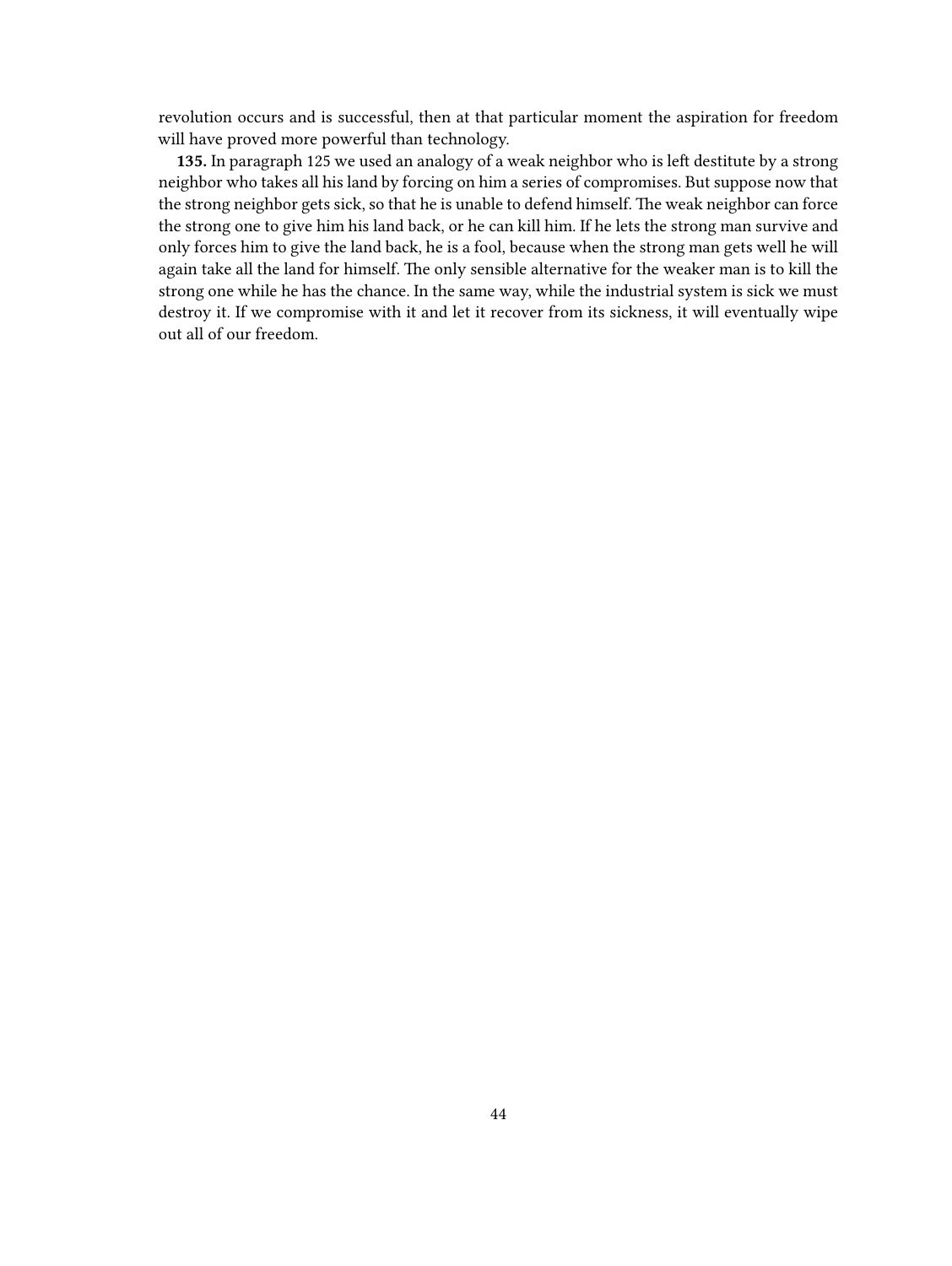revolution occurs and is successful, then at that particular moment the aspiration for freedom will have proved more powerful than technology.

**135.** In paragraph 125 we used an analogy of a weak neighbor who is left destitute by a strong neighbor who takes all his land by forcing on him a series of compromises. But suppose now that the strong neighbor gets sick, so that he is unable to defend himself. The weak neighbor can force the strong one to give him his land back, or he can kill him. If he lets the strong man survive and only forces him to give the land back, he is a fool, because when the strong man gets well he will again take all the land for himself. The only sensible alternative for the weaker man is to kill the strong one while he has the chance. In the same way, while the industrial system is sick we must destroy it. If we compromise with it and let it recover from its sickness, it will eventually wipe out all of our freedom.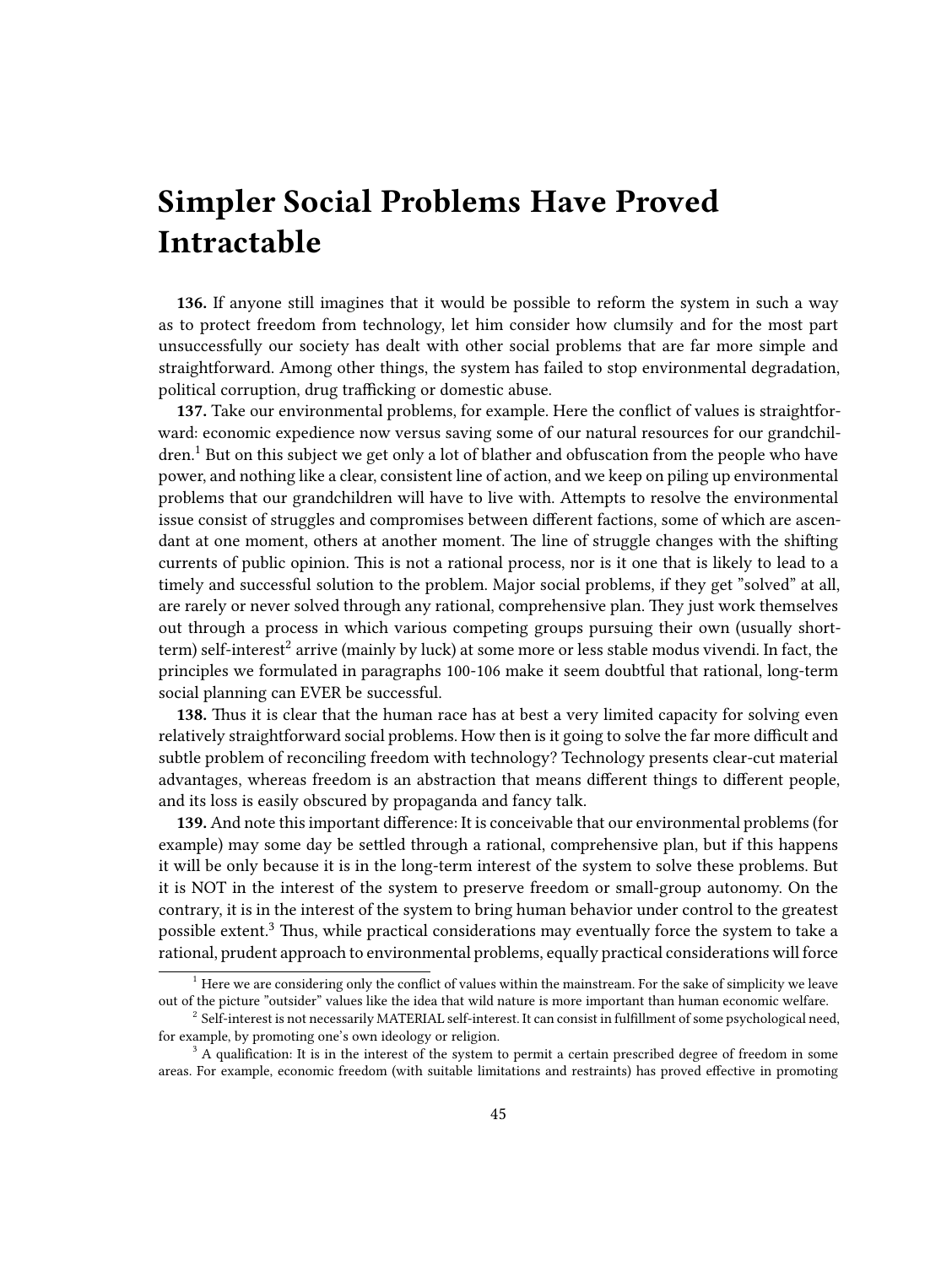# Simpler Social Problems Have Proved Intractable

**136.** If anyone still imagines that it would be possible to reform the system in such a way as to protect freedom from technology, let him consider how clumsily and for the most part unsuccessfully our society has dealt with other social problems that are far more simple and straightforward. Among other things, the system has failed to stop environmental degradation, political corruption, drug trafficking or domestic abuse.

**137.** Take our environmental problems, for example. Here the conflict of values is straightforward: economic expedience now versus saving some of our natural resources for our grandchildren.[1] But on this subject we get only a lot of blather and obfuscation from the people who have power, and nothing like a clear, consistent line of action, and we keep on piling up environmental problems that our grandchildren will have to live with. Attempts to resolve the environmental issue consist of struggles and compromises between different factions, some of which are ascendant at one moment, others at another moment. The line of struggle changes with the shifting currents of public opinion. This is not a rational process, nor is it one that is likely to lead to a timely and successful solution to the problem. Major social problems, if they get "solved" at all, are rarely or never solved through any rational, comprehensive plan. They just work themselves out through a process in which various competing groups pursuing their own (usually short-term) self-interest[2] arrive (mainly by luck) at some more or less stable modus vivendi. In fact, the principles we formulated in paragraphs 100-106 make it seem doubtful that rational, long-term social planning can EVER be successful.

**138.** Thus it is clear that the human race has at best a very limited capacity for solving even relatively straightforward social problems. How then is it going to solve the far more difficult and subtle problem of reconciling freedom with technology? Technology presents clear-cut material advantages, whereas freedom is an abstraction that means different things to different people, and its loss is easily obscured by propaganda and fancy talk.

**139.** And note this important difference: It is conceivable that our environmental problems (for example) may some day be settled through a rational, comprehensive plan, but if this happens it will be only because it is in the long-term interest of the system to solve these problems. But it is NOT in the interest of the system to preserve freedom or small-group autonomy. On the contrary, it is in the interest of the system to bring human behavior under control to the greatest possible extent.[3] Thus, while practical considerations may eventually force the system to take a rational, prudent approach to environmental problems, equally practical considerations will force

[1] Here we are considering only the conflict of values within the mainstream. For the sake of simplicity we leave out of the picture "outsider" values like the idea that wild nature is more important than human economic welfare.

[2] Self-interest is not necessarily MATERIAL self-interest. It can consist in fulfillment of some psychological need, for example, by promoting one's own ideology or religion.

[3] A qualification: It is in the interest of the system to permit a certain prescribed degree of freedom in some areas. For example, economic freedom (with suitable limitations and restraints) has proved effective in promoting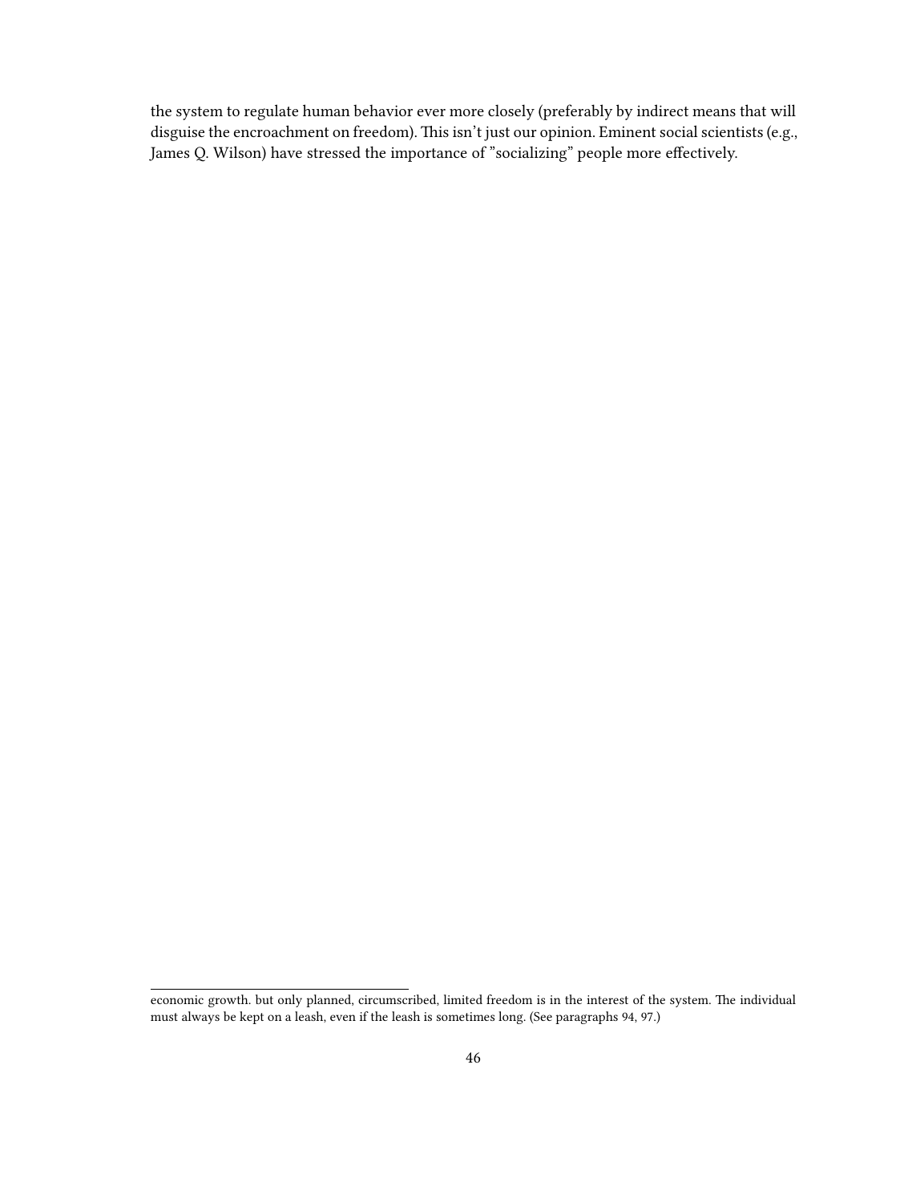the system to regulate human behavior ever more closely (preferably by indirect means that will disguise the encroachment on freedom). This isn't just our opinion. Eminent social scientists (e.g., James Q. Wilson) have stressed the importance of "socializing" people more effectively.

---

economic growth. but only planned, circumscribed, limited freedom is in the interest of the system. The individual must always be kept on a leash, even if the leash is sometimes long. (See paragraphs 94, 97.)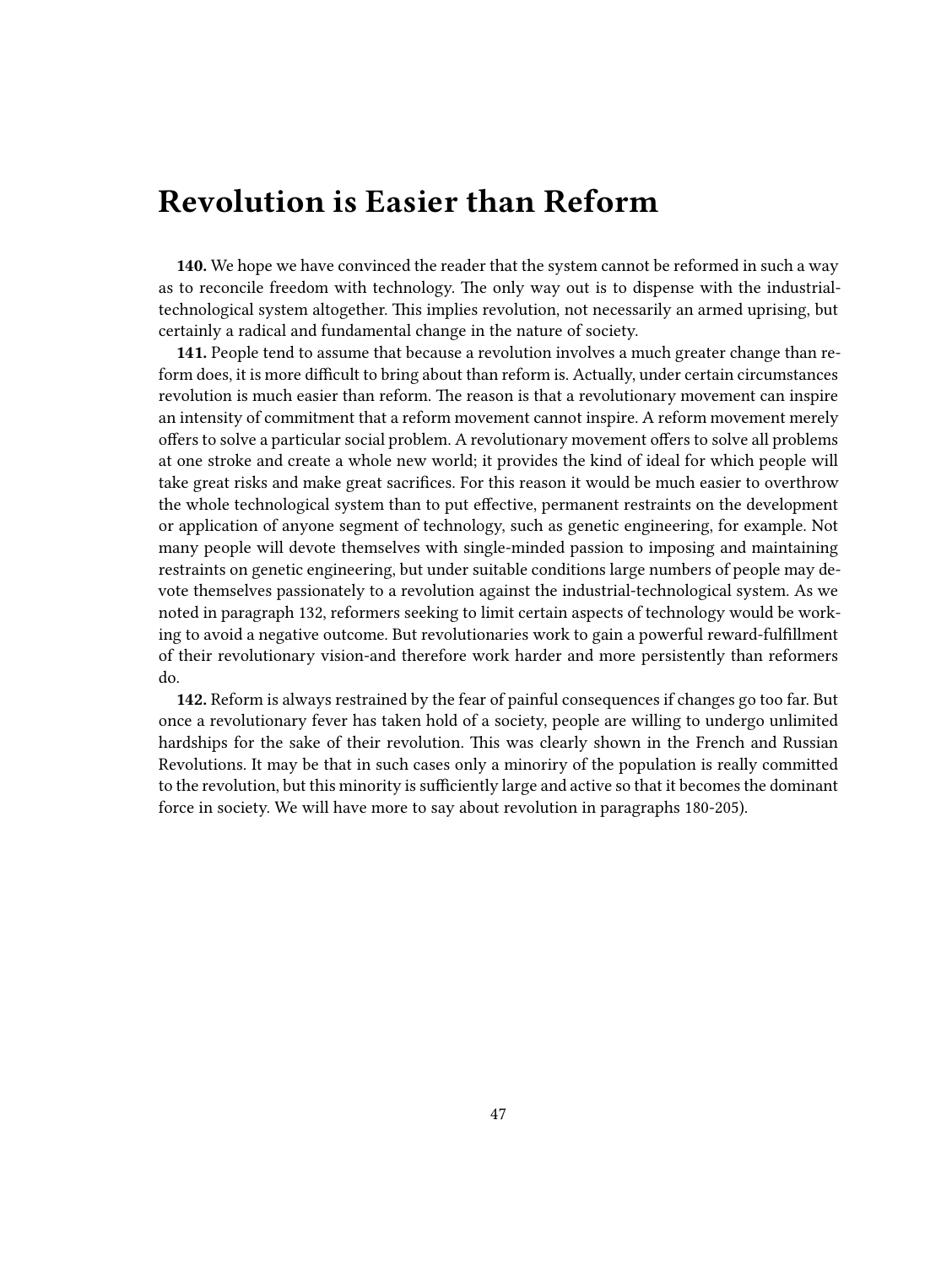# Revolution is Easier than Reform

**140.** We hope we have convinced the reader that the system cannot be reformed in such a way as to reconcile freedom with technology. The only way out is to dispense with the industrial-technological system altogether. This implies revolution, not necessarily an armed uprising, but certainly a radical and fundamental change in the nature of society.

**141.** People tend to assume that because a revolution involves a much greater change than reform does, it is more difficult to bring about than reform is. Actually, under certain circumstances revolution is much easier than reform. The reason is that a revolutionary movement can inspire an intensity of commitment that a reform movement cannot inspire. A reform movement merely offers to solve a particular social problem. A revolutionary movement offers to solve all problems at one stroke and create a whole new world; it provides the kind of ideal for which people will take great risks and make great sacrifices. For this reason it would be much easier to overthrow the whole technological system than to put effective, permanent restraints on the development or application of anyone segment of technology, such as genetic engineering, for example. Not many people will devote themselves with single-minded passion to imposing and maintaining restraints on genetic engineering, but under suitable conditions large numbers of people may devote themselves passionately to a revolution against the industrial-technological system. As we noted in paragraph 132, reformers seeking to limit certain aspects of technology would be working to avoid a negative outcome. But revolutionaries work to gain a powerful reward-fulfillment of their revolutionary vision-and therefore work harder and more persistently than reformers do.

**142.** Reform is always restrained by the fear of painful consequences if changes go too far. But once a revolutionary fever has taken hold of a society, people are willing to undergo unlimited hardships for the sake of their revolution. This was clearly shown in the French and Russian Revolutions. It may be that in such cases only a minoriry of the population is really committed to the revolution, but this minority is sufficiently large and active so that it becomes the dominant force in society. We will have more to say about revolution in paragraphs 180-205).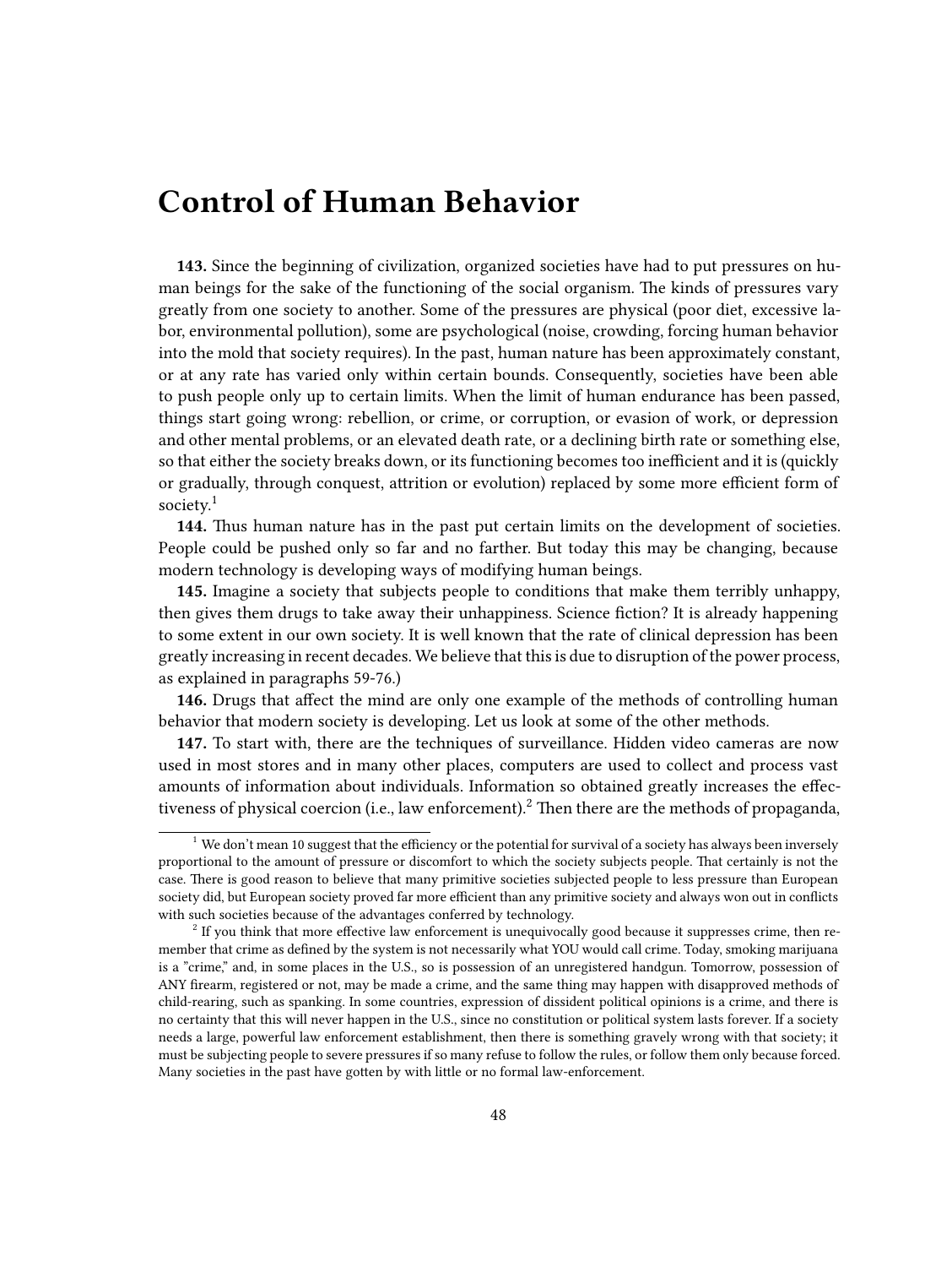# Control of Human Behavior

**143.** Since the beginning of civilization, organized societies have had to put pressures on human beings for the sake of the functioning of the social organism. The kinds of pressures vary greatly from one society to another. Some of the pressures are physical (poor diet, excessive labor, environmental pollution), some are psychological (noise, crowding, forcing human behavior into the mold that society requires). In the past, human nature has been approximately constant, or at any rate has varied only within certain bounds. Consequently, societies have been able to push people only up to certain limits. When the limit of human endurance has been passed, things start going wrong: rebellion, or crime, or corruption, or evasion of work, or depression and other mental problems, or an elevated death rate, or a declining birth rate or something else, so that either the society breaks down, or its functioning becomes too inefficient and it is (quickly or gradually, through conquest, attrition or evolution) replaced by some more efficient form of society.[1]

**144.** Thus human nature has in the past put certain limits on the development of societies. People could be pushed only so far and no farther. But today this may be changing, because modern technology is developing ways of modifying human beings.

**145.** Imagine a society that subjects people to conditions that make them terribly unhappy, then gives them drugs to take away their unhappiness. Science fiction? It is already happening to some extent in our own society. It is well known that the rate of clinical depression has been greatly increasing in recent decades. We believe that this is due to disruption of the power process, as explained in paragraphs 59-76.)

**146.** Drugs that affect the mind are only one example of the methods of controlling human behavior that modern society is developing. Let us look at some of the other methods.

**147.** To start with, there are the techniques of surveillance. Hidden video cameras are now used in most stores and in many other places, computers are used to collect and process vast amounts of information about individuals. Information so obtained greatly increases the effectiveness of physical coercion (i.e., law enforcement).[2] Then there are the methods of propaganda,

---

[1] We don't mean 10 suggest that the efficiency or the potential for survival of a society has always been inversely proportional to the amount of pressure or discomfort to which the society subjects people. That certainly is not the case. There is good reason to believe that many primitive societies subjected people to less pressure than European society did, but European society proved far more efficient than any primitive society and always won out in conflicts with such societies because of the advantages conferred by technology.

[2] If you think that more effective law enforcement is unequivocally good because it suppresses crime, then remember that crime as defined by the system is not necessarily what YOU would call crime. Today, smoking marijuana is a "crime," and, in some places in the U.S., so is possession of an unregistered handgun. Tomorrow, possession of ANY firearm, registered or not, may be made a crime, and the same thing may happen with disapproved methods of child-rearing, such as spanking. In some countries, expression of dissident political opinions is a crime, and there is no certainty that this will never happen in the U.S., since no constitution or political system lasts forever. If a society needs a large, powerful law enforcement establishment, then there is something gravely wrong with that society; it must be subjecting people to severe pressures if so many refuse to follow the rules, or follow them only because forced. Many societies in the past have gotten by with little or no formal law-enforcement.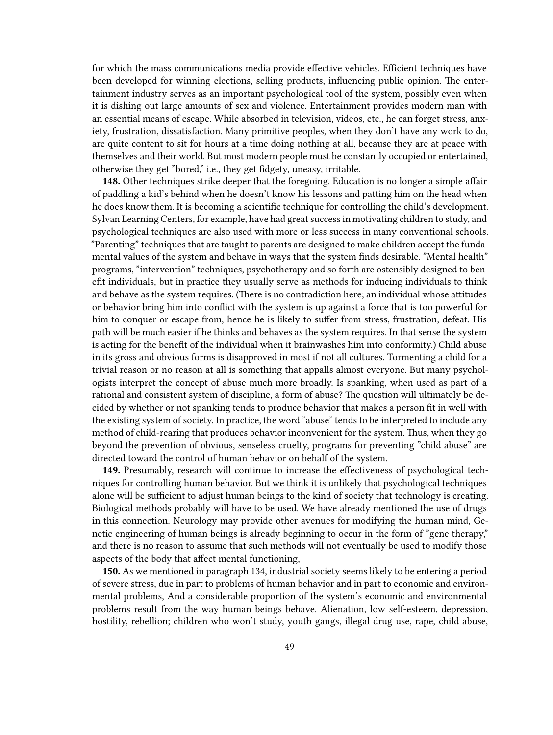for which the mass communications media provide effective vehicles. Efficient techniques have been developed for winning elections, selling products, influencing public opinion. The entertainment industry serves as an important psychological tool of the system, possibly even when it is dishing out large amounts of sex and violence. Entertainment provides modern man with an essential means of escape. While absorbed in television, videos, etc., he can forget stress, anxiety, frustration, dissatisfaction. Many primitive peoples, when they don't have any work to do, are quite content to sit for hours at a time doing nothing at all, because they are at peace with themselves and their world. But most modern people must be constantly occupied or entertained, otherwise they get "bored," i.e., they get fidgety, uneasy, irritable.

**148.** Other techniques strike deeper that the foregoing. Education is no longer a simple affair of paddling a kid's behind when he doesn't know his lessons and patting him on the head when he does know them. It is becoming a scientific technique for controlling the child's development. Sylvan Learning Centers, for example, have had great success in motivating children to study, and psychological techniques are also used with more or less success in many conventional schools. "Parenting" techniques that are taught to parents are designed to make children accept the fundamental values of the system and behave in ways that the system finds desirable. "Mental health" programs, "intervention" techniques, psychotherapy and so forth are ostensibly designed to benefit individuals, but in practice they usually serve as methods for inducing individuals to think and behave as the system requires. (There is no contradiction here; an individual whose attitudes or behavior bring him into conflict with the system is up against a force that is too powerful for him to conquer or escape from, hence he is likely to suffer from stress, frustration, defeat. His path will be much easier if he thinks and behaves as the system requires. In that sense the system is acting for the benefit of the individual when it brainwashes him into conformity.) Child abuse in its gross and obvious forms is disapproved in most if not all cultures. Tormenting a child for a trivial reason or no reason at all is something that appalls almost everyone. But many psychologists interpret the concept of abuse much more broadly. Is spanking, when used as part of a rational and consistent system of discipline, a form of abuse? The question will ultimately be decided by whether or not spanking tends to produce behavior that makes a person fit in well with the existing system of society. In practice, the word "abuse" tends to be interpreted to include any method of child-rearing that produces behavior inconvenient for the system. Thus, when they go beyond the prevention of obvious, senseless cruelty, programs for preventing "child abuse" are directed toward the control of human behavior on behalf of the system.

**149.** Presumably, research will continue to increase the effectiveness of psychological techniques for controlling human behavior. But we think it is unlikely that psychological techniques alone will be sufficient to adjust human beings to the kind of society that technology is creating. Biological methods probably will have to be used. We have already mentioned the use of drugs in this connection. Neurology may provide other avenues for modifying the human mind, Genetic engineering of human beings is already beginning to occur in the form of "gene therapy," and there is no reason to assume that such methods will not eventually be used to modify those aspects of the body that affect mental functioning,

**150.** As we mentioned in paragraph 134, industrial society seems likely to be entering a period of severe stress, due in part to problems of human behavior and in part to economic and environmental problems, And a considerable proportion of the system's economic and environmental problems result from the way human beings behave. Alienation, low self-esteem, depression, hostility, rebellion; children who won't study, youth gangs, illegal drug use, rape, child abuse,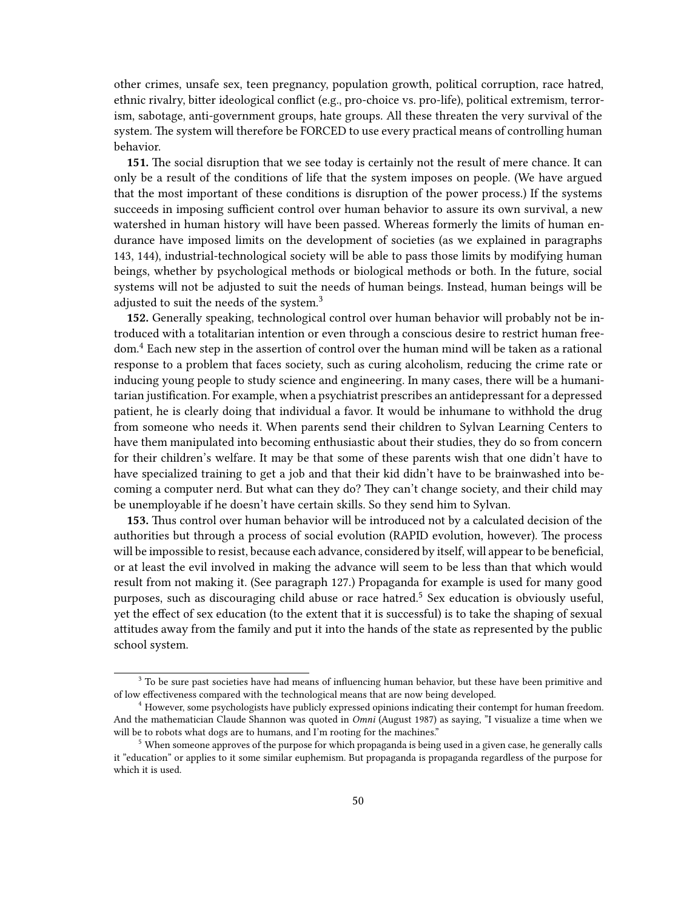other crimes, unsafe sex, teen pregnancy, population growth, political corruption, race hatred, ethnic rivalry, bitter ideological conflict (e.g., pro-choice vs. pro-life), political extremism, terrorism, sabotage, anti-government groups, hate groups. All these threaten the very survival of the system. The system will therefore be FORCED to use every practical means of controlling human behavior.

**151.** The social disruption that we see today is certainly not the result of mere chance. It can only be a result of the conditions of life that the system imposes on people. (We have argued that the most important of these conditions is disruption of the power process.) If the systems succeeds in imposing sufficient control over human behavior to assure its own survival, a new watershed in human history will have been passed. Whereas formerly the limits of human endurance have imposed limits on the development of societies (as we explained in paragraphs 143, 144), industrial-technological society will be able to pass those limits by modifying human beings, whether by psychological methods or biological methods or both. In the future, social systems will not be adjusted to suit the needs of human beings. Instead, human beings will be adjusted to suit the needs of the system.[3]

**152.** Generally speaking, technological control over human behavior will probably not be introduced with a totalitarian intention or even through a conscious desire to restrict human freedom.[4] Each new step in the assertion of control over the human mind will be taken as a rational response to a problem that faces society, such as curing alcoholism, reducing the crime rate or inducing young people to study science and engineering. In many cases, there will be a humanitarian justification. For example, when a psychiatrist prescribes an antidepressant for a depressed patient, he is clearly doing that individual a favor. It would be inhumane to withhold the drug from someone who needs it. When parents send their children to Sylvan Learning Centers to have them manipulated into becoming enthusiastic about their studies, they do so from concern for their children's welfare. It may be that some of these parents wish that one didn't have to have specialized training to get a job and that their kid didn't have to be brainwashed into becoming a computer nerd. But what can they do? They can't change society, and their child may be unemployable if he doesn't have certain skills. So they send him to Sylvan.

**153.** Thus control over human behavior will be introduced not by a calculated decision of the authorities but through a process of social evolution (RAPID evolution, however). The process will be impossible to resist, because each advance, considered by itself, will appear to be beneficial, or at least the evil involved in making the advance will seem to be less than that which would result from not making it. (See paragraph 127.) Propaganda for example is used for many good purposes, such as discouraging child abuse or race hatred.[5] Sex education is obviously useful, yet the effect of sex education (to the extent that it is successful) is to take the shaping of sexual attitudes away from the family and put it into the hands of the state as represented by the public school system.

---

[3] To be sure past societies have had means of influencing human behavior, but these have been primitive and of low effectiveness compared with the technological means that are now being developed.

[4] However, some psychologists have publicly expressed opinions indicating their contempt for human freedom. And the mathematician Claude Shannon was quoted in *Omni* (August 1987) as saying, "I visualize a time when we will be to robots what dogs are to humans, and I'm rooting for the machines."

[5] When someone approves of the purpose for which propaganda is being used in a given case, he generally calls it "education" or applies to it some similar euphemism. But propaganda is propaganda regardless of the purpose for which it is used.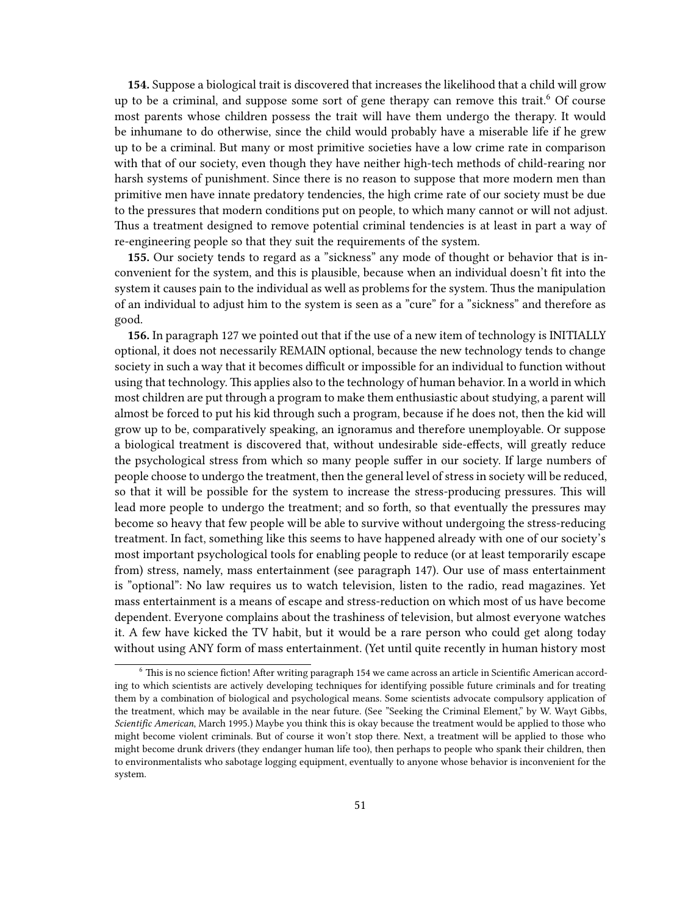**154.** Suppose a biological trait is discovered that increases the likelihood that a child will grow up to be a criminal, and suppose some sort of gene therapy can remove this trait.[6] Of course most parents whose children possess the trait will have them undergo the therapy. It would be inhumane to do otherwise, since the child would probably have a miserable life if he grew up to be a criminal. But many or most primitive societies have a low crime rate in comparison with that of our society, even though they have neither high-tech methods of child-rearing nor harsh systems of punishment. Since there is no reason to suppose that more modern men than primitive men have innate predatory tendencies, the high crime rate of our society must be due to the pressures that modern conditions put on people, to which many cannot or will not adjust. Thus a treatment designed to remove potential criminal tendencies is at least in part a way of re-engineering people so that they suit the requirements of the system.

**155.** Our society tends to regard as a "sickness" any mode of thought or behavior that is inconvenient for the system, and this is plausible, because when an individual doesn't fit into the system it causes pain to the individual as well as problems for the system. Thus the manipulation of an individual to adjust him to the system is seen as a "cure" for a "sickness" and therefore as good.

**156.** In paragraph 127 we pointed out that if the use of a new item of technology is INITIALLY optional, it does not necessarily REMAIN optional, because the new technology tends to change society in such a way that it becomes difficult or impossible for an individual to function without using that technology. This applies also to the technology of human behavior. In a world in which most children are put through a program to make them enthusiastic about studying, a parent will almost be forced to put his kid through such a program, because if he does not, then the kid will grow up to be, comparatively speaking, an ignoramus and therefore unemployable. Or suppose a biological treatment is discovered that, without undesirable side-effects, will greatly reduce the psychological stress from which so many people suffer in our society. If large numbers of people choose to undergo the treatment, then the general level of stress in society will be reduced, so that it will be possible for the system to increase the stress-producing pressures. This will lead more people to undergo the treatment; and so forth, so that eventually the pressures may become so heavy that few people will be able to survive without undergoing the stress-reducing treatment. In fact, something like this seems to have happened already with one of our society's most important psychological tools for enabling people to reduce (or at least temporarily escape from) stress, namely, mass entertainment (see paragraph 147). Our use of mass entertainment is "optional": No law requires us to watch television, listen to the radio, read magazines. Yet mass entertainment is a means of escape and stress-reduction on which most of us have become dependent. Everyone complains about the trashiness of television, but almost everyone watches it. A few have kicked the TV habit, but it would be a rare person who could get along today without using ANY form of mass entertainment. (Yet until quite recently in human history most

---

[6] This is no science fiction! After writing paragraph 154 we came across an article in Scientific American according to which scientists are actively developing techniques for identifying possible future criminals and for treating them by a combination of biological and psychological means. Some scientists advocate compulsory application of the treatment, which may be available in the near future. (See "Seeking the Criminal Element," by W. Wayt Gibbs, *Scientific American*, March 1995.) Maybe you think this is okay because the treatment would be applied to those who might become violent criminals. But of course it won't stop there. Next, a treatment will be applied to those who might become drunk drivers (they endanger human life too), then perhaps to people who spank their children, then to environmentalists who sabotage logging equipment, eventually to anyone whose behavior is inconvenient for the system.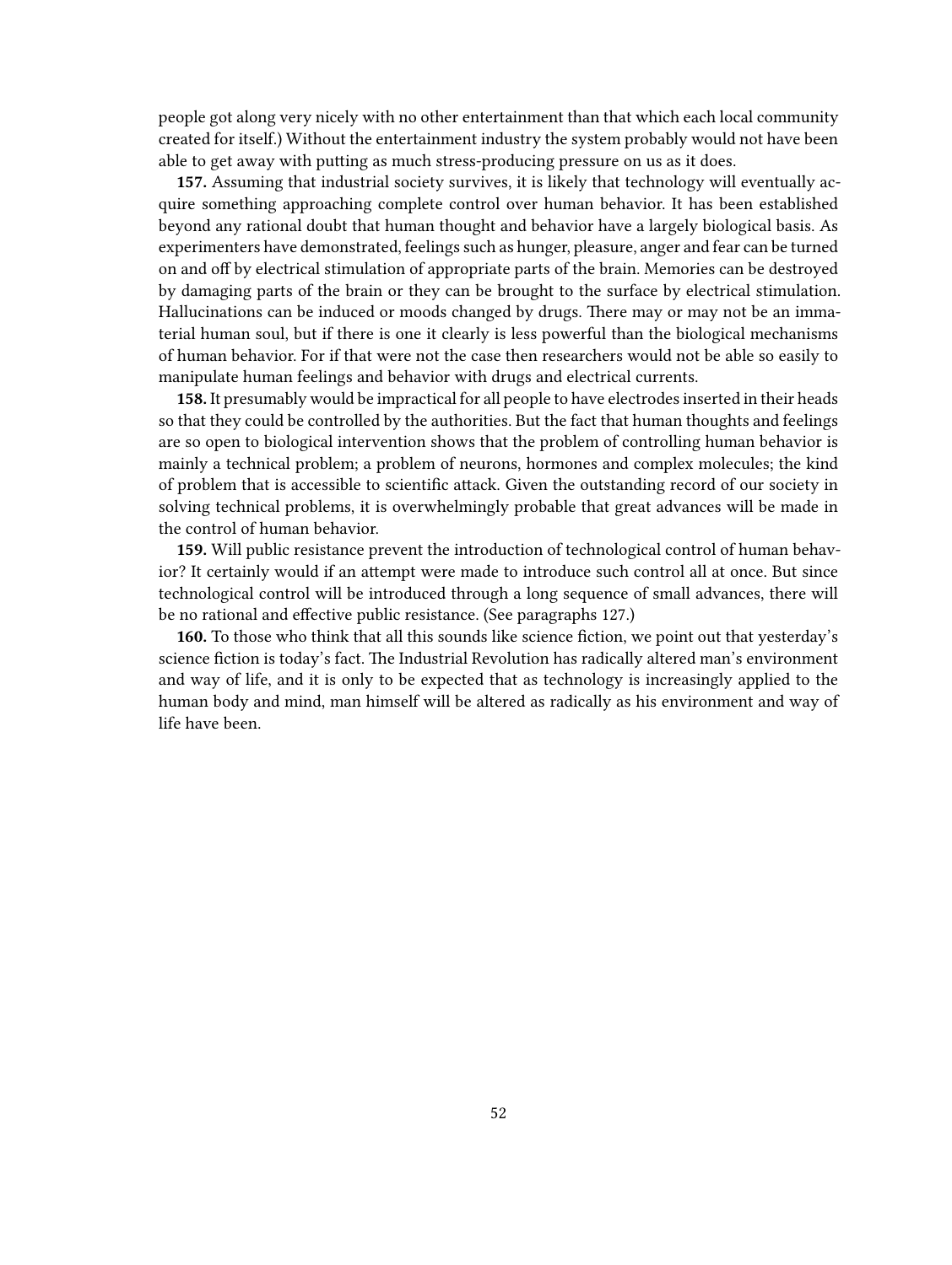people got along very nicely with no other entertainment than that which each local community created for itself.) Without the entertainment industry the system probably would not have been able to get away with putting as much stress-producing pressure on us as it does.

**157.** Assuming that industrial society survives, it is likely that technology will eventually acquire something approaching complete control over human behavior. It has been established beyond any rational doubt that human thought and behavior have a largely biological basis. As experimenters have demonstrated, feelings such as hunger, pleasure, anger and fear can be turned on and off by electrical stimulation of appropriate parts of the brain. Memories can be destroyed by damaging parts of the brain or they can be brought to the surface by electrical stimulation. Hallucinations can be induced or moods changed by drugs. There may or may not be an immaterial human soul, but if there is one it clearly is less powerful than the biological mechanisms of human behavior. For if that were not the case then researchers would not be able so easily to manipulate human feelings and behavior with drugs and electrical currents.

**158.** It presumably would be impractical for all people to have electrodes inserted in their heads so that they could be controlled by the authorities. But the fact that human thoughts and feelings are so open to biological intervention shows that the problem of controlling human behavior is mainly a technical problem; a problem of neurons, hormones and complex molecules; the kind of problem that is accessible to scientific attack. Given the outstanding record of our society in solving technical problems, it is overwhelmingly probable that great advances will be made in the control of human behavior.

**159.** Will public resistance prevent the introduction of technological control of human behavior? It certainly would if an attempt were made to introduce such control all at once. But since technological control will be introduced through a long sequence of small advances, there will be no rational and effective public resistance. (See paragraphs 127.)

**160.** To those who think that all this sounds like science fiction, we point out that yesterday's science fiction is today's fact. The Industrial Revolution has radically altered man's environment and way of life, and it is only to be expected that as technology is increasingly applied to the human body and mind, man himself will be altered as radically as his environment and way of life have been.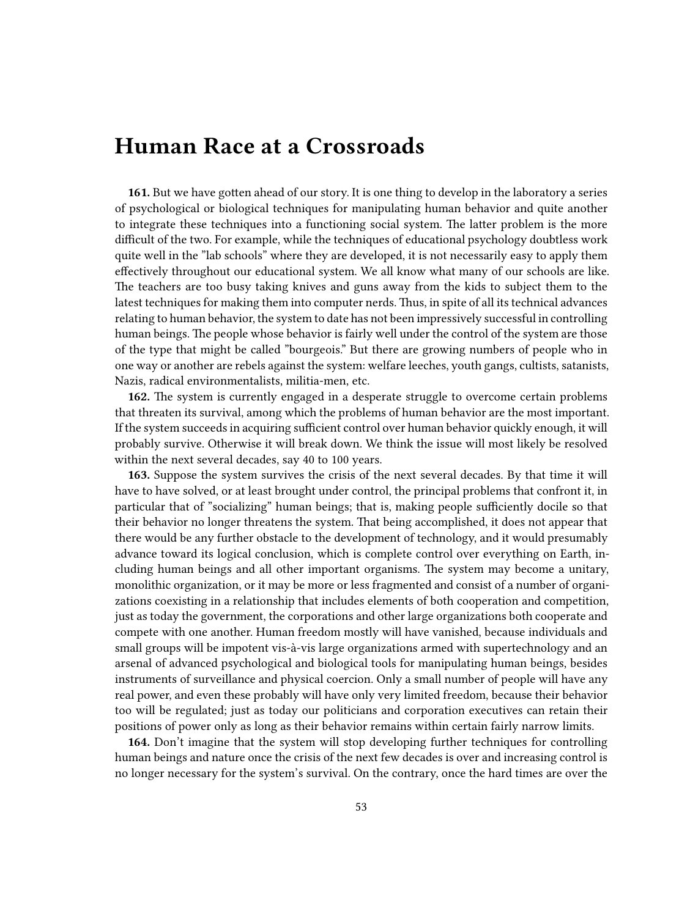# Human Race at a Crossroads

**161.** But we have gotten ahead of our story. It is one thing to develop in the laboratory a series of psychological or biological techniques for manipulating human behavior and quite another to integrate these techniques into a functioning social system. The latter problem is the more difficult of the two. For example, while the techniques of educational psychology doubtless work quite well in the "lab schools" where they are developed, it is not necessarily easy to apply them effectively throughout our educational system. We all know what many of our schools are like. The teachers are too busy taking knives and guns away from the kids to subject them to the latest techniques for making them into computer nerds. Thus, in spite of all its technical advances relating to human behavior, the system to date has not been impressively successful in controlling human beings. The people whose behavior is fairly well under the control of the system are those of the type that might be called "bourgeois." But there are growing numbers of people who in one way or another are rebels against the system: welfare leeches, youth gangs, cultists, satanists, Nazis, radical environmentalists, militia-men, etc.

**162.** The system is currently engaged in a desperate struggle to overcome certain problems that threaten its survival, among which the problems of human behavior are the most important. If the system succeeds in acquiring sufficient control over human behavior quickly enough, it will probably survive. Otherwise it will break down. We think the issue will most likely be resolved within the next several decades, say 40 to 100 years.

**163.** Suppose the system survives the crisis of the next several decades. By that time it will have to have solved, or at least brought under control, the principal problems that confront it, in particular that of "socializing" human beings; that is, making people sufficiently docile so that their behavior no longer threatens the system. That being accomplished, it does not appear that there would be any further obstacle to the development of technology, and it would presumably advance toward its logical conclusion, which is complete control over everything on Earth, including human beings and all other important organisms. The system may become a unitary, monolithic organization, or it may be more or less fragmented and consist of a number of organizations coexisting in a relationship that includes elements of both cooperation and competition, just as today the government, the corporations and other large organizations both cooperate and compete with one another. Human freedom mostly will have vanished, because individuals and small groups will be impotent vis-à-vis large organizations armed with supertechnology and an arsenal of advanced psychological and biological tools for manipulating human beings, besides instruments of surveillance and physical coercion. Only a small number of people will have any real power, and even these probably will have only very limited freedom, because their behavior too will be regulated; just as today our politicians and corporation executives can retain their positions of power only as long as their behavior remains within certain fairly narrow limits.

**164.** Don't imagine that the system will stop developing further techniques for controlling human beings and nature once the crisis of the next few decades is over and increasing control is no longer necessary for the system's survival. On the contrary, once the hard times are over the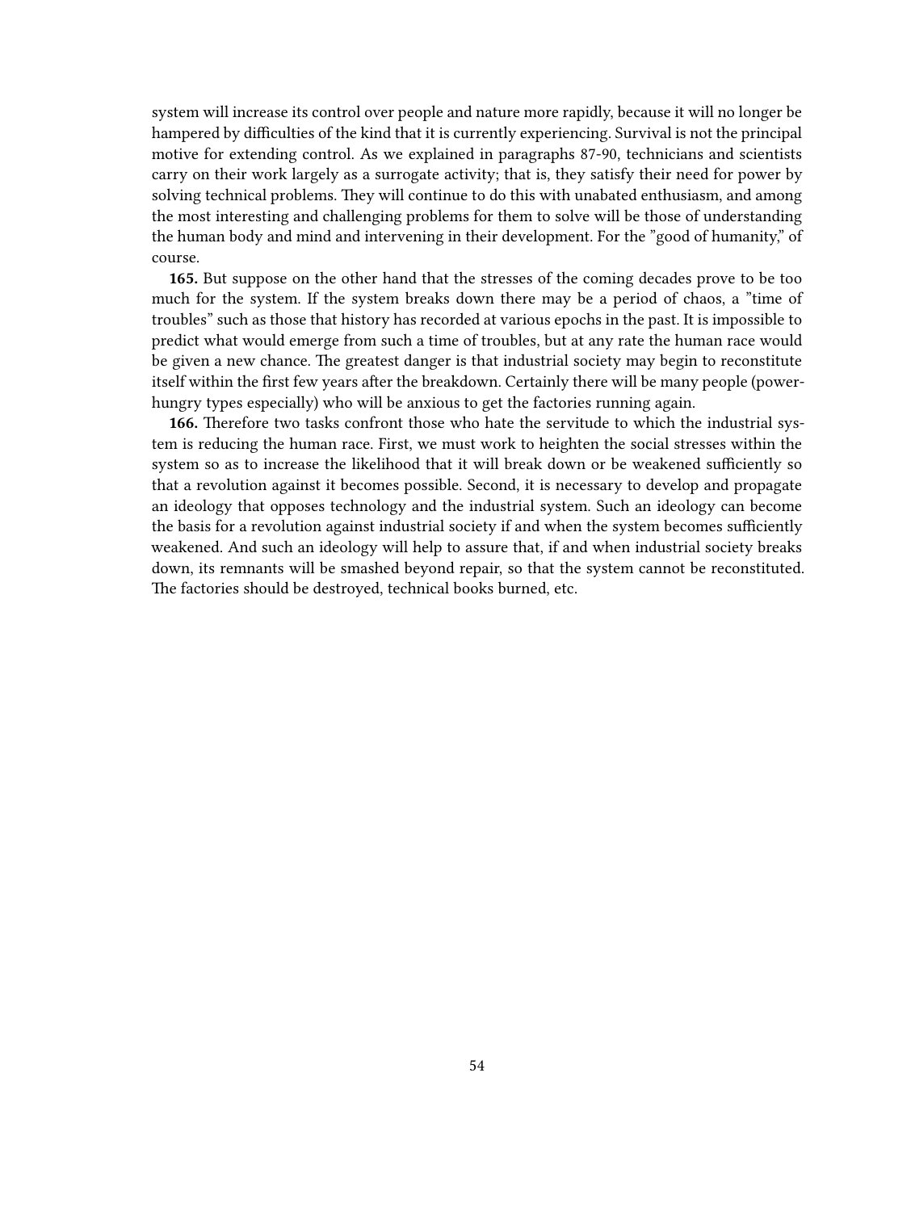system will increase its control over people and nature more rapidly, because it will no longer be hampered by difficulties of the kind that it is currently experiencing. Survival is not the principal motive for extending control. As we explained in paragraphs 87-90, technicians and scientists carry on their work largely as a surrogate activity; that is, they satisfy their need for power by solving technical problems. They will continue to do this with unabated enthusiasm, and among the most interesting and challenging problems for them to solve will be those of understanding the human body and mind and intervening in their development. For the "good of humanity," of course.

**165.** But suppose on the other hand that the stresses of the coming decades prove to be too much for the system. If the system breaks down there may be a period of chaos, a "time of troubles" such as those that history has recorded at various epochs in the past. It is impossible to predict what would emerge from such a time of troubles, but at any rate the human race would be given a new chance. The greatest danger is that industrial society may begin to reconstitute itself within the first few years after the breakdown. Certainly there will be many people (power-hungry types especially) who will be anxious to get the factories running again.

**166.** Therefore two tasks confront those who hate the servitude to which the industrial system is reducing the human race. First, we must work to heighten the social stresses within the system so as to increase the likelihood that it will break down or be weakened sufficiently so that a revolution against it becomes possible. Second, it is necessary to develop and propagate an ideology that opposes technology and the industrial system. Such an ideology can become the basis for a revolution against industrial society if and when the system becomes sufficiently weakened. And such an ideology will help to assure that, if and when industrial society breaks down, its remnants will be smashed beyond repair, so that the system cannot be reconstituted. The factories should be destroyed, technical books burned, etc.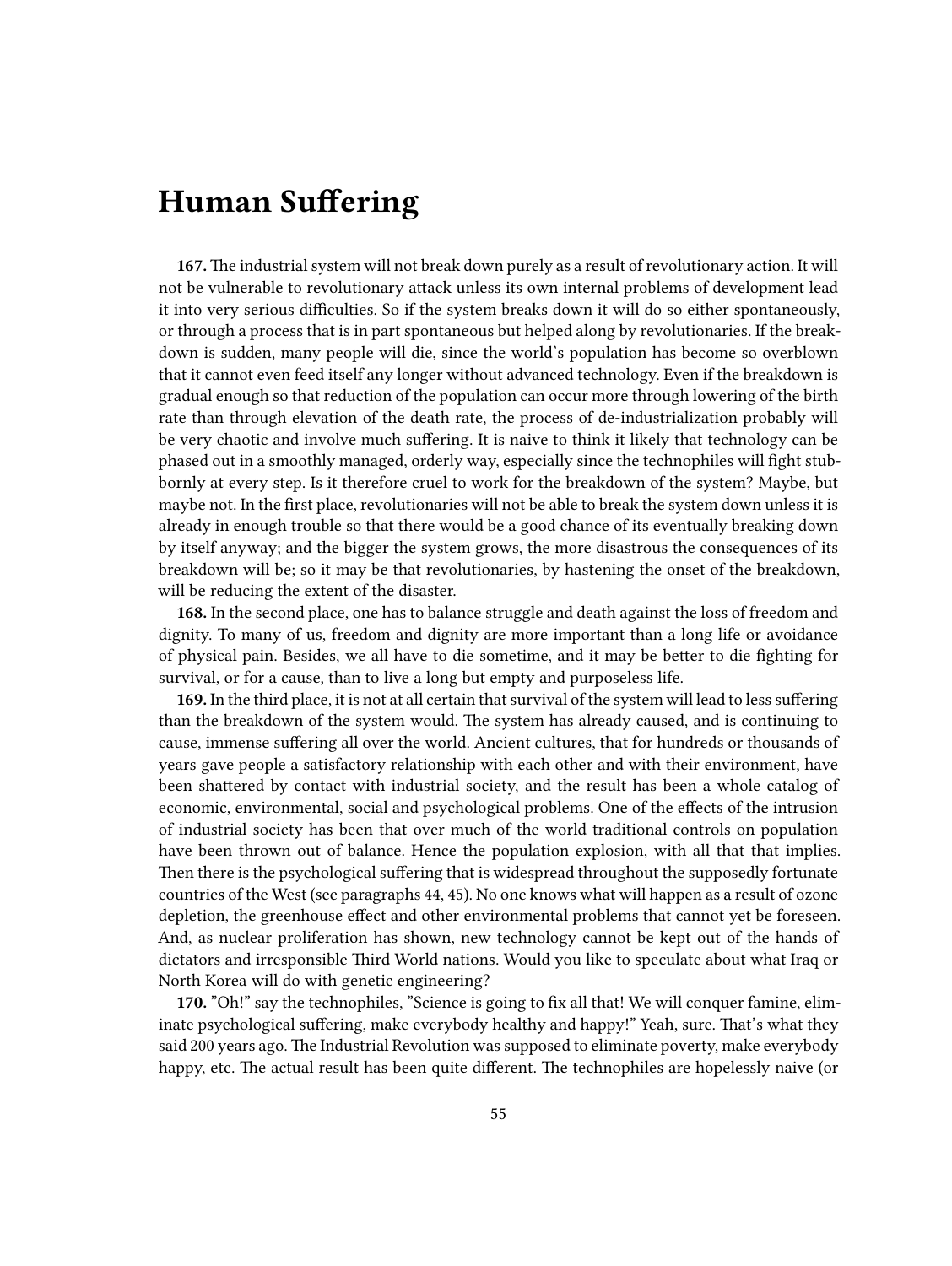# Human Suffering

**167.** The industrial system will not break down purely as a result of revolutionary action. It will not be vulnerable to revolutionary attack unless its own internal problems of development lead it into very serious difficulties. So if the system breaks down it will do so either spontaneously, or through a process that is in part spontaneous but helped along by revolutionaries. If the breakdown is sudden, many people will die, since the world's population has become so overblown that it cannot even feed itself any longer without advanced technology. Even if the breakdown is gradual enough so that reduction of the population can occur more through lowering of the birth rate than through elevation of the death rate, the process of de-industrialization probably will be very chaotic and involve much suffering. It is naive to think it likely that technology can be phased out in a smoothly managed, orderly way, especially since the technophiles will fight stubbornly at every step. Is it therefore cruel to work for the breakdown of the system? Maybe, but maybe not. In the first place, revolutionaries will not be able to break the system down unless it is already in enough trouble so that there would be a good chance of its eventually breaking down by itself anyway; and the bigger the system grows, the more disastrous the consequences of its breakdown will be; so it may be that revolutionaries, by hastening the onset of the breakdown, will be reducing the extent of the disaster.

**168.** In the second place, one has to balance struggle and death against the loss of freedom and dignity. To many of us, freedom and dignity are more important than a long life or avoidance of physical pain. Besides, we all have to die sometime, and it may be better to die fighting for survival, or for a cause, than to live a long but empty and purposeless life.

**169.** In the third place, it is not at all certain that survival of the system will lead to less suffering than the breakdown of the system would. The system has already caused, and is continuing to cause, immense suffering all over the world. Ancient cultures, that for hundreds or thousands of years gave people a satisfactory relationship with each other and with their environment, have been shattered by contact with industrial society, and the result has been a whole catalog of economic, environmental, social and psychological problems. One of the effects of the intrusion of industrial society has been that over much of the world traditional controls on population have been thrown out of balance. Hence the population explosion, with all that that implies. Then there is the psychological suffering that is widespread throughout the supposedly fortunate countries of the West (see paragraphs 44, 45). No one knows what will happen as a result of ozone depletion, the greenhouse effect and other environmental problems that cannot yet be foreseen. And, as nuclear proliferation has shown, new technology cannot be kept out of the hands of dictators and irresponsible Third World nations. Would you like to speculate about what Iraq or North Korea will do with genetic engineering?

**170.** "Oh!" say the technophiles, "Science is going to fix all that! We will conquer famine, eliminate psychological suffering, make everybody healthy and happy!" Yeah, sure. That's what they said 200 years ago. The Industrial Revolution was supposed to eliminate poverty, make everybody happy, etc. The actual result has been quite different. The technophiles are hopelessly naive (or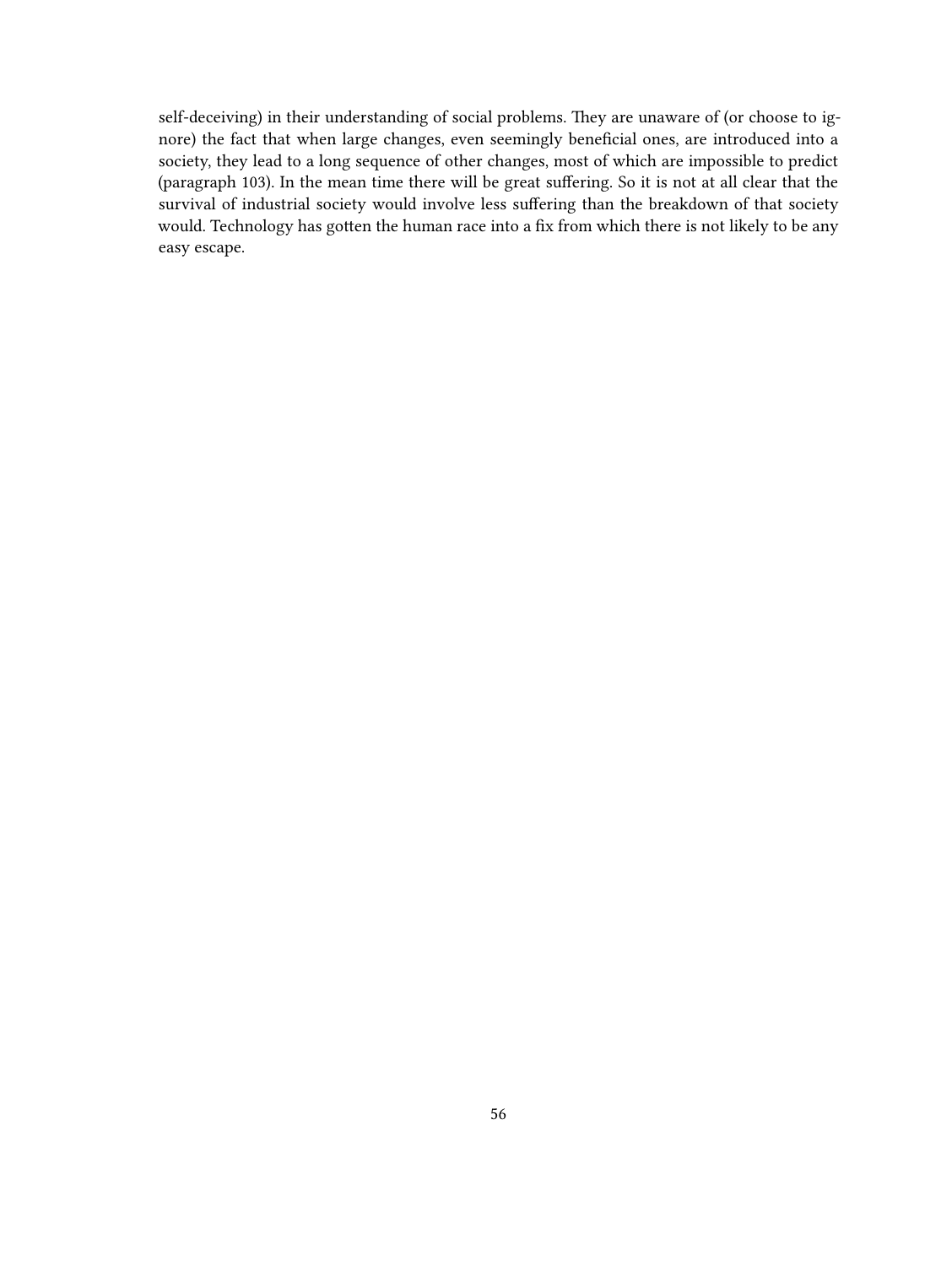self-deceiving) in their understanding of social problems. They are unaware of (or choose to ignore) the fact that when large changes, even seemingly beneficial ones, are introduced into a society, they lead to a long sequence of other changes, most of which are impossible to predict (paragraph 103). In the mean time there will be great suffering. So it is not at all clear that the survival of industrial society would involve less suffering than the breakdown of that society would. Technology has gotten the human race into a fix from which there is not likely to be any easy escape.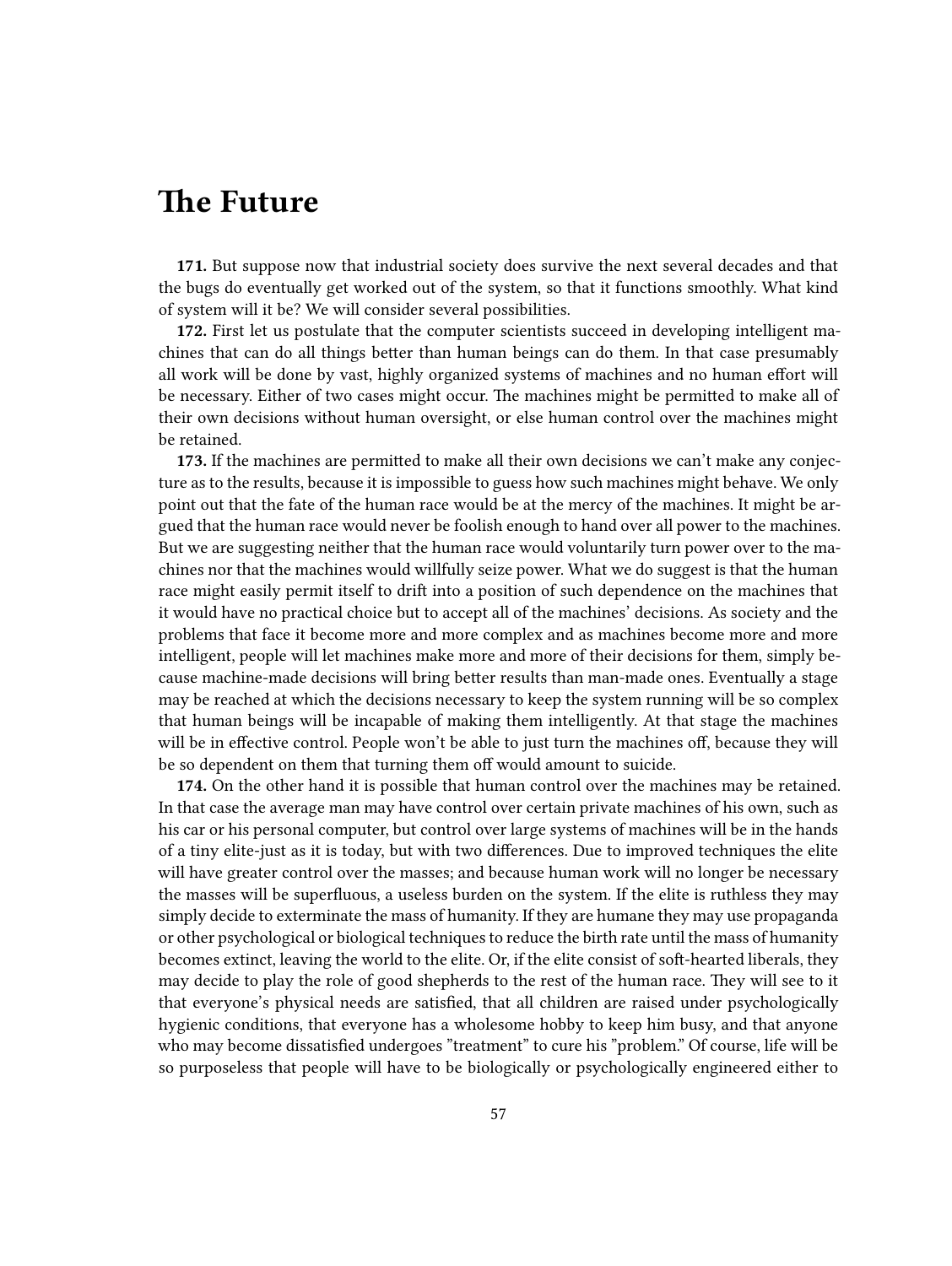# The Future

**171.** But suppose now that industrial society does survive the next several decades and that the bugs do eventually get worked out of the system, so that it functions smoothly. What kind of system will it be? We will consider several possibilities.

**172.** First let us postulate that the computer scientists succeed in developing intelligent machines that can do all things better than human beings can do them. In that case presumably all work will be done by vast, highly organized systems of machines and no human effort will be necessary. Either of two cases might occur. The machines might be permitted to make all of their own decisions without human oversight, or else human control over the machines might be retained.

**173.** If the machines are permitted to make all their own decisions we can't make any conjecture as to the results, because it is impossible to guess how such machines might behave. We only point out that the fate of the human race would be at the mercy of the machines. It might be argued that the human race would never be foolish enough to hand over all power to the machines. But we are suggesting neither that the human race would voluntarily turn power over to the machines nor that the machines would willfully seize power. What we do suggest is that the human race might easily permit itself to drift into a position of such dependence on the machines that it would have no practical choice but to accept all of the machines' decisions. As society and the problems that face it become more and more complex and as machines become more and more intelligent, people will let machines make more and more of their decisions for them, simply because machine-made decisions will bring better results than man-made ones. Eventually a stage may be reached at which the decisions necessary to keep the system running will be so complex that human beings will be incapable of making them intelligently. At that stage the machines will be in effective control. People won't be able to just turn the machines off, because they will be so dependent on them that turning them off would amount to suicide.

**174.** On the other hand it is possible that human control over the machines may be retained. In that case the average man may have control over certain private machines of his own, such as his car or his personal computer, but control over large systems of machines will be in the hands of a tiny elite-just as it is today, but with two differences. Due to improved techniques the elite will have greater control over the masses; and because human work will no longer be necessary the masses will be superfluous, a useless burden on the system. If the elite is ruthless they may simply decide to exterminate the mass of humanity. If they are humane they may use propaganda or other psychological or biological techniques to reduce the birth rate until the mass of humanity becomes extinct, leaving the world to the elite. Or, if the elite consist of soft-hearted liberals, they may decide to play the role of good shepherds to the rest of the human race. They will see to it that everyone's physical needs are satisfied, that all children are raised under psychologically hygienic conditions, that everyone has a wholesome hobby to keep him busy, and that anyone who may become dissatisfied undergoes "treatment" to cure his "problem." Of course, life will be so purposeless that people will have to be biologically or psychologically engineered either to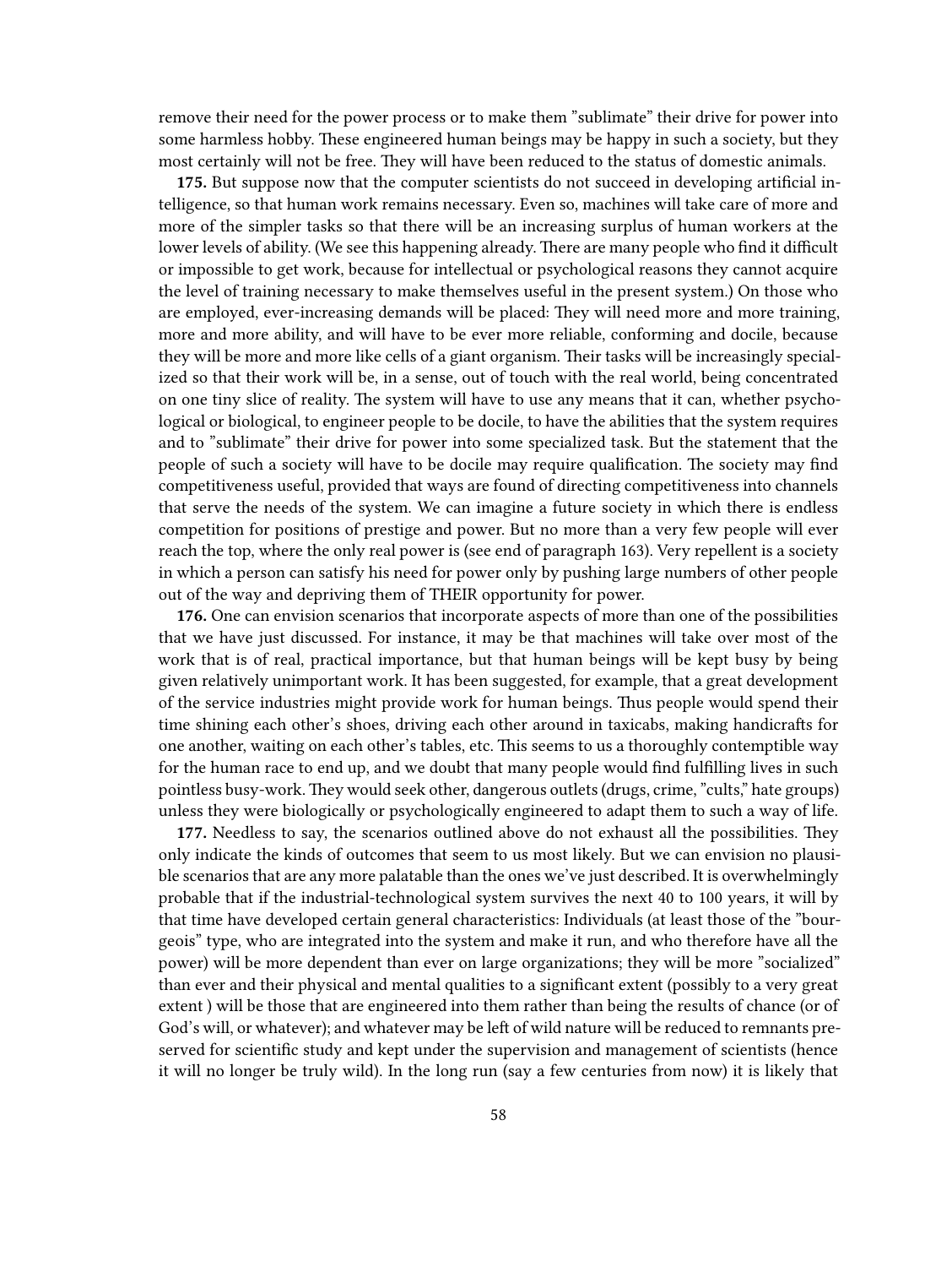remove their need for the power process or to make them "sublimate" their drive for power into some harmless hobby. These engineered human beings may be happy in such a society, but they most certainly will not be free. They will have been reduced to the status of domestic animals.

**175.** But suppose now that the computer scientists do not succeed in developing artificial intelligence, so that human work remains necessary. Even so, machines will take care of more and more of the simpler tasks so that there will be an increasing surplus of human workers at the lower levels of ability. (We see this happening already. There are many people who find it difficult or impossible to get work, because for intellectual or psychological reasons they cannot acquire the level of training necessary to make themselves useful in the present system.) On those who are employed, ever-increasing demands will be placed: They will need more and more training, more and more ability, and will have to be ever more reliable, conforming and docile, because they will be more and more like cells of a giant organism. Their tasks will be increasingly specialized so that their work will be, in a sense, out of touch with the real world, being concentrated on one tiny slice of reality. The system will have to use any means that it can, whether psychological or biological, to engineer people to be docile, to have the abilities that the system requires and to "sublimate" their drive for power into some specialized task. But the statement that the people of such a society will have to be docile may require qualification. The society may find competitiveness useful, provided that ways are found of directing competitiveness into channels that serve the needs of the system. We can imagine a future society in which there is endless competition for positions of prestige and power. But no more than a very few people will ever reach the top, where the only real power is (see end of paragraph 163). Very repellent is a society in which a person can satisfy his need for power only by pushing large numbers of other people out of the way and depriving them of THEIR opportunity for power.

**176.** One can envision scenarios that incorporate aspects of more than one of the possibilities that we have just discussed. For instance, it may be that machines will take over most of the work that is of real, practical importance, but that human beings will be kept busy by being given relatively unimportant work. It has been suggested, for example, that a great development of the service industries might provide work for human beings. Thus people would spend their time shining each other's shoes, driving each other around in taxicabs, making handicrafts for one another, waiting on each other's tables, etc. This seems to us a thoroughly contemptible way for the human race to end up, and we doubt that many people would find fulfilling lives in such pointless busy-work. They would seek other, dangerous outlets (drugs, crime, "cults," hate groups) unless they were biologically or psychologically engineered to adapt them to such a way of life.

**177.** Needless to say, the scenarios outlined above do not exhaust all the possibilities. They only indicate the kinds of outcomes that seem to us most likely. But we can envision no plausible scenarios that are any more palatable than the ones we've just described. It is overwhelmingly probable that if the industrial-technological system survives the next 40 to 100 years, it will by that time have developed certain general characteristics: Individuals (at least those of the "bourgeois" type, who are integrated into the system and make it run, and who therefore have all the power) will be more dependent than ever on large organizations; they will be more "socialized" than ever and their physical and mental qualities to a significant extent (possibly to a very great extent ) will be those that are engineered into them rather than being the results of chance (or of God's will, or whatever); and whatever may be left of wild nature will be reduced to remnants preserved for scientific study and kept under the supervision and management of scientists (hence it will no longer be truly wild). In the long run (say a few centuries from now) it is likely that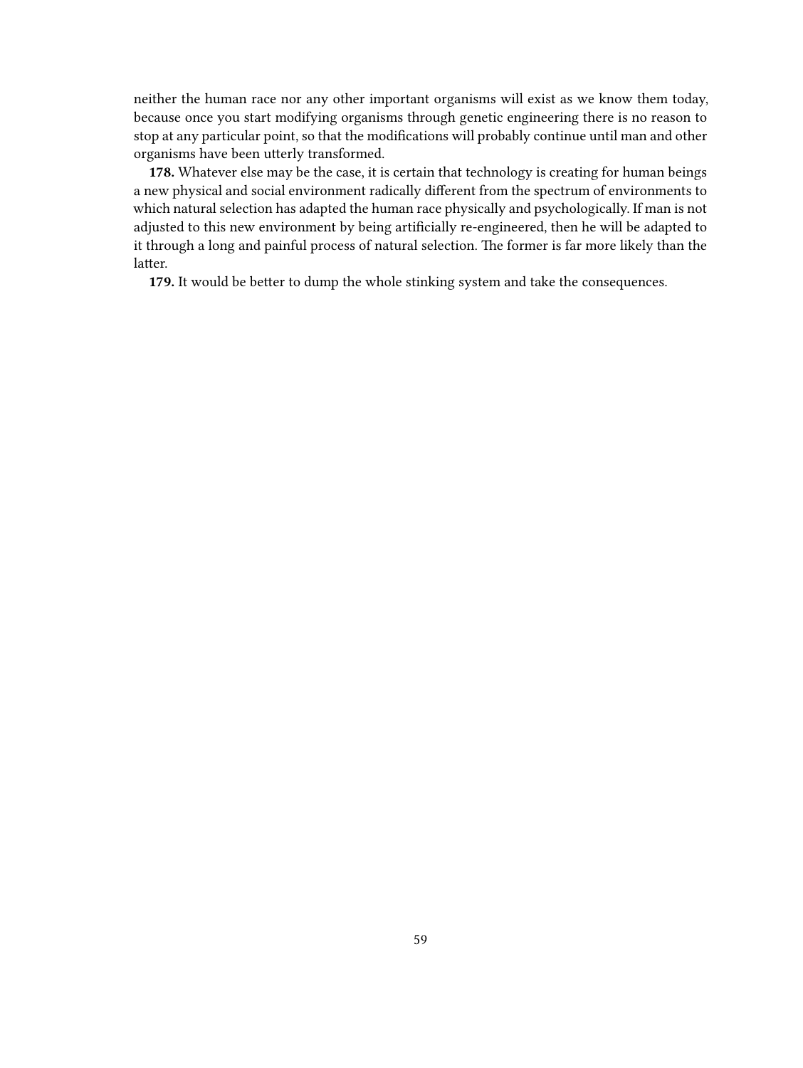neither the human race nor any other important organisms will exist as we know them today, because once you start modifying organisms through genetic engineering there is no reason to stop at any particular point, so that the modifications will probably continue until man and other organisms have been utterly transformed.

**178.** Whatever else may be the case, it is certain that technology is creating for human beings a new physical and social environment radically different from the spectrum of environments to which natural selection has adapted the human race physically and psychologically. If man is not adjusted to this new environment by being artificially re-engineered, then he will be adapted to it through a long and painful process of natural selection. The former is far more likely than the latter.

**179.** It would be better to dump the whole stinking system and take the consequences.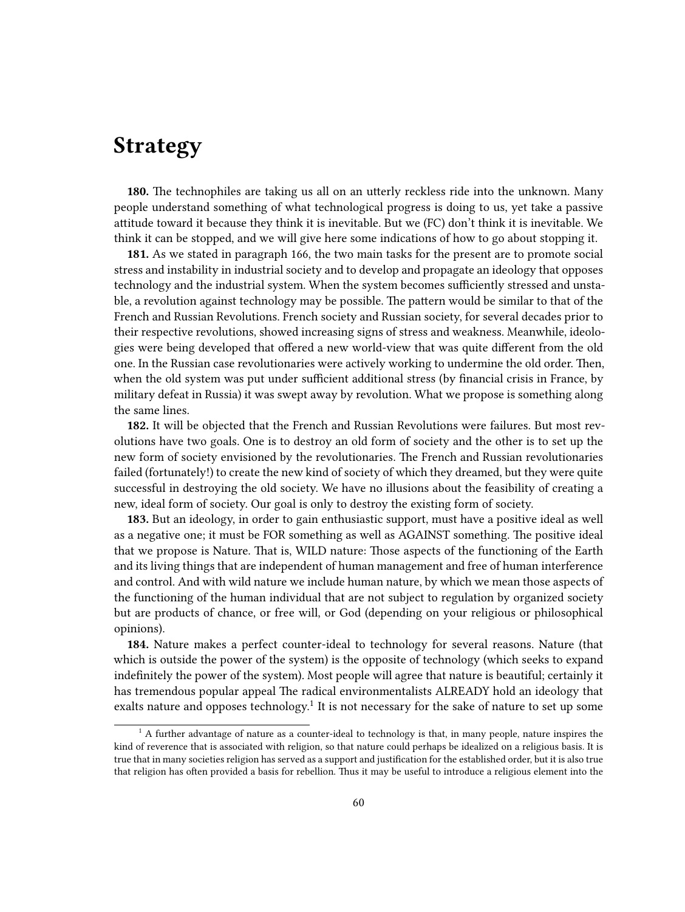# Strategy

**180.** The technophiles are taking us all on an utterly reckless ride into the unknown. Many people understand something of what technological progress is doing to us, yet take a passive attitude toward it because they think it is inevitable. But we (FC) don't think it is inevitable. We think it can be stopped, and we will give here some indications of how to go about stopping it.

**181.** As we stated in paragraph 166, the two main tasks for the present are to promote social stress and instability in industrial society and to develop and propagate an ideology that opposes technology and the industrial system. When the system becomes sufficiently stressed and unstable, a revolution against technology may be possible. The pattern would be similar to that of the French and Russian Revolutions. French society and Russian society, for several decades prior to their respective revolutions, showed increasing signs of stress and weakness. Meanwhile, ideologies were being developed that offered a new world-view that was quite different from the old one. In the Russian case revolutionaries were actively working to undermine the old order. Then, when the old system was put under sufficient additional stress (by financial crisis in France, by military defeat in Russia) it was swept away by revolution. What we propose is something along the same lines.

**182.** It will be objected that the French and Russian Revolutions were failures. But most revolutions have two goals. One is to destroy an old form of society and the other is to set up the new form of society envisioned by the revolutionaries. The French and Russian revolutionaries failed (fortunately!) to create the new kind of society of which they dreamed, but they were quite successful in destroying the old society. We have no illusions about the feasibility of creating a new, ideal form of society. Our goal is only to destroy the existing form of society.

**183.** But an ideology, in order to gain enthusiastic support, must have a positive ideal as well as a negative one; it must be FOR something as well as AGAINST something. The positive ideal that we propose is Nature. That is, WILD nature: Those aspects of the functioning of the Earth and its living things that are independent of human management and free of human interference and control. And with wild nature we include human nature, by which we mean those aspects of the functioning of the human individual that are not subject to regulation by organized society but are products of chance, or free will, or God (depending on your religious or philosophical opinions).

**184.** Nature makes a perfect counter-ideal to technology for several reasons. Nature (that which is outside the power of the system) is the opposite of technology (which seeks to expand indefinitely the power of the system). Most people will agree that nature is beautiful; certainly it has tremendous popular appeal The radical environmentalists ALREADY hold an ideology that exalts nature and opposes technology.[1] It is not necessary for the sake of nature to set up some

[1] A further advantage of nature as a counter-ideal to technology is that, in many people, nature inspires the kind of reverence that is associated with religion, so that nature could perhaps be idealized on a religious basis. It is true that in many societies religion has served as a support and justification for the established order, but it is also true that religion has often provided a basis for rebellion. Thus it may be useful to introduce a religious element into the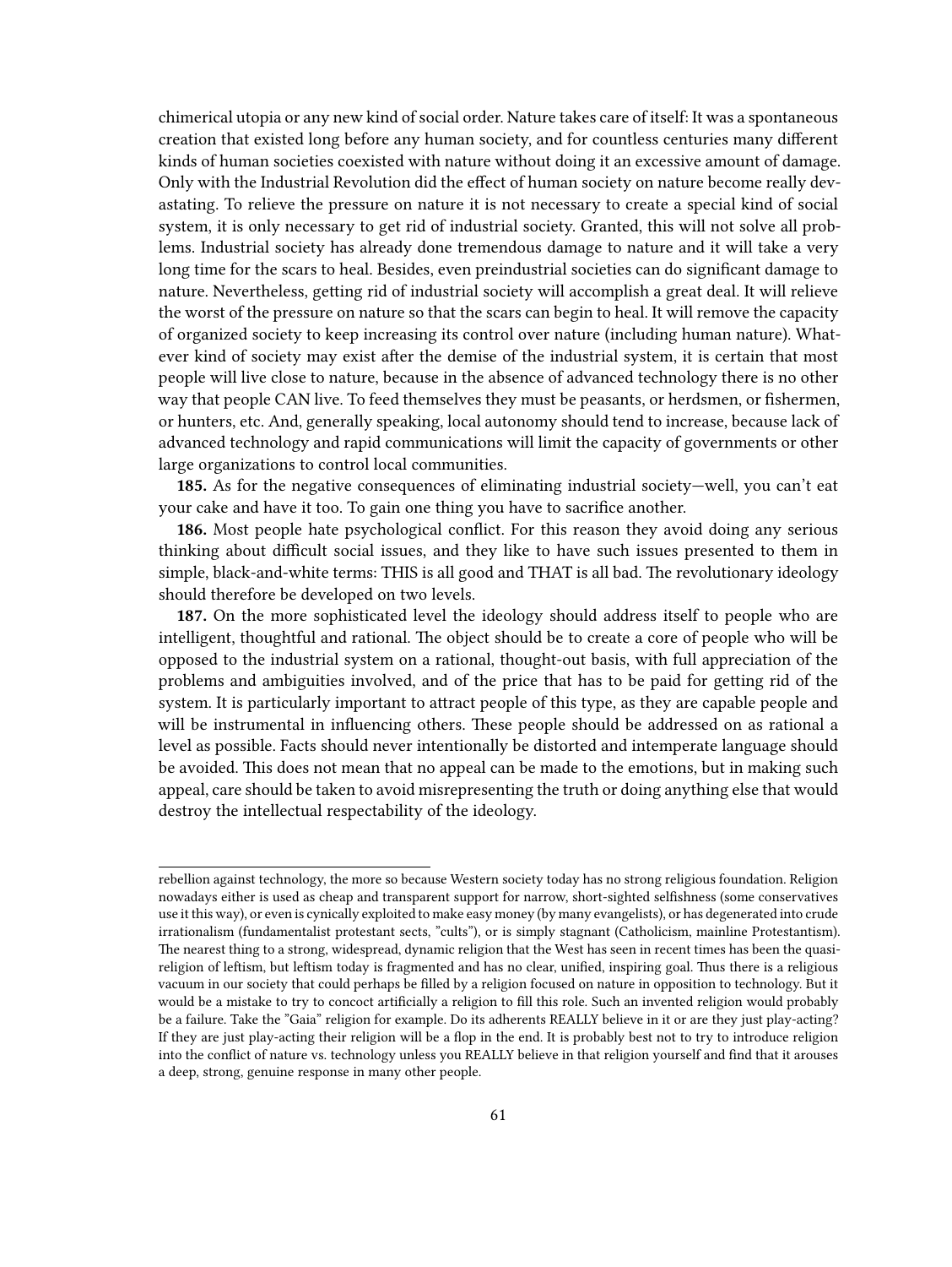chimerical utopia or any new kind of social order. Nature takes care of itself: It was a spontaneous creation that existed long before any human society, and for countless centuries many different kinds of human societies coexisted with nature without doing it an excessive amount of damage. Only with the Industrial Revolution did the effect of human society on nature become really devastating. To relieve the pressure on nature it is not necessary to create a special kind of social system, it is only necessary to get rid of industrial society. Granted, this will not solve all problems. Industrial society has already done tremendous damage to nature and it will take a very long time for the scars to heal. Besides, even preindustrial societies can do significant damage to nature. Nevertheless, getting rid of industrial society will accomplish a great deal. It will relieve the worst of the pressure on nature so that the scars can begin to heal. It will remove the capacity of organized society to keep increasing its control over nature (including human nature). Whatever kind of society may exist after the demise of the industrial system, it is certain that most people will live close to nature, because in the absence of advanced technology there is no other way that people CAN live. To feed themselves they must be peasants, or herdsmen, or fishermen, or hunters, etc. And, generally speaking, local autonomy should tend to increase, because lack of advanced technology and rapid communications will limit the capacity of governments or other large organizations to control local communities.

**185.** As for the negative consequences of eliminating industrial society—well, you can't eat your cake and have it too. To gain one thing you have to sacrifice another.

**186.** Most people hate psychological conflict. For this reason they avoid doing any serious thinking about difficult social issues, and they like to have such issues presented to them in simple, black-and-white terms: THIS is all good and THAT is all bad. The revolutionary ideology should therefore be developed on two levels.

**187.** On the more sophisticated level the ideology should address itself to people who are intelligent, thoughtful and rational. The object should be to create a core of people who will be opposed to the industrial system on a rational, thought-out basis, with full appreciation of the problems and ambiguities involved, and of the price that has to be paid for getting rid of the system. It is particularly important to attract people of this type, as they are capable people and will be instrumental in influencing others. These people should be addressed on as rational a level as possible. Facts should never intentionally be distorted and intemperate language should be avoided. This does not mean that no appeal can be made to the emotions, but in making such appeal, care should be taken to avoid misrepresenting the truth or doing anything else that would destroy the intellectual respectability of the ideology.

---

rebellion against technology, the more so because Western society today has no strong religious foundation. Religion nowadays either is used as cheap and transparent support for narrow, short-sighted selfishness (some conservatives use it this way), or even is cynically exploited to make easy money (by many evangelists), or has degenerated into crude irrationalism (fundamentalist protestant sects, "cults"), or is simply stagnant (Catholicism, mainline Protestantism). The nearest thing to a strong, widespread, dynamic religion that the West has seen in recent times has been the quasi-religion of leftism, but leftism today is fragmented and has no clear, unified, inspiring goal. Thus there is a religious vacuum in our society that could perhaps be filled by a religion focused on nature in opposition to technology. But it would be a mistake to try to concoct artificially a religion to fill this role. Such an invented religion would probably be a failure. Take the "Gaia" religion for example. Do its adherents REALLY believe in it or are they just play-acting? If they are just play-acting their religion will be a flop in the end. It is probably best not to try to introduce religion into the conflict of nature vs. technology unless you REALLY believe in that religion yourself and find that it arouses a deep, strong, genuine response in many other people.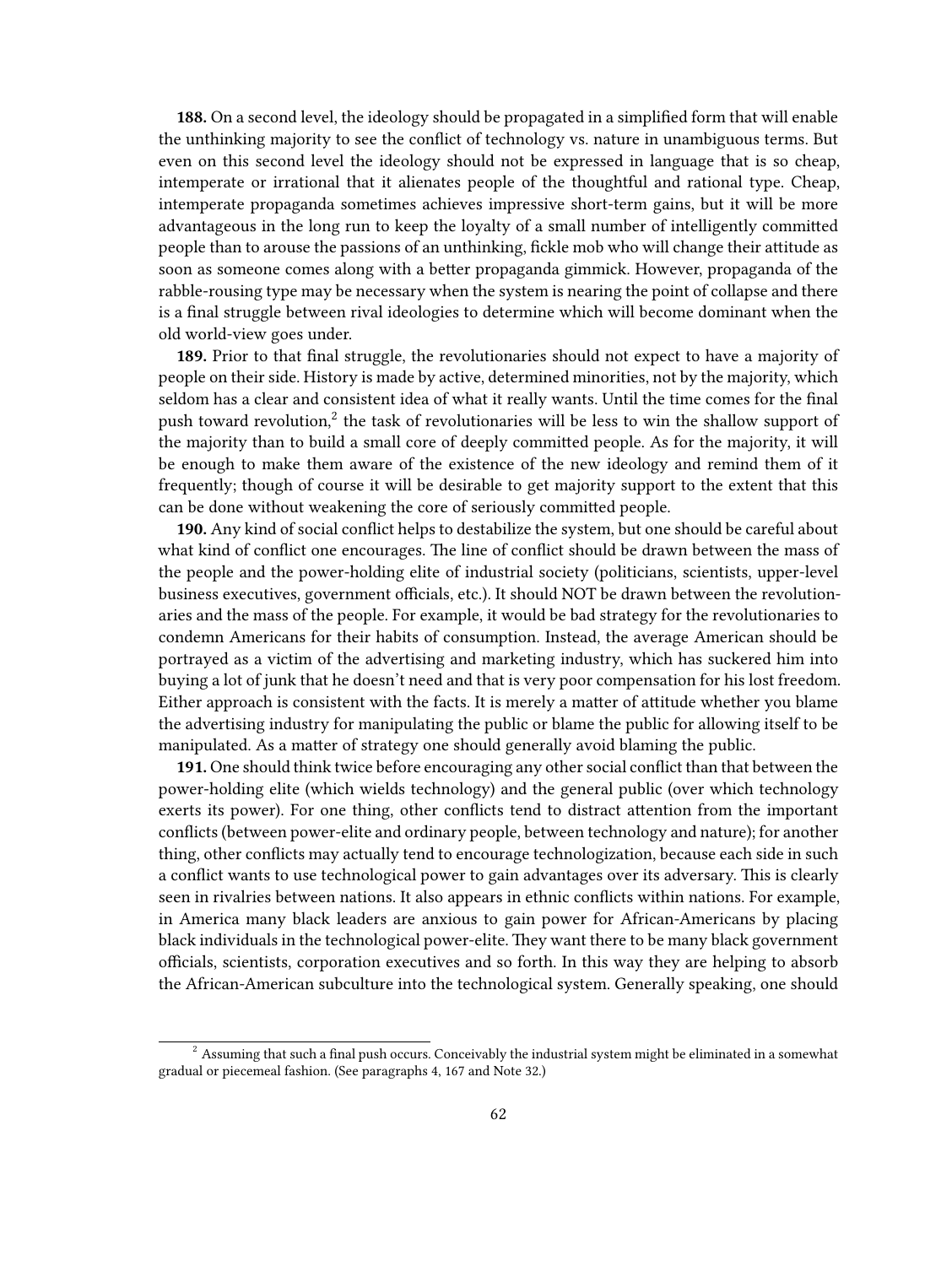**188.** On a second level, the ideology should be propagated in a simplified form that will enable the unthinking majority to see the conflict of technology vs. nature in unambiguous terms. But even on this second level the ideology should not be expressed in language that is so cheap, intemperate or irrational that it alienates people of the thoughtful and rational type. Cheap, intemperate propaganda sometimes achieves impressive short-term gains, but it will be more advantageous in the long run to keep the loyalty of a small number of intelligently committed people than to arouse the passions of an unthinking, fickle mob who will change their attitude as soon as someone comes along with a better propaganda gimmick. However, propaganda of the rabble-rousing type may be necessary when the system is nearing the point of collapse and there is a final struggle between rival ideologies to determine which will become dominant when the old world-view goes under.

**189.** Prior to that final struggle, the revolutionaries should not expect to have a majority of people on their side. History is made by active, determined minorities, not by the majority, which seldom has a clear and consistent idea of what it really wants. Until the time comes for the final push toward revolution,[2] the task of revolutionaries will be less to win the shallow support of the majority than to build a small core of deeply committed people. As for the majority, it will be enough to make them aware of the existence of the new ideology and remind them of it frequently; though of course it will be desirable to get majority support to the extent that this can be done without weakening the core of seriously committed people.

**190.** Any kind of social conflict helps to destabilize the system, but one should be careful about what kind of conflict one encourages. The line of conflict should be drawn between the mass of the people and the power-holding elite of industrial society (politicians, scientists, upper-level business executives, government officials, etc.). It should NOT be drawn between the revolutionaries and the mass of the people. For example, it would be bad strategy for the revolutionaries to condemn Americans for their habits of consumption. Instead, the average American should be portrayed as a victim of the advertising and marketing industry, which has suckered him into buying a lot of junk that he doesn't need and that is very poor compensation for his lost freedom. Either approach is consistent with the facts. It is merely a matter of attitude whether you blame the advertising industry for manipulating the public or blame the public for allowing itself to be manipulated. As a matter of strategy one should generally avoid blaming the public.

**191.** One should think twice before encouraging any other social conflict than that between the power-holding elite (which wields technology) and the general public (over which technology exerts its power). For one thing, other conflicts tend to distract attention from the important conflicts (between power-elite and ordinary people, between technology and nature); for another thing, other conflicts may actually tend to encourage technologization, because each side in such a conflict wants to use technological power to gain advantages over its adversary. This is clearly seen in rivalries between nations. It also appears in ethnic conflicts within nations. For example, in America many black leaders are anxious to gain power for African-Americans by placing black individuals in the technological power-elite. They want there to be many black government officials, scientists, corporation executives and so forth. In this way they are helping to absorb the African-American subculture into the technological system. Generally speaking, one should

[2] Assuming that such a final push occurs. Conceivably the industrial system might be eliminated in a somewhat gradual or piecemeal fashion. (See paragraphs 4, 167 and Note 32.)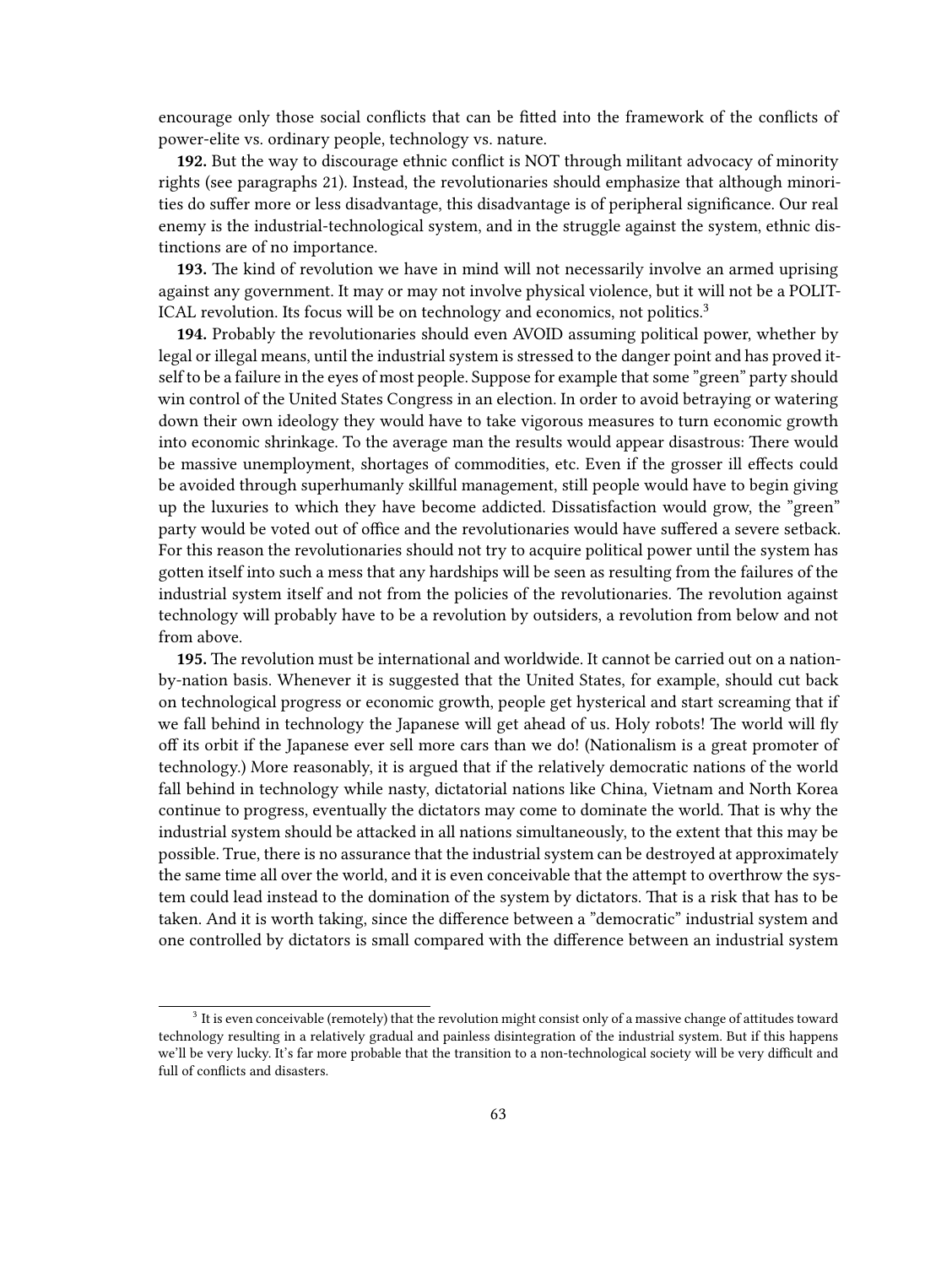encourage only those social conflicts that can be fitted into the framework of the conflicts of power-elite vs. ordinary people, technology vs. nature.

**192.** But the way to discourage ethnic conflict is NOT through militant advocacy of minority rights (see paragraphs 21). Instead, the revolutionaries should emphasize that although minorities do suffer more or less disadvantage, this disadvantage is of peripheral significance. Our real enemy is the industrial-technological system, and in the struggle against the system, ethnic distinctions are of no importance.

**193.** The kind of revolution we have in mind will not necessarily involve an armed uprising against any government. It may or may not involve physical violence, but it will not be a POLITICAL revolution. Its focus will be on technology and economics, not politics.[3]

**194.** Probably the revolutionaries should even AVOID assuming political power, whether by legal or illegal means, until the industrial system is stressed to the danger point and has proved itself to be a failure in the eyes of most people. Suppose for example that some "green" party should win control of the United States Congress in an election. In order to avoid betraying or watering down their own ideology they would have to take vigorous measures to turn economic growth into economic shrinkage. To the average man the results would appear disastrous: There would be massive unemployment, shortages of commodities, etc. Even if the grosser ill effects could be avoided through superhumanly skillful management, still people would have to begin giving up the luxuries to which they have become addicted. Dissatisfaction would grow, the "green" party would be voted out of office and the revolutionaries would have suffered a severe setback. For this reason the revolutionaries should not try to acquire political power until the system has gotten itself into such a mess that any hardships will be seen as resulting from the failures of the industrial system itself and not from the policies of the revolutionaries. The revolution against technology will probably have to be a revolution by outsiders, a revolution from below and not from above.

**195.** The revolution must be international and worldwide. It cannot be carried out on a nation-by-nation basis. Whenever it is suggested that the United States, for example, should cut back on technological progress or economic growth, people get hysterical and start screaming that if we fall behind in technology the Japanese will get ahead of us. Holy robots! The world will fly off its orbit if the Japanese ever sell more cars than we do! (Nationalism is a great promoter of technology.) More reasonably, it is argued that if the relatively democratic nations of the world fall behind in technology while nasty, dictatorial nations like China, Vietnam and North Korea continue to progress, eventually the dictators may come to dominate the world. That is why the industrial system should be attacked in all nations simultaneously, to the extent that this may be possible. True, there is no assurance that the industrial system can be destroyed at approximately the same time all over the world, and it is even conceivable that the attempt to overthrow the system could lead instead to the domination of the system by dictators. That is a risk that has to be taken. And it is worth taking, since the difference between a "democratic" industrial system and one controlled by dictators is small compared with the difference between an industrial system

[3] It is even conceivable (remotely) that the revolution might consist only of a massive change of attitudes toward technology resulting in a relatively gradual and painless disintegration of the industrial system. But if this happens we'll be very lucky. It's far more probable that the transition to a non-technological society will be very difficult and full of conflicts and disasters.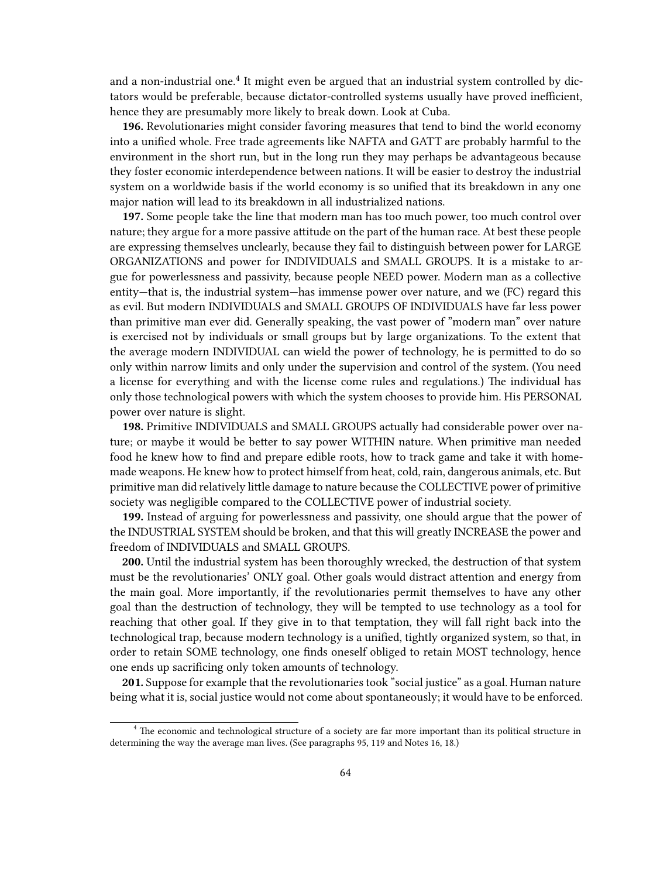and a non-industrial one.[4] It might even be argued that an industrial system controlled by dictators would be preferable, because dictator-controlled systems usually have proved inefficient, hence they are presumably more likely to break down. Look at Cuba.

**196.** Revolutionaries might consider favoring measures that tend to bind the world economy into a unified whole. Free trade agreements like NAFTA and GATT are probably harmful to the environment in the short run, but in the long run they may perhaps be advantageous because they foster economic interdependence between nations. It will be easier to destroy the industrial system on a worldwide basis if the world economy is so unified that its breakdown in any one major nation will lead to its breakdown in all industrialized nations.

**197.** Some people take the line that modern man has too much power, too much control over nature; they argue for a more passive attitude on the part of the human race. At best these people are expressing themselves unclearly, because they fail to distinguish between power for LARGE ORGANIZATIONS and power for INDIVIDUALS and SMALL GROUPS. It is a mistake to argue for powerlessness and passivity, because people NEED power. Modern man as a collective entity—that is, the industrial system—has immense power over nature, and we (FC) regard this as evil. But modern INDIVIDUALS and SMALL GROUPS OF INDIVIDUALS have far less power than primitive man ever did. Generally speaking, the vast power of "modern man" over nature is exercised not by individuals or small groups but by large organizations. To the extent that the average modern INDIVIDUAL can wield the power of technology, he is permitted to do so only within narrow limits and only under the supervision and control of the system. (You need a license for everything and with the license come rules and regulations.) The individual has only those technological powers with which the system chooses to provide him. His PERSONAL power over nature is slight.

**198.** Primitive INDIVIDUALS and SMALL GROUPS actually had considerable power over nature; or maybe it would be better to say power WITHIN nature. When primitive man needed food he knew how to find and prepare edible roots, how to track game and take it with home-made weapons. He knew how to protect himself from heat, cold, rain, dangerous animals, etc. But primitive man did relatively little damage to nature because the COLLECTIVE power of primitive society was negligible compared to the COLLECTIVE power of industrial society.

**199.** Instead of arguing for powerlessness and passivity, one should argue that the power of the INDUSTRIAL SYSTEM should be broken, and that this will greatly INCREASE the power and freedom of INDIVIDUALS and SMALL GROUPS.

**200.** Until the industrial system has been thoroughly wrecked, the destruction of that system must be the revolutionaries' ONLY goal. Other goals would distract attention and energy from the main goal. More importantly, if the revolutionaries permit themselves to have any other goal than the destruction of technology, they will be tempted to use technology as a tool for reaching that other goal. If they give in to that temptation, they will fall right back into the technological trap, because modern technology is a unified, tightly organized system, so that, in order to retain SOME technology, one finds oneself obliged to retain MOST technology, hence one ends up sacrificing only token amounts of technology.

**201.** Suppose for example that the revolutionaries took "social justice" as a goal. Human nature being what it is, social justice would not come about spontaneously; it would have to be enforced.

---

[4] The economic and technological structure of a society are far more important than its political structure in determining the way the average man lives. (See paragraphs 95, 119 and Notes 16, 18.)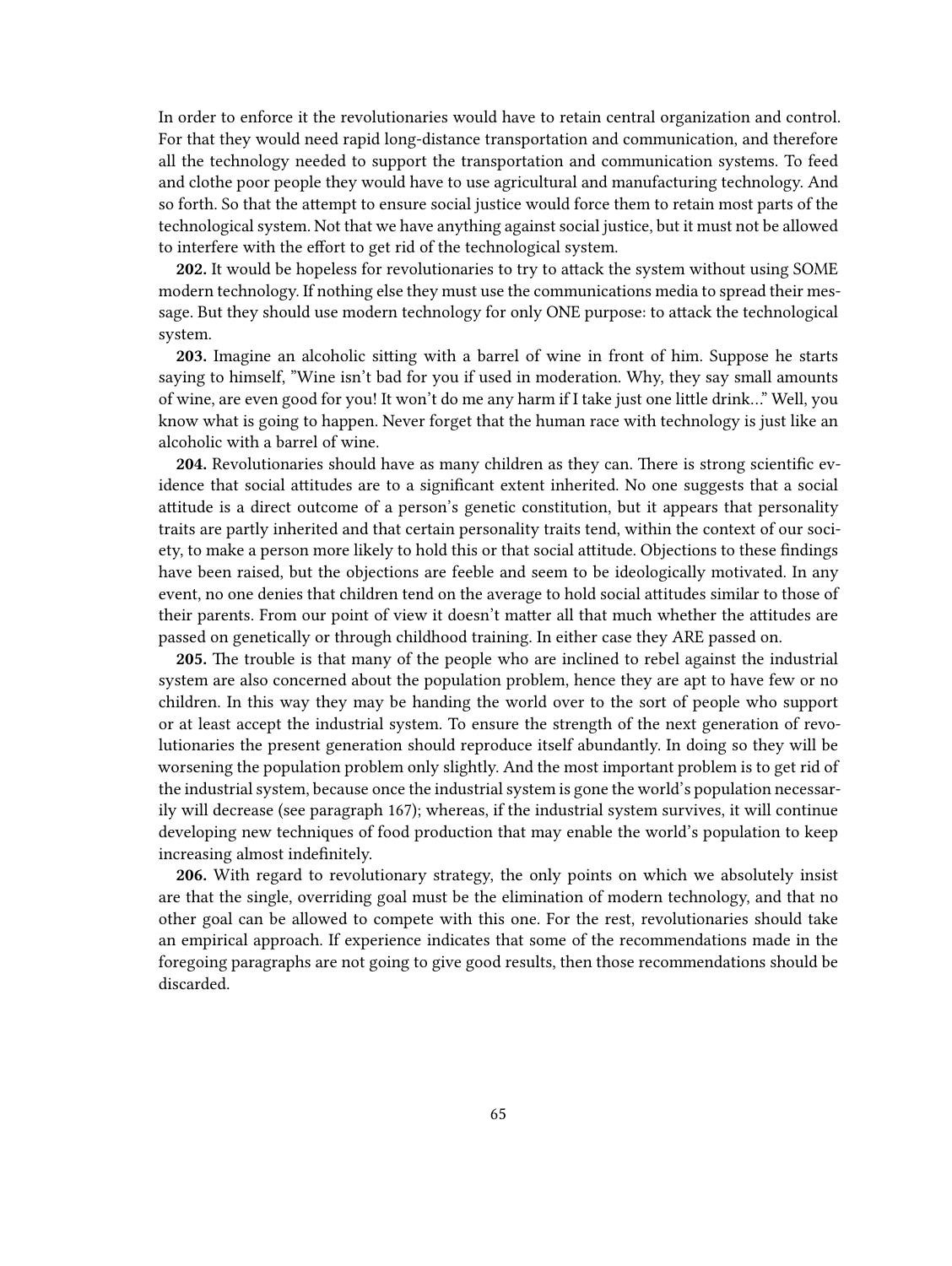In order to enforce it the revolutionaries would have to retain central organization and control. For that they would need rapid long-distance transportation and communication, and therefore all the technology needed to support the transportation and communication systems. To feed and clothe poor people they would have to use agricultural and manufacturing technology. And so forth. So that the attempt to ensure social justice would force them to retain most parts of the technological system. Not that we have anything against social justice, but it must not be allowed to interfere with the effort to get rid of the technological system.

**202.** It would be hopeless for revolutionaries to try to attack the system without using SOME modern technology. If nothing else they must use the communications media to spread their message. But they should use modern technology for only ONE purpose: to attack the technological system.

**203.** Imagine an alcoholic sitting with a barrel of wine in front of him. Suppose he starts saying to himself, "Wine isn't bad for you if used in moderation. Why, they say small amounts of wine, are even good for you! It won't do me any harm if I take just one little drink…" Well, you know what is going to happen. Never forget that the human race with technology is just like an alcoholic with a barrel of wine.

**204.** Revolutionaries should have as many children as they can. There is strong scientific evidence that social attitudes are to a significant extent inherited. No one suggests that a social attitude is a direct outcome of a person's genetic constitution, but it appears that personality traits are partly inherited and that certain personality traits tend, within the context of our society, to make a person more likely to hold this or that social attitude. Objections to these findings have been raised, but the objections are feeble and seem to be ideologically motivated. In any event, no one denies that children tend on the average to hold social attitudes similar to those of their parents. From our point of view it doesn't matter all that much whether the attitudes are passed on genetically or through childhood training. In either case they ARE passed on.

**205.** The trouble is that many of the people who are inclined to rebel against the industrial system are also concerned about the population problem, hence they are apt to have few or no children. In this way they may be handing the world over to the sort of people who support or at least accept the industrial system. To ensure the strength of the next generation of revolutionaries the present generation should reproduce itself abundantly. In doing so they will be worsening the population problem only slightly. And the most important problem is to get rid of the industrial system, because once the industrial system is gone the world's population necessarily will decrease (see paragraph 167); whereas, if the industrial system survives, it will continue developing new techniques of food production that may enable the world's population to keep increasing almost indefinitely.

**206.** With regard to revolutionary strategy, the only points on which we absolutely insist are that the single, overriding goal must be the elimination of modern technology, and that no other goal can be allowed to compete with this one. For the rest, revolutionaries should take an empirical approach. If experience indicates that some of the recommendations made in the foregoing paragraphs are not going to give good results, then those recommendations should be discarded.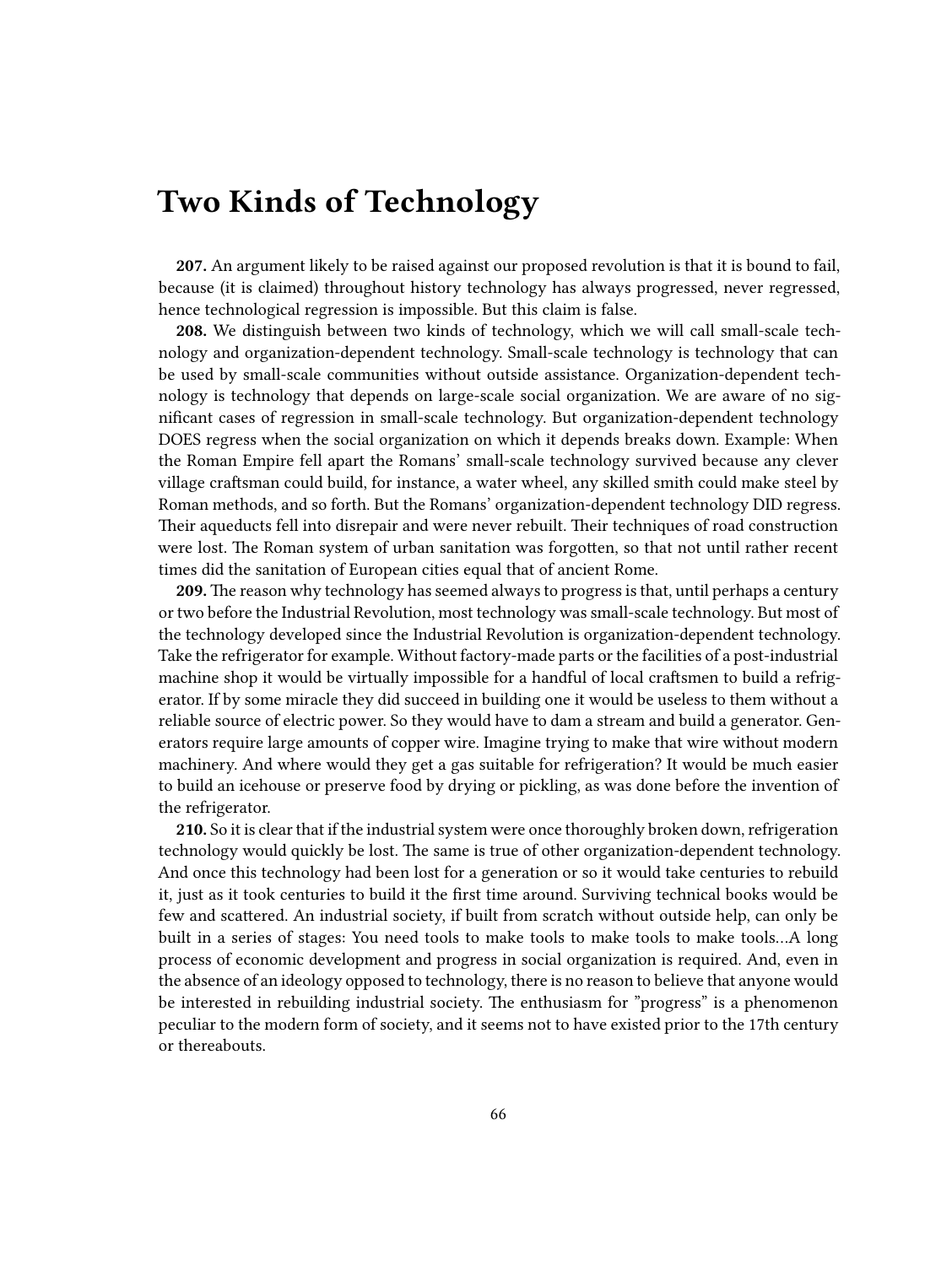# Two Kinds of Technology

**207.** An argument likely to be raised against our proposed revolution is that it is bound to fail, because (it is claimed) throughout history technology has always progressed, never regressed, hence technological regression is impossible. But this claim is false.

**208.** We distinguish between two kinds of technology, which we will call small-scale technology and organization-dependent technology. Small-scale technology is technology that can be used by small-scale communities without outside assistance. Organization-dependent technology is technology that depends on large-scale social organization. We are aware of no significant cases of regression in small-scale technology. But organization-dependent technology DOES regress when the social organization on which it depends breaks down. Example: When the Roman Empire fell apart the Romans' small-scale technology survived because any clever village craftsman could build, for instance, a water wheel, any skilled smith could make steel by Roman methods, and so forth. But the Romans' organization-dependent technology DID regress. Their aqueducts fell into disrepair and were never rebuilt. Their techniques of road construction were lost. The Roman system of urban sanitation was forgotten, so that not until rather recent times did the sanitation of European cities equal that of ancient Rome.

**209.** The reason why technology has seemed always to progress is that, until perhaps a century or two before the Industrial Revolution, most technology was small-scale technology. But most of the technology developed since the Industrial Revolution is organization-dependent technology. Take the refrigerator for example. Without factory-made parts or the facilities of a post-industrial machine shop it would be virtually impossible for a handful of local craftsmen to build a refrigerator. If by some miracle they did succeed in building one it would be useless to them without a reliable source of electric power. So they would have to dam a stream and build a generator. Generators require large amounts of copper wire. Imagine trying to make that wire without modern machinery. And where would they get a gas suitable for refrigeration? It would be much easier to build an icehouse or preserve food by drying or pickling, as was done before the invention of the refrigerator.

**210.** So it is clear that if the industrial system were once thoroughly broken down, refrigeration technology would quickly be lost. The same is true of other organization-dependent technology. And once this technology had been lost for a generation or so it would take centuries to rebuild it, just as it took centuries to build it the first time around. Surviving technical books would be few and scattered. An industrial society, if built from scratch without outside help, can only be built in a series of stages: You need tools to make tools to make tools to make tools…A long process of economic development and progress in social organization is required. And, even in the absence of an ideology opposed to technology, there is no reason to believe that anyone would be interested in rebuilding industrial society. The enthusiasm for "progress" is a phenomenon peculiar to the modern form of society, and it seems not to have existed prior to the 17th century or thereabouts.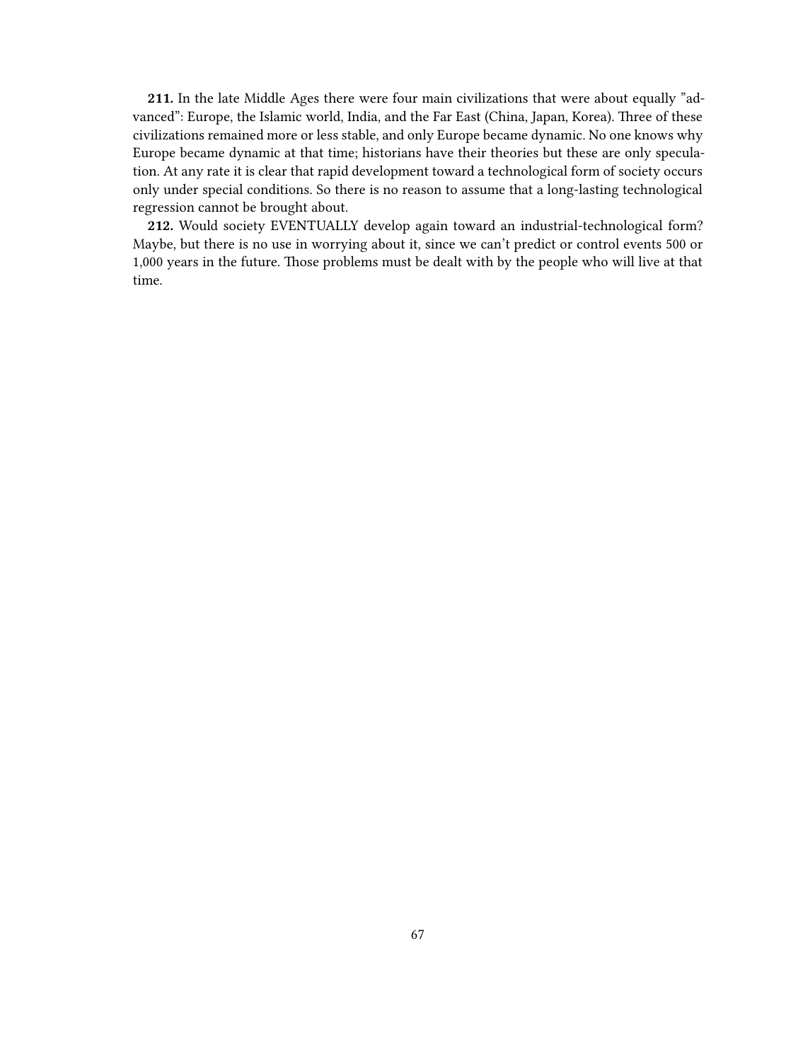**211.** In the late Middle Ages there were four main civilizations that were about equally "advanced": Europe, the Islamic world, India, and the Far East (China, Japan, Korea). Three of these civilizations remained more or less stable, and only Europe became dynamic. No one knows why Europe became dynamic at that time; historians have their theories but these are only speculation. At any rate it is clear that rapid development toward a technological form of society occurs only under special conditions. So there is no reason to assume that a long-lasting technological regression cannot be brought about.

**212.** Would society EVENTUALLY develop again toward an industrial-technological form? Maybe, but there is no use in worrying about it, since we can't predict or control events 500 or 1,000 years in the future. Those problems must be dealt with by the people who will live at that time.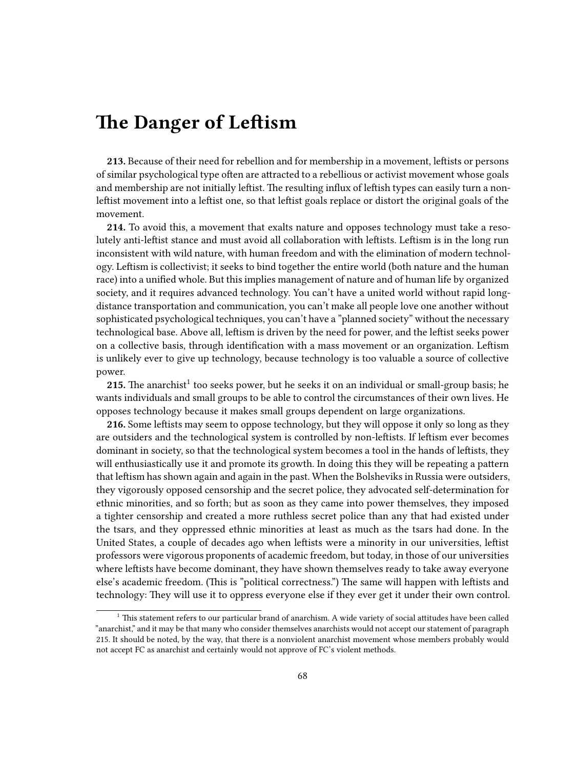# The Danger of Leftism

**213.** Because of their need for rebellion and for membership in a movement, leftists or persons of similar psychological type often are attracted to a rebellious or activist movement whose goals and membership are not initially leftist. The resulting influx of leftish types can easily turn a non-leftist movement into a leftist one, so that leftist goals replace or distort the original goals of the movement.

**214.** To avoid this, a movement that exalts nature and opposes technology must take a resolutely anti-leftist stance and must avoid all collaboration with leftists. Leftism is in the long run inconsistent with wild nature, with human freedom and with the elimination of modern technology. Leftism is collectivist; it seeks to bind together the entire world (both nature and the human race) into a unified whole. But this implies management of nature and of human life by organized society, and it requires advanced technology. You can't have a united world without rapid long-distance transportation and communication, you can't make all people love one another without sophisticated psychological techniques, you can't have a "planned society" without the necessary technological base. Above all, leftism is driven by the need for power, and the leftist seeks power on a collective basis, through identification with a mass movement or an organization. Leftism is unlikely ever to give up technology, because technology is too valuable a source of collective power.

**215.** The anarchist[1] too seeks power, but he seeks it on an individual or small-group basis; he wants individuals and small groups to be able to control the circumstances of their own lives. He opposes technology because it makes small groups dependent on large organizations.

**216.** Some leftists may seem to oppose technology, but they will oppose it only so long as they are outsiders and the technological system is controlled by non-leftists. If leftism ever becomes dominant in society, so that the technological system becomes a tool in the hands of leftists, they will enthusiastically use it and promote its growth. In doing this they will be repeating a pattern that leftism has shown again and again in the past. When the Bolsheviks in Russia were outsiders, they vigorously opposed censorship and the secret police, they advocated self-determination for ethnic minorities, and so forth; but as soon as they came into power themselves, they imposed a tighter censorship and created a more ruthless secret police than any that had existed under the tsars, and they oppressed ethnic minorities at least as much as the tsars had done. In the United States, a couple of decades ago when leftists were a minority in our universities, leftist professors were vigorous proponents of academic freedom, but today, in those of our universities where leftists have become dominant, they have shown themselves ready to take away everyone else's academic freedom. (This is "political correctness.") The same will happen with leftists and technology: They will use it to oppress everyone else if they ever get it under their own control.

[1] This statement refers to our particular brand of anarchism. A wide variety of social attitudes have been called "anarchist," and it may be that many who consider themselves anarchists would not accept our statement of paragraph 215. It should be noted, by the way, that there is a nonviolent anarchist movement whose members probably would not accept FC as anarchist and certainly would not approve of FC's violent methods.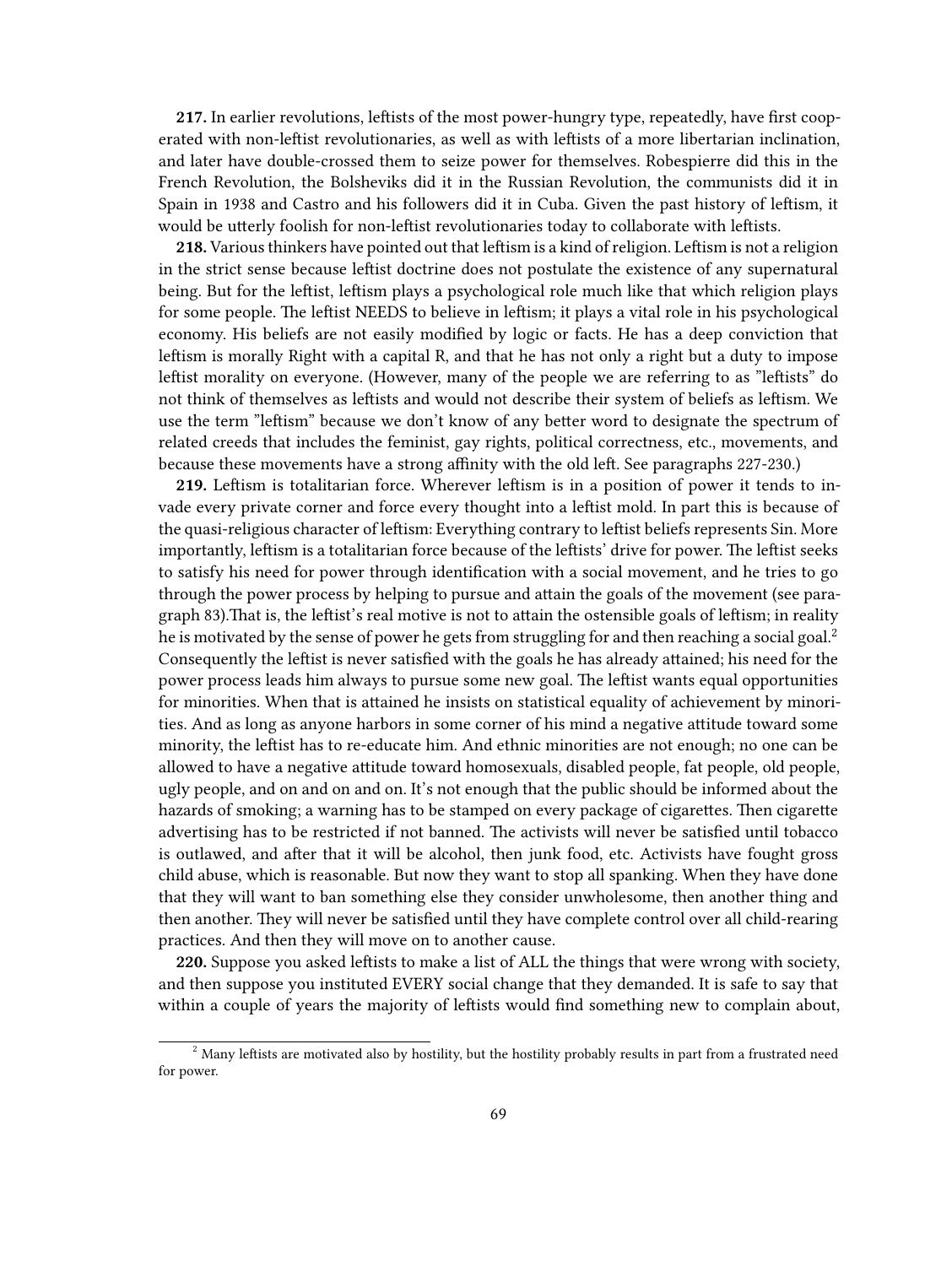**217.** In earlier revolutions, leftists of the most power-hungry type, repeatedly, have first cooperated with non-leftist revolutionaries, as well as with leftists of a more libertarian inclination, and later have double-crossed them to seize power for themselves. Robespierre did this in the French Revolution, the Bolsheviks did it in the Russian Revolution, the communists did it in Spain in 1938 and Castro and his followers did it in Cuba. Given the past history of leftism, it would be utterly foolish for non-leftist revolutionaries today to collaborate with leftists.

**218.** Various thinkers have pointed out that leftism is a kind of religion. Leftism is not a religion in the strict sense because leftist doctrine does not postulate the existence of any supernatural being. But for the leftist, leftism plays a psychological role much like that which religion plays for some people. The leftist NEEDS to believe in leftism; it plays a vital role in his psychological economy. His beliefs are not easily modified by logic or facts. He has a deep conviction that leftism is morally Right with a capital R, and that he has not only a right but a duty to impose leftist morality on everyone. (However, many of the people we are referring to as "leftists" do not think of themselves as leftists and would not describe their system of beliefs as leftism. We use the term "leftism" because we don't know of any better word to designate the spectrum of related creeds that includes the feminist, gay rights, political correctness, etc., movements, and because these movements have a strong affinity with the old left. See paragraphs 227-230.)

**219.** Leftism is totalitarian force. Wherever leftism is in a position of power it tends to invade every private corner and force every thought into a leftist mold. In part this is because of the quasi-religious character of leftism: Everything contrary to leftist beliefs represents Sin. More importantly, leftism is a totalitarian force because of the leftists' drive for power. The leftist seeks to satisfy his need for power through identification with a social movement, and he tries to go through the power process by helping to pursue and attain the goals of the movement (see paragraph 83).That is, the leftist's real motive is not to attain the ostensible goals of leftism; in reality he is motivated by the sense of power he gets from struggling for and then reaching a social goal.[2] Consequently the leftist is never satisfied with the goals he has already attained; his need for the power process leads him always to pursue some new goal. The leftist wants equal opportunities for minorities. When that is attained he insists on statistical equality of achievement by minorities. And as long as anyone harbors in some corner of his mind a negative attitude toward some minority, the leftist has to re-educate him. And ethnic minorities are not enough; no one can be allowed to have a negative attitude toward homosexuals, disabled people, fat people, old people, ugly people, and on and on and on. It's not enough that the public should be informed about the hazards of smoking; a warning has to be stamped on every package of cigarettes. Then cigarette advertising has to be restricted if not banned. The activists will never be satisfied until tobacco is outlawed, and after that it will be alcohol, then junk food, etc. Activists have fought gross child abuse, which is reasonable. But now they want to stop all spanking. When they have done that they will want to ban something else they consider unwholesome, then another thing and then another. They will never be satisfied until they have complete control over all child-rearing practices. And then they will move on to another cause.

**220.** Suppose you asked leftists to make a list of ALL the things that were wrong with society, and then suppose you instituted EVERY social change that they demanded. It is safe to say that within a couple of years the majority of leftists would find something new to complain about,

[2] Many leftists are motivated also by hostility, but the hostility probably results in part from a frustrated need for power.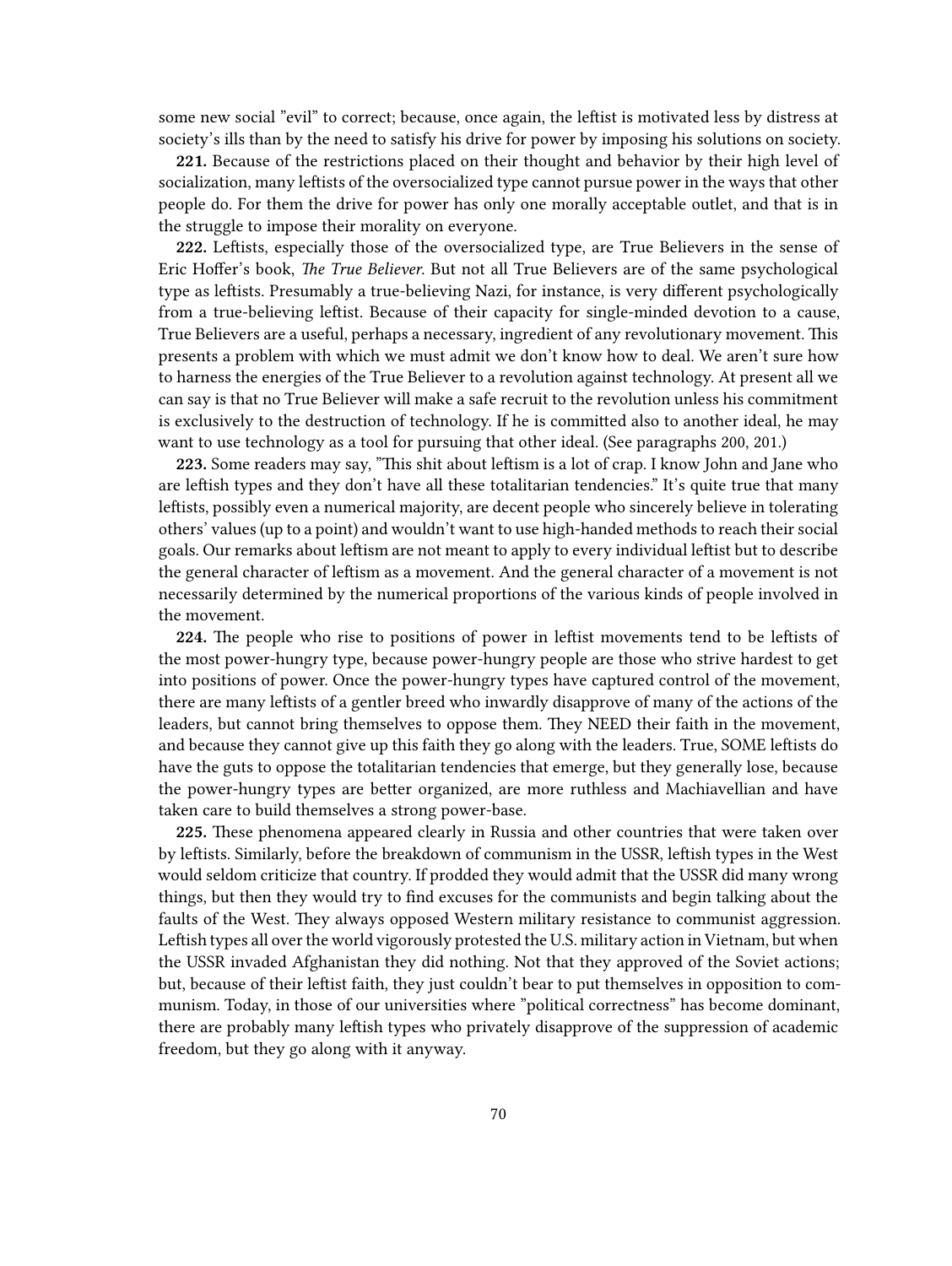some new social "evil" to correct; because, once again, the leftist is motivated less by distress at society's ills than by the need to satisfy his drive for power by imposing his solutions on society.

**221.** Because of the restrictions placed on their thought and behavior by their high level of socialization, many leftists of the oversocialized type cannot pursue power in the ways that other people do. For them the drive for power has only one morally acceptable outlet, and that is in the struggle to impose their morality on everyone.

**222.** Leftists, especially those of the oversocialized type, are True Believers in the sense of Eric Hoffer's book, *The True Believer.* But not all True Believers are of the same psychological type as leftists. Presumably a true-believing Nazi, for instance, is very different psychologically from a true-believing leftist. Because of their capacity for single-minded devotion to a cause, True Believers are a useful, perhaps a necessary, ingredient of any revolutionary movement. This presents a problem with which we must admit we don't know how to deal. We aren't sure how to harness the energies of the True Believer to a revolution against technology. At present all we can say is that no True Believer will make a safe recruit to the revolution unless his commitment is exclusively to the destruction of technology. If he is committed also to another ideal, he may want to use technology as a tool for pursuing that other ideal. (See paragraphs 200, 201.)

**223.** Some readers may say, "This shit about leftism is a lot of crap. I know John and Jane who are leftish types and they don't have all these totalitarian tendencies." It's quite true that many leftists, possibly even a numerical majority, are decent people who sincerely believe in tolerating others' values (up to a point) and wouldn't want to use high-handed methods to reach their social goals. Our remarks about leftism are not meant to apply to every individual leftist but to describe the general character of leftism as a movement. And the general character of a movement is not necessarily determined by the numerical proportions of the various kinds of people involved in the movement.

**224.** The people who rise to positions of power in leftist movements tend to be leftists of the most power-hungry type, because power-hungry people are those who strive hardest to get into positions of power. Once the power-hungry types have captured control of the movement, there are many leftists of a gentler breed who inwardly disapprove of many of the actions of the leaders, but cannot bring themselves to oppose them. They NEED their faith in the movement, and because they cannot give up this faith they go along with the leaders. True, SOME leftists do have the guts to oppose the totalitarian tendencies that emerge, but they generally lose, because the power-hungry types are better organized, are more ruthless and Machiavellian and have taken care to build themselves a strong power-base.

**225.** These phenomena appeared clearly in Russia and other countries that were taken over by leftists. Similarly, before the breakdown of communism in the USSR, leftish types in the West would seldom criticize that country. If prodded they would admit that the USSR did many wrong things, but then they would try to find excuses for the communists and begin talking about the faults of the West. They always opposed Western military resistance to communist aggression. Leftish types all over the world vigorously protested the U.S. military action in Vietnam, but when the USSR invaded Afghanistan they did nothing. Not that they approved of the Soviet actions; but, because of their leftist faith, they just couldn't bear to put themselves in opposition to communism. Today, in those of our universities where "political correctness" has become dominant, there are probably many leftish types who privately disapprove of the suppression of academic freedom, but they go along with it anyway.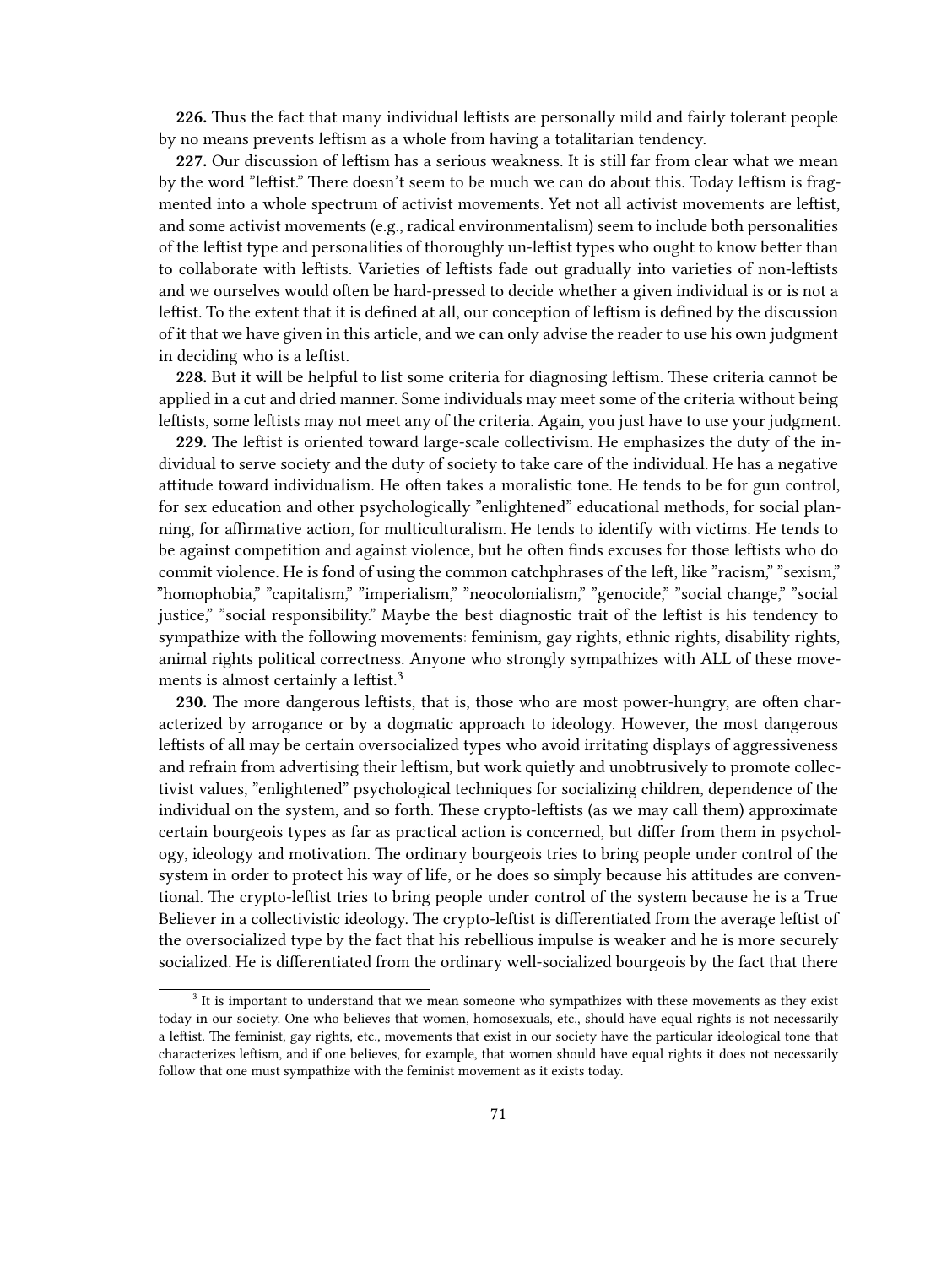**226.** Thus the fact that many individual leftists are personally mild and fairly tolerant people by no means prevents leftism as a whole from having a totalitarian tendency.

**227.** Our discussion of leftism has a serious weakness. It is still far from clear what we mean by the word "leftist." There doesn't seem to be much we can do about this. Today leftism is fragmented into a whole spectrum of activist movements. Yet not all activist movements are leftist, and some activist movements (e.g., radical environmentalism) seem to include both personalities of the leftist type and personalities of thoroughly un-leftist types who ought to know better than to collaborate with leftists. Varieties of leftists fade out gradually into varieties of non-leftists and we ourselves would often be hard-pressed to decide whether a given individual is or is not a leftist. To the extent that it is defined at all, our conception of leftism is defined by the discussion of it that we have given in this article, and we can only advise the reader to use his own judgment in deciding who is a leftist.

**228.** But it will be helpful to list some criteria for diagnosing leftism. These criteria cannot be applied in a cut and dried manner. Some individuals may meet some of the criteria without being leftists, some leftists may not meet any of the criteria. Again, you just have to use your judgment.

**229.** The leftist is oriented toward large-scale collectivism. He emphasizes the duty of the individual to serve society and the duty of society to take care of the individual. He has a negative attitude toward individualism. He often takes a moralistic tone. He tends to be for gun control, for sex education and other psychologically "enlightened" educational methods, for social planning, for affirmative action, for multiculturalism. He tends to identify with victims. He tends to be against competition and against violence, but he often finds excuses for those leftists who do commit violence. He is fond of using the common catchphrases of the left, like "racism," "sexism," "homophobia," "capitalism," "imperialism," "neocolonialism," "genocide," "social change," "social justice," "social responsibility." Maybe the best diagnostic trait of the leftist is his tendency to sympathize with the following movements: feminism, gay rights, ethnic rights, disability rights, animal rights political correctness. Anyone who strongly sympathizes with ALL of these movements is almost certainly a leftist.[3]

**230.** The more dangerous leftists, that is, those who are most power-hungry, are often characterized by arrogance or by a dogmatic approach to ideology. However, the most dangerous leftists of all may be certain oversocialized types who avoid irritating displays of aggressiveness and refrain from advertising their leftism, but work quietly and unobtrusively to promote collectivist values, "enlightened" psychological techniques for socializing children, dependence of the individual on the system, and so forth. These crypto-leftists (as we may call them) approximate certain bourgeois types as far as practical action is concerned, but differ from them in psychology, ideology and motivation. The ordinary bourgeois tries to bring people under control of the system in order to protect his way of life, or he does so simply because his attitudes are conventional. The crypto-leftist tries to bring people under control of the system because he is a True Believer in a collectivistic ideology. The crypto-leftist is differentiated from the average leftist of the oversocialized type by the fact that his rebellious impulse is weaker and he is more securely socialized. He is differentiated from the ordinary well-socialized bourgeois by the fact that there

---

[3] It is important to understand that we mean someone who sympathizes with these movements as they exist today in our society. One who believes that women, homosexuals, etc., should have equal rights is not necessarily a leftist. The feminist, gay rights, etc., movements that exist in our society have the particular ideological tone that characterizes leftism, and if one believes, for example, that women should have equal rights it does not necessarily follow that one must sympathize with the feminist movement as it exists today.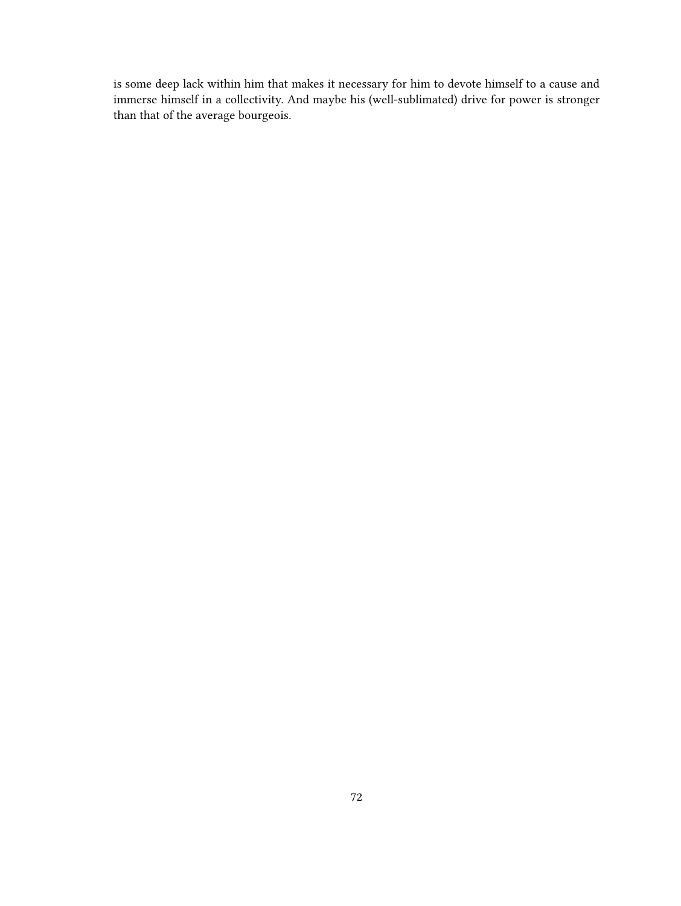is some deep lack within him that makes it necessary for him to devote himself to a cause and immerse himself in a collectivity. And maybe his (well-sublimated) drive for power is stronger than that of the average bourgeois.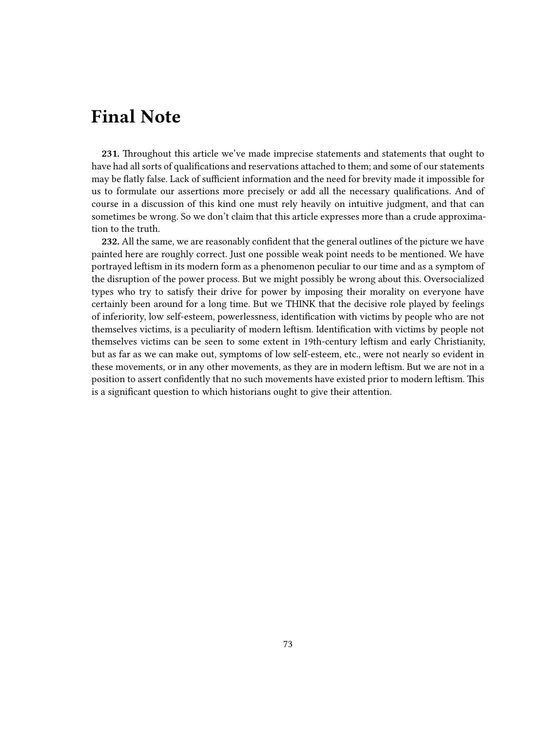# Final Note

**231.** Throughout this article we've made imprecise statements and statements that ought to have had all sorts of qualifications and reservations attached to them; and some of our statements may be flatly false. Lack of sufficient information and the need for brevity made it impossible for us to formulate our assertions more precisely or add all the necessary qualifications. And of course in a discussion of this kind one must rely heavily on intuitive judgment, and that can sometimes be wrong. So we don't claim that this article expresses more than a crude approximation to the truth.

**232.** All the same, we are reasonably confident that the general outlines of the picture we have painted here are roughly correct. Just one possible weak point needs to be mentioned. We have portrayed leftism in its modern form as a phenomenon peculiar to our time and as a symptom of the disruption of the power process. But we might possibly be wrong about this. Oversocialized types who try to satisfy their drive for power by imposing their morality on everyone have certainly been around for a long time. But we THINK that the decisive role played by feelings of inferiority, low self-esteem, powerlessness, identification with victims by people who are not themselves victims, is a peculiarity of modern leftism. Identification with victims by people not themselves victims can be seen to some extent in 19th-century leftism and early Christianity, but as far as we can make out, symptoms of low self-esteem, etc., were not nearly so evident in these movements, or in any other movements, as they are in modern leftism. But we are not in a position to assert confidently that no such movements have existed prior to modern leftism. This is a significant question to which historians ought to give their attention.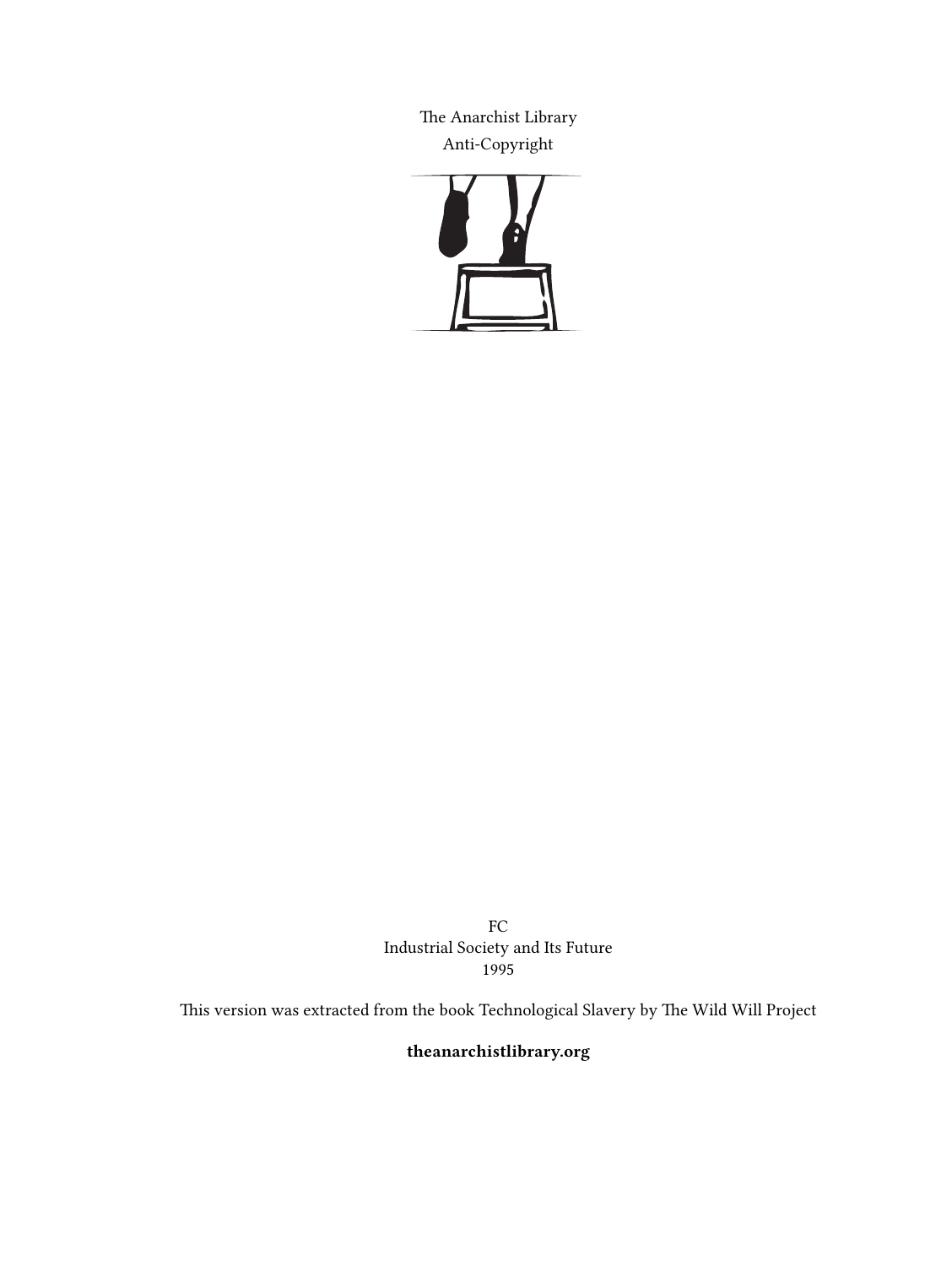The Anarchist Library
Anti-Copyright

FC
Industrial Society and Its Future
1995

This version was extracted from the book Technological Slavery by The Wild Will Project

**theanarchistlibrary.org**